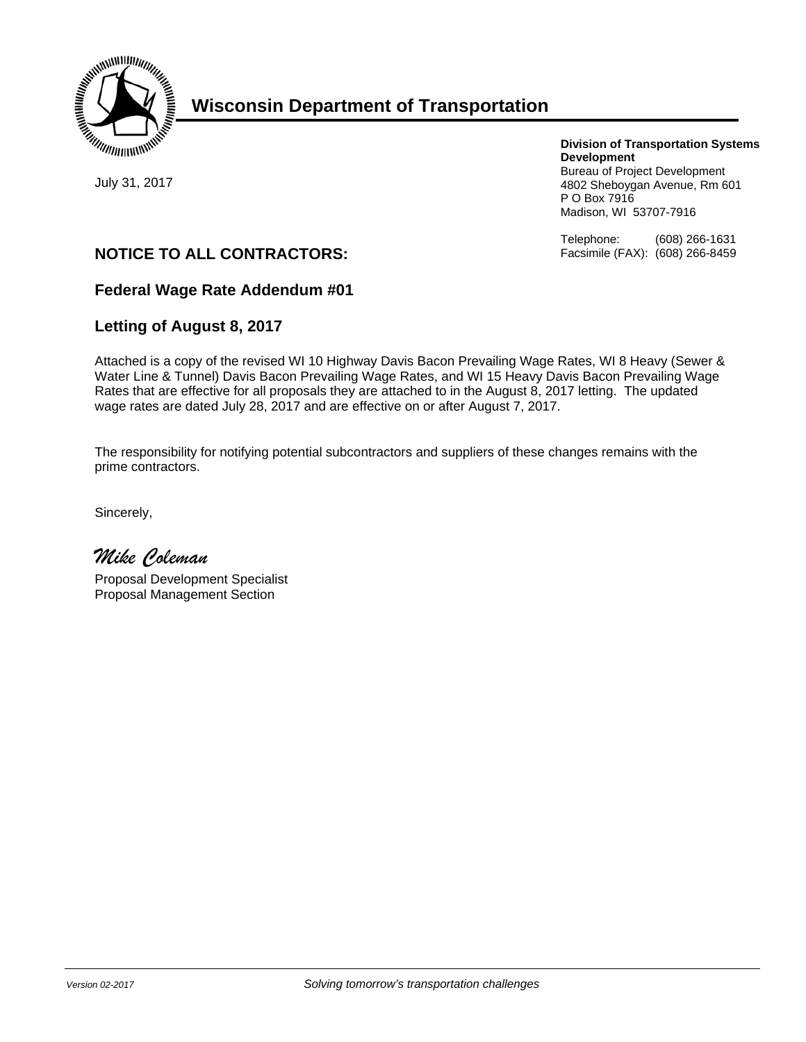# Wisconsin Department of Transportation

July 31, 2017

**Division of Transportation Systems Development**
Bureau of Project Development
4802 Sheboygan Avenue, Rm 601
P O Box 7916
Madison, WI 53707-7916

Telephone: (608) 266-1631
Facsimile (FAX): (608) 266-8459

## NOTICE TO ALL CONTRACTORS:

### Federal Wage Rate Addendum #01

### Letting of August 8, 2017

Attached is a copy of the revised WI 10 Highway Davis Bacon Prevailing Wage Rates, WI 8 Heavy (Sewer & Water Line & Tunnel) Davis Bacon Prevailing Wage Rates, and WI 15 Heavy Davis Bacon Prevailing Wage Rates that are effective for all proposals they are attached to in the August 8, 2017 letting. The updated wage rates are dated July 28, 2017 and are effective on or after August 7, 2017.

The responsibility for notifying potential subcontractors and suppliers of these changes remains with the prime contractors.

Sincerely,

*Mike Coleman*

Proposal Development Specialist
Proposal Management Section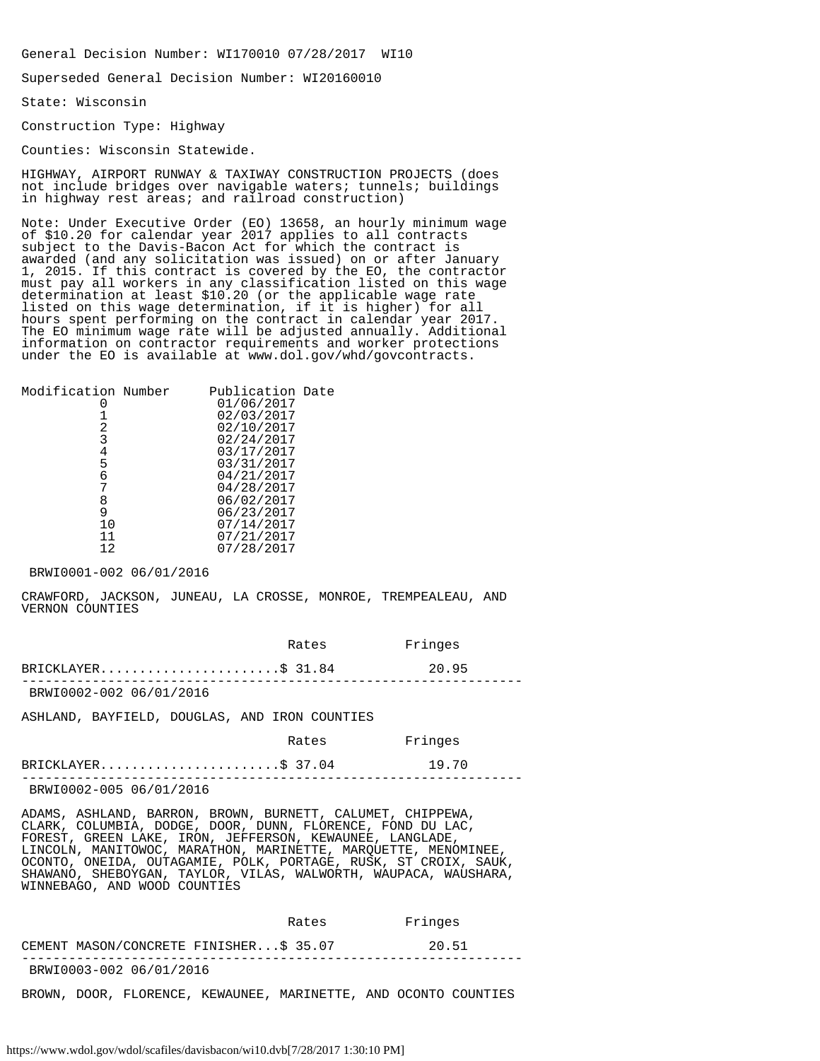General Decision Number: WI170010 07/28/2017 WI10

Superseded General Decision Number: WI20160010

State: Wisconsin

Construction Type: Highway

Counties: Wisconsin Statewide.

HIGHWAY, AIRPORT RUNWAY & TAXIWAY CONSTRUCTION PROJECTS (does not include bridges over navigable waters; tunnels; buildings in highway rest areas; and railroad construction)

Note: Under Executive Order (EO) 13658, an hourly minimum wage of $10.20 for calendar year 2017 applies to all contracts subject to the Davis-Bacon Act for which the contract is awarded (and any solicitation was issued) on or after January 1, 2015. If this contract is covered by the EO, the contractor must pay all workers in any classification listed on this wage determination at least $10.20 (or the applicable wage rate listed on this wage determination, if it is higher) for all hours spent performing on the contract in calendar year 2017. The EO minimum wage rate will be adjusted annually. Additional information on contractor requirements and worker protections under the EO is available at www.dol.gov/whd/govcontracts.

| Modification Number | Publication Date |
|---|---|
| 0 | 01/06/2017 |
| 1 | 02/03/2017 |
| 2 | 02/10/2017 |
| 3 | 02/24/2017 |
| 4 | 03/17/2017 |
| 5 | 03/31/2017 |
| 6 | 04/21/2017 |
| 7 | 04/28/2017 |
| 8 | 06/02/2017 |
| 9 | 06/23/2017 |
| 10 | 07/14/2017 |
| 11 | 07/21/2017 |
| 12 | 07/28/2017 |

BRWI0001-002 06/01/2016

CRAWFORD, JACKSON, JUNEAU, LA CROSSE, MONROE, TREMPEALEAU, AND VERNON COUNTIES

| | Rates | Fringes |
|---|---|---|
| BRICKLAYER | $ 31.84 | 20.95 |

---

BRWI0002-002 06/01/2016

ASHLAND, BAYFIELD, DOUGLAS, AND IRON COUNTIES

| | Rates | Fringes |
|---|---|---|
| BRICKLAYER | $ 37.04 | 19.70 |

---

BRWI0002-005 06/01/2016

ADAMS, ASHLAND, BARRON, BROWN, BURNETT, CALUMET, CHIPPEWA, CLARK, COLUMBIA, DODGE, DOOR, DUNN, FLORENCE, FOND DU LAC, FOREST, GREEN LAKE, IRON, JEFFERSON, KEWAUNEE, LANGLADE, LINCOLN, MANITOWOC, MARATHON, MARINETTE, MARQUETTE, MENOMINEE, OCONTO, ONEIDA, OUTAGAMIE, POLK, PORTAGE, RUSK, ST CROIX, SAUK, SHAWANO, SHEBOYGAN, TAYLOR, VILAS, WALWORTH, WAUPACA, WAUSHARA, WINNEBAGO, AND WOOD COUNTIES

| | Rates | Fringes |
|---|---|---|
| CEMENT MASON/CONCRETE FINISHER | $ 35.07 | 20.51 |

---

BRWI0003-002 06/01/2016

BROWN, DOOR, FLORENCE, KEWAUNEE, MARINETTE, AND OCONTO COUNTIES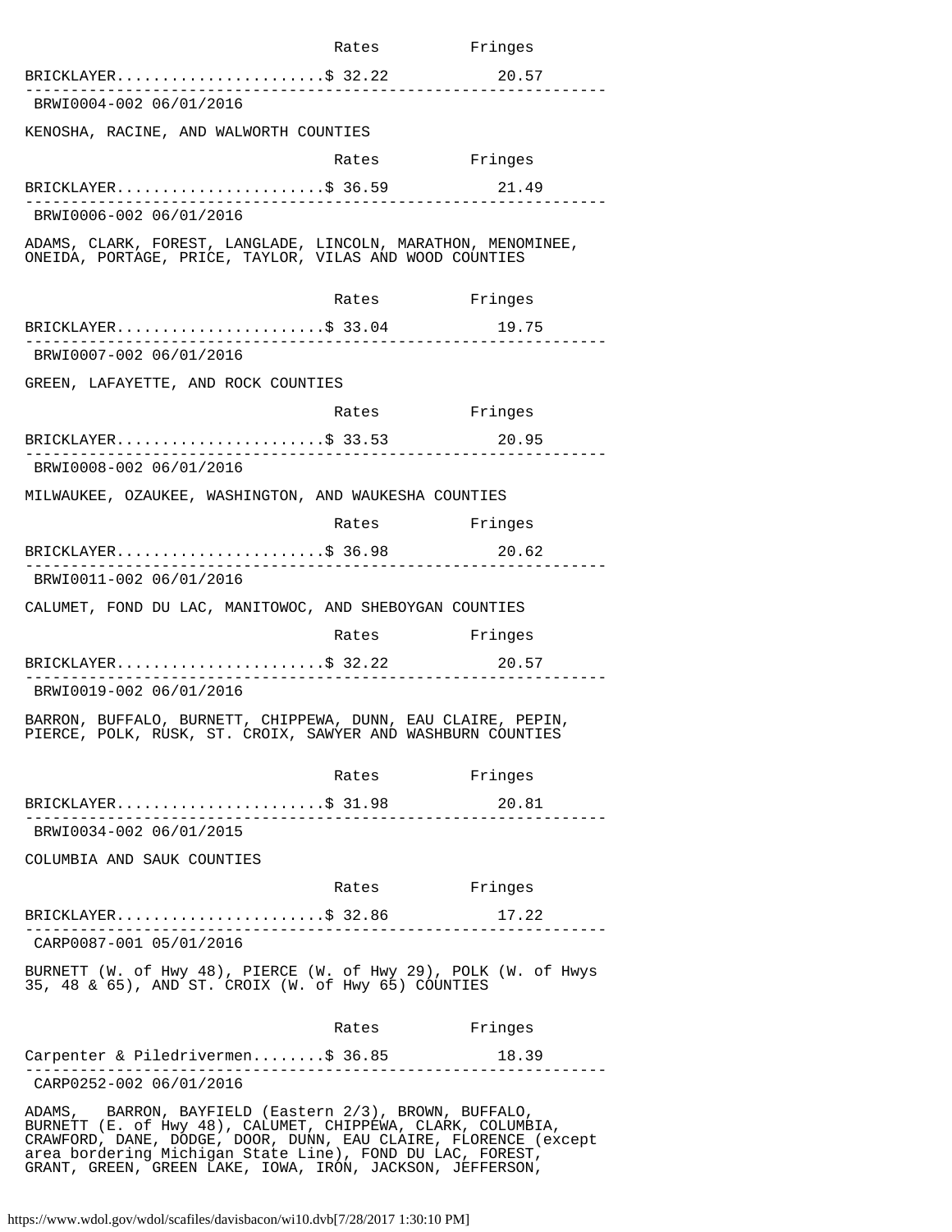| | Rates | Fringes |
|---|---|---|
| BRICKLAYER | $ 32.22 | 20.57 |

---

BRWI0004-002 06/01/2016

KENOSHA, RACINE, AND WALWORTH COUNTIES

| | Rates | Fringes |
|---|---|---|
| BRICKLAYER | $ 36.59 | 21.49 |

---

BRWI0006-002 06/01/2016

ADAMS, CLARK, FOREST, LANGLADE, LINCOLN, MARATHON, MENOMINEE, ONEIDA, PORTAGE, PRICE, TAYLOR, VILAS AND WOOD COUNTIES

| | Rates | Fringes |
|---|---|---|
| BRICKLAYER | $ 33.04 | 19.75 |

---

BRWI0007-002 06/01/2016

GREEN, LAFAYETTE, AND ROCK COUNTIES

| | Rates | Fringes |
|---|---|---|
| BRICKLAYER | $ 33.53 | 20.95 |

---

BRWI0008-002 06/01/2016

MILWAUKEE, OZAUKEE, WASHINGTON, AND WAUKESHA COUNTIES

| | Rates | Fringes |
|---|---|---|
| BRICKLAYER | $ 36.98 | 20.62 |

---

BRWI0011-002 06/01/2016

CALUMET, FOND DU LAC, MANITOWOC, AND SHEBOYGAN COUNTIES

| | Rates | Fringes |
|---|---|---|
| BRICKLAYER | $ 32.22 | 20.57 |

---

BRWI0019-002 06/01/2016

BARRON, BUFFALO, BURNETT, CHIPPEWA, DUNN, EAU CLAIRE, PEPIN, PIERCE, POLK, RUSK, ST. CROIX, SAWYER AND WASHBURN COUNTIES

| | Rates | Fringes |
|---|---|---|
| BRICKLAYER | $ 31.98 | 20.81 |

---

BRWI0034-002 06/01/2015

COLUMBIA AND SAUK COUNTIES

| | Rates | Fringes |
|---|---|---|
| BRICKLAYER | $ 32.86 | 17.22 |

---

CARP0087-001 05/01/2016

BURNETT (W. of Hwy 48), PIERCE (W. of Hwy 29), POLK (W. of Hwys 35, 48 & 65), AND ST. CROIX (W. of Hwy 65) COUNTIES

| | Rates | Fringes |
|---|---|---|
| Carpenter & Piledrivermen | $ 36.85 | 18.39 |

---

CARP0252-002 06/01/2016

ADAMS, BARRON, BAYFIELD (Eastern 2/3), BROWN, BUFFALO, BURNETT (E. of Hwy 48), CALUMET, CHIPPEWA, CLARK, COLUMBIA, CRAWFORD, DANE, DODGE, DOOR, DUNN, EAU CLAIRE, FLORENCE (except area bordering Michigan State Line), FOND DU LAC, FOREST, GRANT, GREEN, GREEN LAKE, IOWA, IRON, JACKSON, JEFFERSON,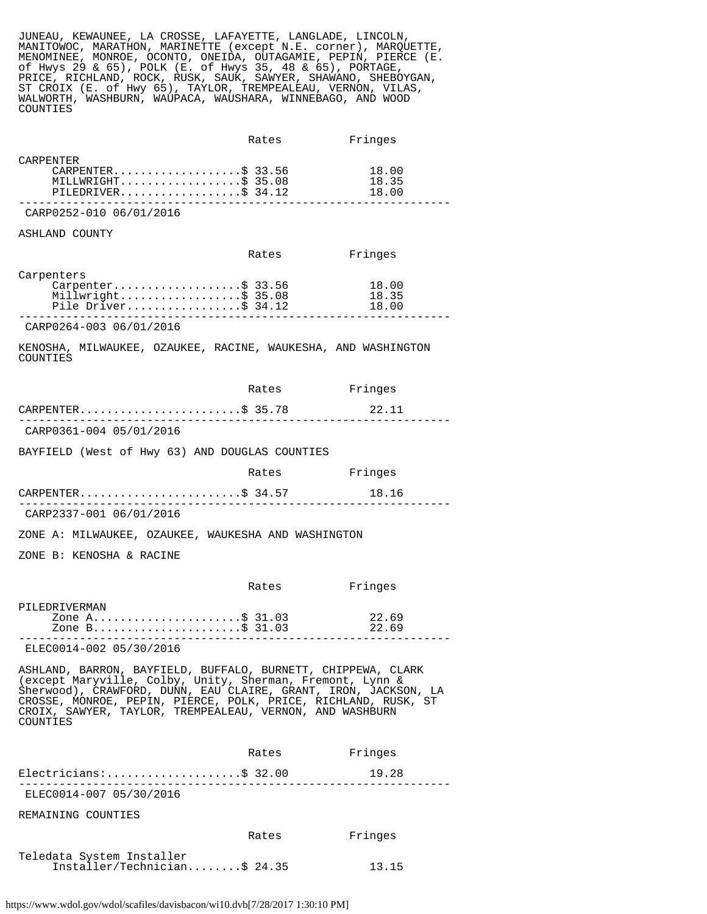JUNEAU, KEWAUNEE, LA CROSSE, LAFAYETTE, LANGLADE, LINCOLN, MANITOWOC, MARATHON, MARINETTE (except N.E. corner), MARQUETTE, MENOMINEE, MONROE, OCONTO, ONEIDA, OUTAGAMIE, PEPIN, PIERCE (E. of Hwys 29 & 65), POLK (E. of Hwys 35, 48 & 65), PORTAGE, PRICE, RICHLAND, ROCK, RUSK, SAUK, SAWYER, SHAWANO, SHEBOYGAN, ST CROIX (E. of Hwy 65), TAYLOR, TREMPEALEAU, VERNON, VILAS, WALWORTH, WASHBURN, WAUPACA, WAUSHARA, WINNEBAGO, AND WOOD COUNTIES

| | Rates | Fringes |
|---|---|---|
| CARPENTER | | |
| CARPENTER | $ 33.56 | 18.00 |
| MILLWRIGHT | $ 35.08 | 18.35 |
| PILEDRIVER | $ 34.12 | 18.00 |

---

CARP0252-010 06/01/2016

ASHLAND COUNTY

| | Rates | Fringes |
|---|---|---|
| Carpenters | | |
| Carpenter | $ 33.56 | 18.00 |
| Millwright | $ 35.08 | 18.35 |
| Pile Driver | $ 34.12 | 18.00 |

---

CARP0264-003 06/01/2016

KENOSHA, MILWAUKEE, OZAUKEE, RACINE, WAUKESHA, AND WASHINGTON COUNTIES

| | Rates | Fringes |
|---|---|---|
| CARPENTER | $ 35.78 | 22.11 |

---

CARP0361-004 05/01/2016

BAYFIELD (West of Hwy 63) AND DOUGLAS COUNTIES

| | Rates | Fringes |
|---|---|---|
| CARPENTER | $ 34.57 | 18.16 |

---

CARP2337-001 06/01/2016

ZONE A: MILWAUKEE, OZAUKEE, WAUKESHA AND WASHINGTON

ZONE B: KENOSHA & RACINE

| | Rates | Fringes |
|---|---|---|
| PILEDRIVERMAN | | |
| Zone A | $ 31.03 | 22.69 |
| Zone B | $ 31.03 | 22.69 |

---

ELEC0014-002 05/30/2016

ASHLAND, BARRON, BAYFIELD, BUFFALO, BURNETT, CHIPPEWA, CLARK (except Maryville, Colby, Unity, Sherman, Fremont, Lynn & Sherwood), CRAWFORD, DUNN, EAU CLAIRE, GRANT, IRON, JACKSON, LA CROSSE, MONROE, PEPIN, PIERCE, POLK, PRICE, RICHLAND, RUSK, ST CROIX, SAWYER, TAYLOR, TREMPEALEAU, VERNON, AND WASHBURN COUNTIES

| | Rates | Fringes |
|---|---|---|
| Electricians: | $ 32.00 | 19.28 |

---

ELEC0014-007 05/30/2016

REMAINING COUNTIES

| | Rates | Fringes |
|---|---|---|
| Teledata System Installer | | |
| Installer/Technician | $ 24.35 | 13.15 |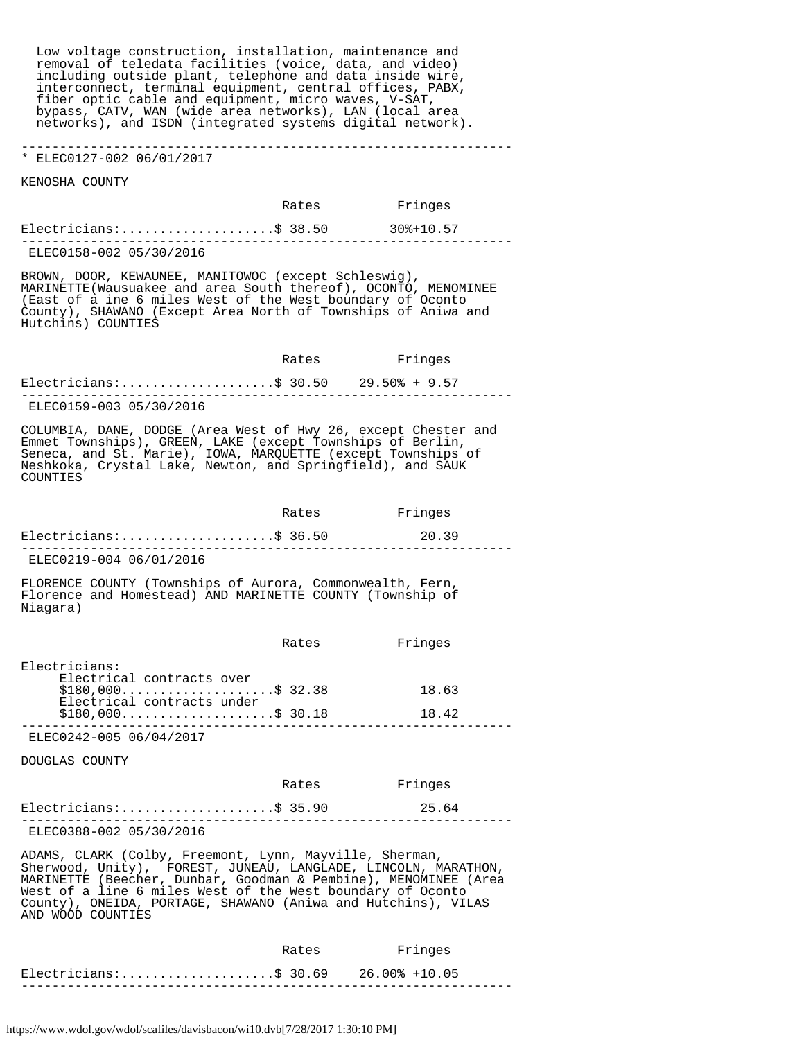Low voltage construction, installation, maintenance and removal of teledata facilities (voice, data, and video) including outside plant, telephone and data inside wire, interconnect, terminal equipment, central offices, PABX, fiber optic cable and equipment, micro waves, V-SAT, bypass, CATV, WAN (wide area networks), LAN (local area networks), and ISDN (integrated systems digital network).

---

* ELEC0127-002 06/01/2017

KENOSHA COUNTY

| | Rates | Fringes |
|---|---|---|
| Electricians:.................... | $ 38.50 | 30%+10.57 |

---

ELEC0158-002 05/30/2016

BROWN, DOOR, KEWAUNEE, MANITOWOC (except Schleswig), MARINETTE(Wausuakee and area South thereof), OCONTO, MENOMINEE (East of a ine 6 miles West of the West boundary of Oconto County), SHAWANO (Except Area North of Townships of Aniwa and Hutchins) COUNTIES

| | Rates | Fringes |
|---|---|---|
| Electricians:.................... | $ 30.50 | 29.50% + 9.57 |

---

ELEC0159-003 05/30/2016

COLUMBIA, DANE, DODGE (Area West of Hwy 26, except Chester and Emmet Townships), GREEN, LAKE (except Townships of Berlin, Seneca, and St. Marie), IOWA, MARQUETTE (except Townships of Neshkoka, Crystal Lake, Newton, and Springfield), and SAUK COUNTIES

| | Rates | Fringes |
|---|---|---|
| Electricians:.................... | $ 36.50 | 20.39 |

---

ELEC0219-004 06/01/2016

FLORENCE COUNTY (Townships of Aurora, Commonwealth, Fern, Florence and Homestead) AND MARINETTE COUNTY (Township of Niagara)

| | Rates | Fringes |
|---|---|---|
| Electricians: | | |
| Electrical contracts over $180,000.................... | $ 32.38 | 18.63 |
| Electrical contracts under $180,000.................... | $ 30.18 | 18.42 |

---

ELEC0242-005 06/04/2017

DOUGLAS COUNTY

| | Rates | Fringes |
|---|---|---|
| Electricians:.................... | $ 35.90 | 25.64 |

---

ELEC0388-002 05/30/2016

ADAMS, CLARK (Colby, Freemont, Lynn, Mayville, Sherman, Sherwood, Unity), FOREST, JUNEAU, LANGLADE, LINCOLN, MARATHON, MARINETTE (Beecher, Dunbar, Goodman & Pembine), MENOMINEE (Area West of a line 6 miles West of the West boundary of Oconto County), ONEIDA, PORTAGE, SHAWANO (Aniwa and Hutchins), VILAS AND WOOD COUNTIES

| | Rates | Fringes |
|---|---|---|
| Electricians:.................... | $ 30.69 | 26.00% +10.05 |

---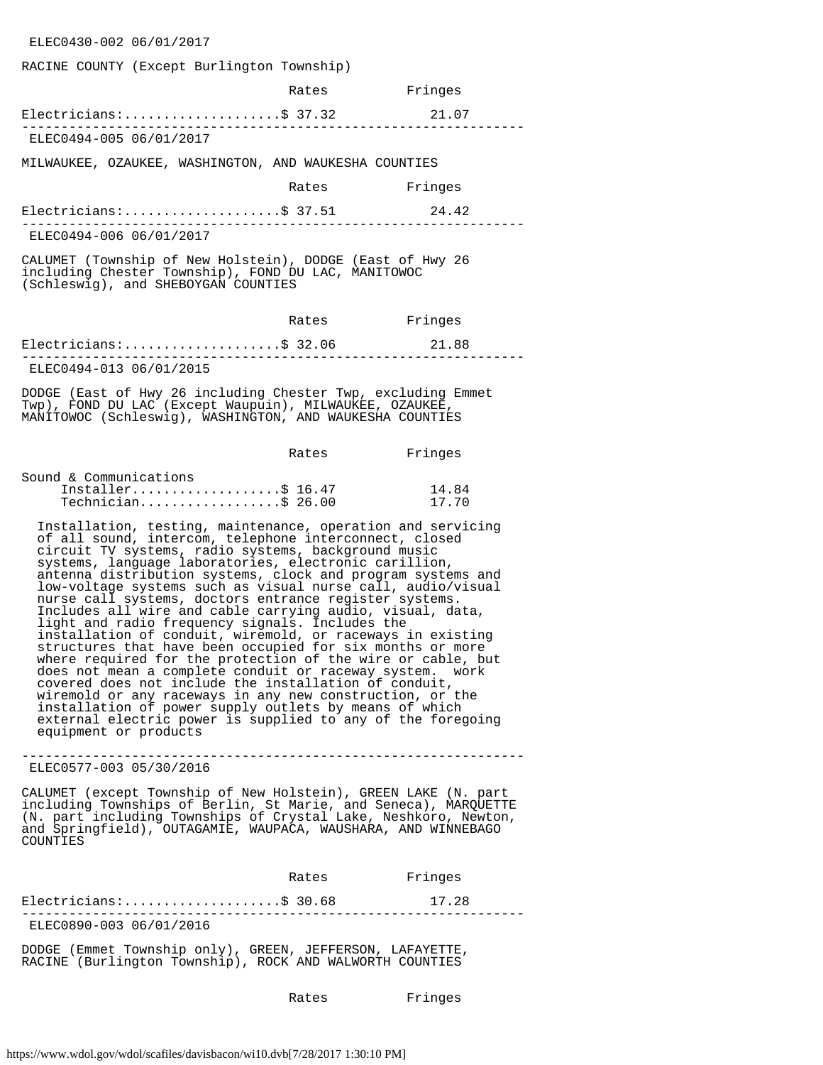ELEC0430-002 06/01/2017

RACINE COUNTY (Except Burlington Township)

| | Rates | Fringes |
|---|---|---|
| Electricians: | $ 37.32 | 21.07 |

---

ELEC0494-005 06/01/2017

MILWAUKEE, OZAUKEE, WASHINGTON, AND WAUKESHA COUNTIES

| | Rates | Fringes |
|---|---|---|
| Electricians: | $ 37.51 | 24.42 |

---

ELEC0494-006 06/01/2017

CALUMET (Township of New Holstein), DODGE (East of Hwy 26 including Chester Township), FOND DU LAC, MANITOWOC (Schleswig), and SHEBOYGAN COUNTIES

| | Rates | Fringes |
|---|---|---|
| Electricians: | $ 32.06 | 21.88 |

---

ELEC0494-013 06/01/2015

DODGE (East of Hwy 26 including Chester Twp, excluding Emmet Twp), FOND DU LAC (Except Waupuin), MILWAUKEE, OZAUKEE, MANITOWOC (Schleswig), WASHINGTON, AND WAUKESHA COUNTIES

| | Rates | Fringes |
|---|---|---|
| Sound & Communications | | |
| Installer | $ 16.47 | 14.84 |
| Technician | $ 26.00 | 17.70 |

Installation, testing, maintenance, operation and servicing of all sound, intercom, telephone interconnect, closed circuit TV systems, radio systems, background music systems, language laboratories, electronic carillion, antenna distribution systems, clock and program systems and low-voltage systems such as visual nurse call, audio/visual nurse call systems, doctors entrance register systems. Includes all wire and cable carrying audio, visual, data, light and radio frequency signals. Includes the installation of conduit, wiremold, or raceways in existing structures that have been occupied for six months or more where required for the protection of the wire or cable, but does not mean a complete conduit or raceway system. work covered does not include the installation of conduit, wiremold or any raceways in any new construction, or the installation of power supply outlets by means of which external electric power is supplied to any of the foregoing equipment or products

---

ELEC0577-003 05/30/2016

CALUMET (except Township of New Holstein), GREEN LAKE (N. part including Townships of Berlin, St Marie, and Seneca), MARQUETTE (N. part including Townships of Crystal Lake, Neshkoro, Newton, and Springfield), OUTAGAMIE, WAUPACA, WAUSHARA, AND WINNEBAGO COUNTIES

| | Rates | Fringes |
|---|---|---|
| Electricians: | $ 30.68 | 17.28 |

---

ELEC0890-003 06/01/2016

DODGE (Emmet Township only), GREEN, JEFFERSON, LAFAYETTE, RACINE (Burlington Township), ROCK AND WALWORTH COUNTIES

| | Rates | Fringes |
|---|---|---|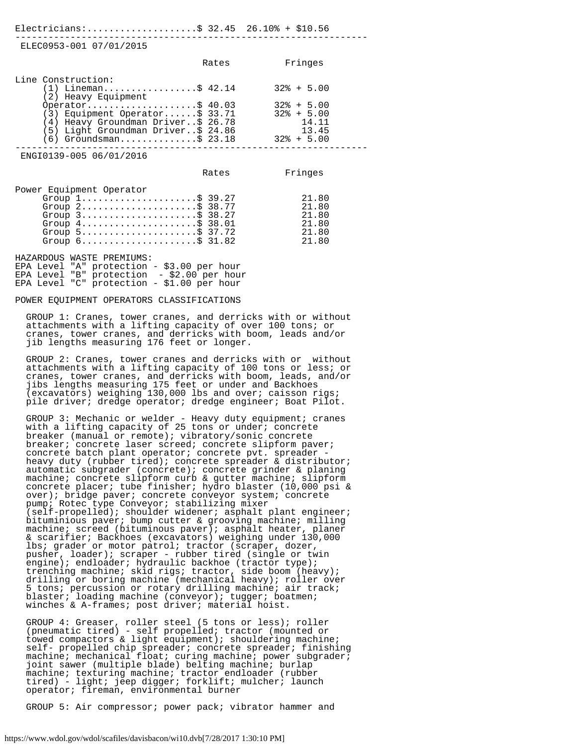Electricians:....................$ 32.45  26.10% + $10.56

---

ELEC0953-001 07/01/2015

| | Rates | Fringes |
|---|---|---|
| Line Construction: | | |
| (1) Lineman | $ 42.14 | 32% + 5.00 |
| (2) Heavy Equipment Operator | $ 40.03 | 32% + 5.00 |
| (3) Equipment Operator | $ 33.71 | 32% + 5.00 |
| (4) Heavy Groundman Driver | $ 26.78 | 14.11 |
| (5) Light Groundman Driver | $ 24.86 | 13.45 |
| (6) Groundsman | $ 23.18 | 32% + 5.00 |

---

ENGI0139-005 06/01/2016

| | Rates | Fringes |
|---|---|---|
| Power Equipment Operator | | |
| Group 1 | $ 39.27 | 21.80 |
| Group 2 | $ 38.77 | 21.80 |
| Group 3 | $ 38.27 | 21.80 |
| Group 4 | $ 38.01 | 21.80 |
| Group 5 | $ 37.72 | 21.80 |
| Group 6 | $ 31.82 | 21.80 |

HAZARDOUS WASTE PREMIUMS:
EPA Level "A" protection - $3.00 per hour
EPA Level "B" protection - $2.00 per hour
EPA Level "C" protection - $1.00 per hour

POWER EQUIPMENT OPERATORS CLASSIFICATIONS

GROUP 1: Cranes, tower cranes, and derricks with or without attachments with a lifting capacity of over 100 tons; or cranes, tower cranes, and derricks with boom, leads and/or jib lengths measuring 176 feet or longer.

GROUP 2: Cranes, tower cranes and derricks with or without attachments with a lifting capacity of 100 tons or less; or cranes, tower cranes, and derricks with boom, leads, and/or jibs lengths measuring 175 feet or under and Backhoes (excavators) weighing 130,000 lbs and over; caisson rigs; pile driver; dredge operator; dredge engineer; Boat Pilot.

GROUP 3: Mechanic or welder - Heavy duty equipment; cranes with a lifting capacity of 25 tons or under; concrete breaker (manual or remote); vibratory/sonic concrete breaker; concrete laser screed; concrete slipform paver; concrete batch plant operator; concrete pvt. spreader - heavy duty (rubber tired); concrete spreader & distributor; automatic subgrader (concrete); concrete grinder & planing machine; concrete slipform curb & gutter machine; slipform concrete placer; tube finisher; hydro blaster (10,000 psi & over); bridge paver; concrete conveyor system; concrete pump; Rotec type Conveyor; stabilizing mixer (self-propelled); shoulder widener; asphalt plant engineer; bituminious paver; bump cutter & grooving machine; milling machine; screed (bituminous paver); asphalt heater, planer & scarifier; Backhoes (excavators) weighing under 130,000 lbs; grader or motor patrol; tractor (scraper, dozer, pusher, loader); scraper - rubber tired (single or twin engine); endloader; hydraulic backhoe (tractor type); trenching machine; skid rigs; tractor, side boom (heavy); drilling or boring machine (mechanical heavy); roller over 5 tons; percussion or rotary drilling machine; air track; blaster; loading machine (conveyor); tugger; boatmen; winches & A-frames; post driver; material hoist.

GROUP 4: Greaser, roller steel (5 tons or less); roller (pneumatic tired) - self propelled; tractor (mounted or towed compactors & light equipment); shouldering machine; self- propelled chip spreader; concrete spreader; finishing machine; mechanical float; curing machine; power subgrader; joint sawer (multiple blade) belting machine; burlap machine; texturing machine; tractor endloader (rubber tired) - light; jeep digger; forklift; mulcher; launch operator; fireman, environmental burner

GROUP 5: Air compressor; power pack; vibrator hammer and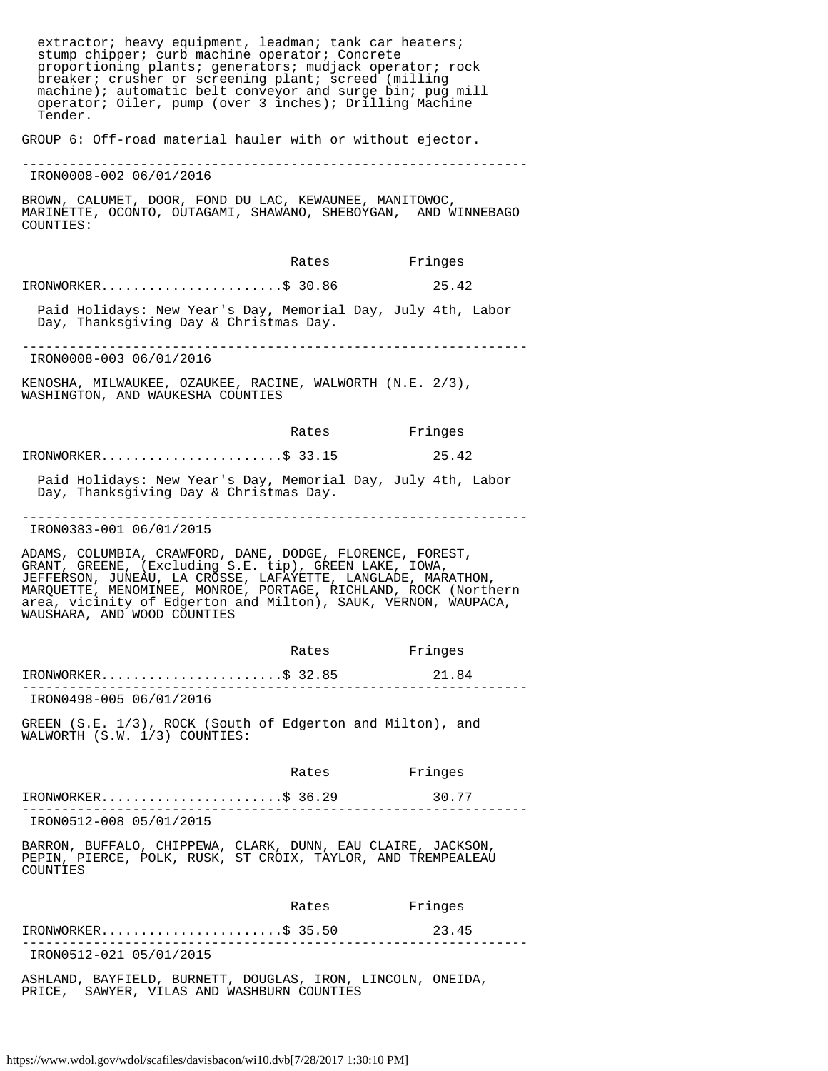extractor; heavy equipment, leadman; tank car heaters; stump chipper; curb machine operator; Concrete proportioning plants; generators; mudjack operator; rock breaker; crusher or screening plant; screed (milling machine); automatic belt conveyor and surge bin; pug mill operator; Oiler, pump (over 3 inches); Drilling Machine Tender.

GROUP 6: Off-road material hauler with or without ejector.

---

IRON0008-002 06/01/2016

BROWN, CALUMET, DOOR, FOND DU LAC, KEWAUNEE, MANITOWOC, MARINETTE, OCONTO, OUTAGAMI, SHAWANO, SHEBOYGAN, AND WINNEBAGO COUNTIES:

| | Rates | Fringes |
|---|---|---|
| IRONWORKER | $ 30.86 | 25.42 |

Paid Holidays: New Year's Day, Memorial Day, July 4th, Labor Day, Thanksgiving Day & Christmas Day.

---

IRON0008-003 06/01/2016

KENOSHA, MILWAUKEE, OZAUKEE, RACINE, WALWORTH (N.E. 2/3), WASHINGTON, AND WAUKESHA COUNTIES

| | Rates | Fringes |
|---|---|---|
| IRONWORKER | $ 33.15 | 25.42 |

Paid Holidays: New Year's Day, Memorial Day, July 4th, Labor Day, Thanksgiving Day & Christmas Day.

---

IRON0383-001 06/01/2015

ADAMS, COLUMBIA, CRAWFORD, DANE, DODGE, FLORENCE, FOREST, GRANT, GREENE, (Excluding S.E. tip), GREEN LAKE, IOWA, JEFFERSON, JUNEAU, LA CROSSE, LAFAYETTE, LANGLADE, MARATHON, MARQUETTE, MENOMINEE, MONROE, PORTAGE, RICHLAND, ROCK (Northern area, vicinity of Edgerton and Milton), SAUK, VERNON, WAUPACA, WAUSHARA, AND WOOD COUNTIES

| | Rates | Fringes |
|---|---|---|
| IRONWORKER | $ 32.85 | 21.84 |

---

IRON0498-005 06/01/2016

GREEN (S.E. 1/3), ROCK (South of Edgerton and Milton), and WALWORTH (S.W. 1/3) COUNTIES:

| | Rates | Fringes |
|---|---|---|
| IRONWORKER | $ 36.29 | 30.77 |

---

IRON0512-008 05/01/2015

BARRON, BUFFALO, CHIPPEWA, CLARK, DUNN, EAU CLAIRE, JACKSON, PEPIN, PIERCE, POLK, RUSK, ST CROIX, TAYLOR, AND TREMPEALEAU COUNTIES

| | Rates | Fringes |
|---|---|---|
| IRONWORKER | $ 35.50 | 23.45 |

---

IRON0512-021 05/01/2015

ASHLAND, BAYFIELD, BURNETT, DOUGLAS, IRON, LINCOLN, ONEIDA, PRICE, SAWYER, VILAS AND WASHBURN COUNTIES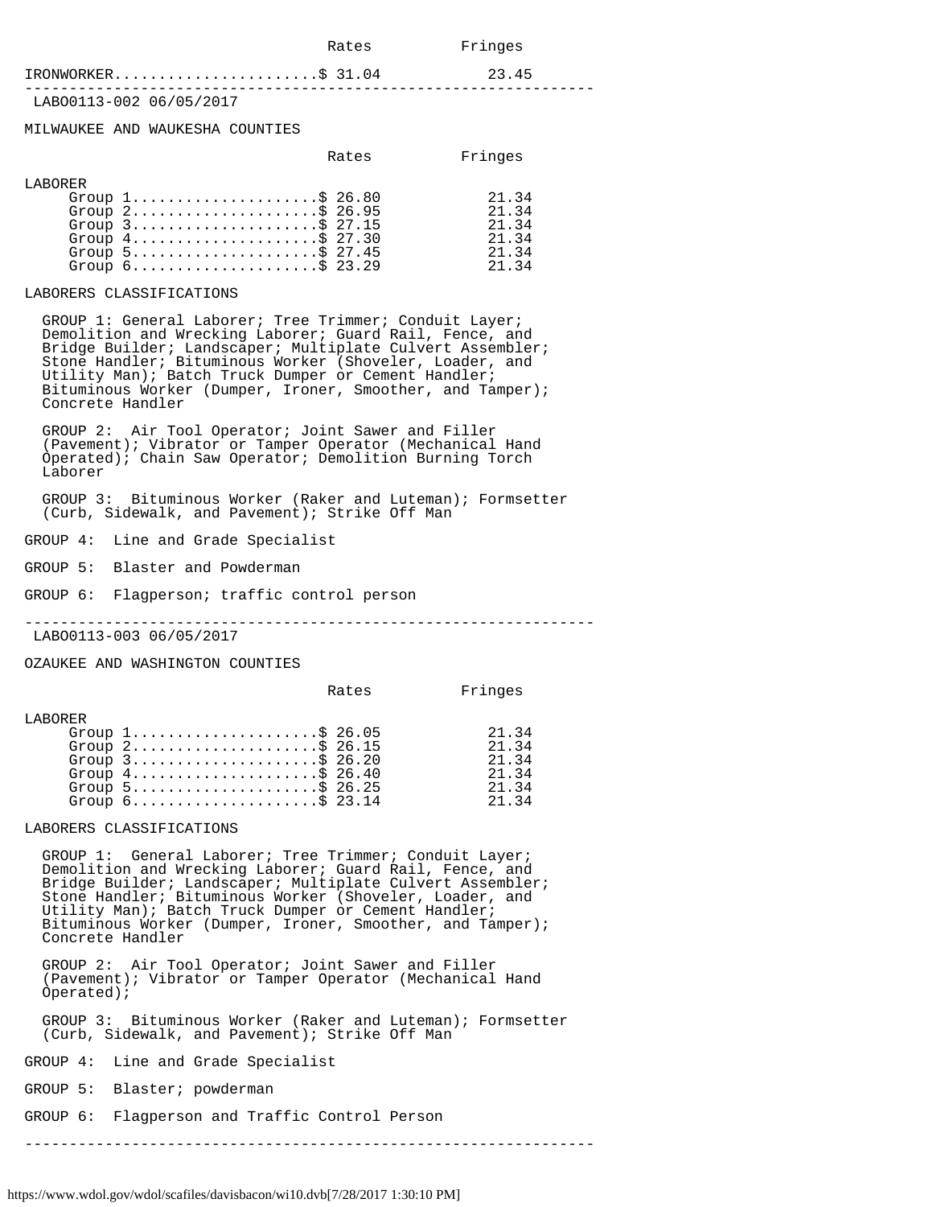| | Rates | Fringes |
|---|---|---|
| IRONWORKER | $ 31.04 | 23.45 |

---

LABO0113-002 06/05/2017

MILWAUKEE AND WAUKESHA COUNTIES

| | Rates | Fringes |
|---|---|---|
| LABORER | | |
| Group 1 | $ 26.80 | 21.34 |
| Group 2 | $ 26.95 | 21.34 |
| Group 3 | $ 27.15 | 21.34 |
| Group 4 | $ 27.30 | 21.34 |
| Group 5 | $ 27.45 | 21.34 |
| Group 6 | $ 23.29 | 21.34 |

LABORERS CLASSIFICATIONS

GROUP 1: General Laborer; Tree Trimmer; Conduit Layer; Demolition and Wrecking Laborer; Guard Rail, Fence, and Bridge Builder; Landscaper; Multiplate Culvert Assembler; Stone Handler; Bituminous Worker (Shoveler, Loader, and Utility Man); Batch Truck Dumper or Cement Handler; Bituminous Worker (Dumper, Ironer, Smoother, and Tamper); Concrete Handler

GROUP 2: Air Tool Operator; Joint Sawer and Filler (Pavement); Vibrator or Tamper Operator (Mechanical Hand Operated); Chain Saw Operator; Demolition Burning Torch Laborer

GROUP 3: Bituminous Worker (Raker and Luteman); Formsetter (Curb, Sidewalk, and Pavement); Strike Off Man

GROUP 4: Line and Grade Specialist

GROUP 5: Blaster and Powderman

GROUP 6: Flagperson; traffic control person

---

LABO0113-003 06/05/2017

OZAUKEE AND WASHINGTON COUNTIES

| | Rates | Fringes |
|---|---|---|
| LABORER | | |
| Group 1 | $ 26.05 | 21.34 |
| Group 2 | $ 26.15 | 21.34 |
| Group 3 | $ 26.20 | 21.34 |
| Group 4 | $ 26.40 | 21.34 |
| Group 5 | $ 26.25 | 21.34 |
| Group 6 | $ 23.14 | 21.34 |

LABORERS CLASSIFICATIONS

GROUP 1: General Laborer; Tree Trimmer; Conduit Layer; Demolition and Wrecking Laborer; Guard Rail, Fence, and Bridge Builder; Landscaper; Multiplate Culvert Assembler; Stone Handler; Bituminous Worker (Shoveler, Loader, and Utility Man); Batch Truck Dumper or Cement Handler; Bituminous Worker (Dumper, Ironer, Smoother, and Tamper); Concrete Handler

GROUP 2: Air Tool Operator; Joint Sawer and Filler (Pavement); Vibrator or Tamper Operator (Mechanical Hand Operated);

GROUP 3: Bituminous Worker (Raker and Luteman); Formsetter (Curb, Sidewalk, and Pavement); Strike Off Man

GROUP 4: Line and Grade Specialist

GROUP 5: Blaster; powderman

GROUP 6: Flagperson and Traffic Control Person

---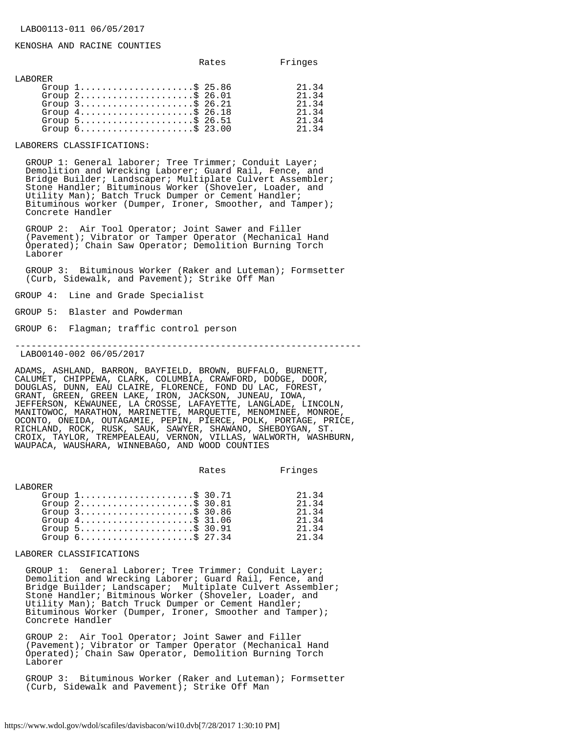LABO0113-011 06/05/2017

KENOSHA AND RACINE COUNTIES

| | Rates | Fringes |
|---|---|---|
| LABORER | | |
| Group 1 | $ 25.86 | 21.34 |
| Group 2 | $ 26.01 | 21.34 |
| Group 3 | $ 26.21 | 21.34 |
| Group 4 | $ 26.18 | 21.34 |
| Group 5 | $ 26.51 | 21.34 |
| Group 6 | $ 23.00 | 21.34 |

LABORERS CLASSIFICATIONS:

GROUP 1: General laborer; Tree Trimmer; Conduit Layer; Demolition and Wrecking Laborer; Guard Rail, Fence, and Bridge Builder; Landscaper; Multiplate Culvert Assembler; Stone Handler; Bituminous Worker (Shoveler, Loader, and Utility Man); Batch Truck Dumper or Cement Handler; Bituminous worker (Dumper, Ironer, Smoother, and Tamper); Concrete Handler

GROUP 2: Air Tool Operator; Joint Sawer and Filler (Pavement); Vibrator or Tamper Operator (Mechanical Hand Operated); Chain Saw Operator; Demolition Burning Torch Laborer

GROUP 3: Bituminous Worker (Raker and Luteman); Formsetter (Curb, Sidewalk, and Pavement); Strike Off Man

GROUP 4: Line and Grade Specialist

GROUP 5: Blaster and Powderman

GROUP 6: Flagman; traffic control person

----------------------------------------------------------------

LABO0140-002 06/05/2017

ADAMS, ASHLAND, BARRON, BAYFIELD, BROWN, BUFFALO, BURNETT, CALUMET, CHIPPEWA, CLARK, COLUMBIA, CRAWFORD, DODGE, DOOR, DOUGLAS, DUNN, EAU CLAIRE, FLORENCE, FOND DU LAC, FOREST, GRANT, GREEN, GREEN LAKE, IRON, JACKSON, JUNEAU, IOWA, JEFFERSON, KEWAUNEE, LA CROSSE, LAFAYETTE, LANGLADE, LINCOLN, MANITOWOC, MARATHON, MARINETTE, MARQUETTE, MENOMINEE, MONROE, OCONTO, ONEIDA, OUTAGAMIE, PEPIN, PIERCE, POLK, PORTAGE, PRICE, RICHLAND, ROCK, RUSK, SAUK, SAWYER, SHAWANO, SHEBOYGAN, ST. CROIX, TAYLOR, TREMPEALEAU, VERNON, VILLAS, WALWORTH, WASHBURN, WAUPACA, WAUSHARA, WINNEBAGO, AND WOOD COUNTIES

| | Rates | Fringes |
|---|---|---|
| LABORER | | |
| Group 1 | $ 30.71 | 21.34 |
| Group 2 | $ 30.81 | 21.34 |
| Group 3 | $ 30.86 | 21.34 |
| Group 4 | $ 31.06 | 21.34 |
| Group 5 | $ 30.91 | 21.34 |
| Group 6 | $ 27.34 | 21.34 |

LABORER CLASSIFICATIONS

GROUP 1: General Laborer; Tree Trimmer; Conduit Layer; Demolition and Wrecking Laborer; Guard Rail, Fence, and Bridge Builder; Landscaper; Multiplate Culvert Assembler; Stone Handler; Bitminous Worker (Shoveler, Loader, and Utility Man); Batch Truck Dumper or Cement Handler; Bituminous Worker (Dumper, Ironer, Smoother and Tamper); Concrete Handler

GROUP 2: Air Tool Operator; Joint Sawer and Filler (Pavement); Vibrator or Tamper Operator (Mechanical Hand Operated); Chain Saw Operator, Demolition Burning Torch Laborer

GROUP 3: Bituminous Worker (Raker and Luteman); Formsetter (Curb, Sidewalk and Pavement); Strike Off Man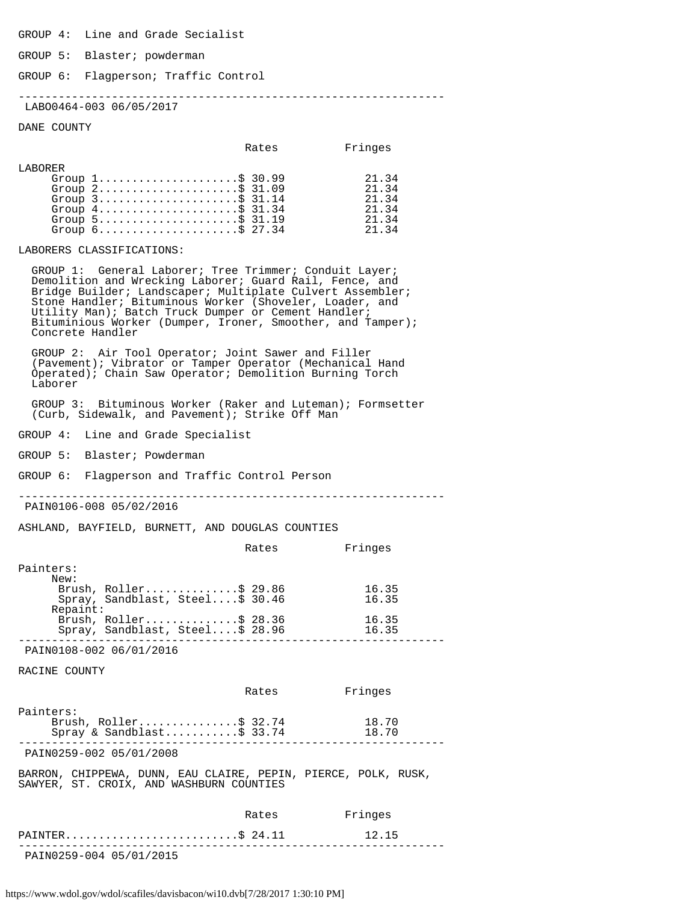GROUP 4: Line and Grade Secialist

GROUP 5: Blaster; powderman

GROUP 6: Flagperson; Traffic Control

---

LABO0464-003 06/05/2017

DANE COUNTY

| | Rates | Fringes |
|---|---|---|
| LABORER | | |
| Group 1 | $ 30.99 | 21.34 |
| Group 2 | $ 31.09 | 21.34 |
| Group 3 | $ 31.14 | 21.34 |
| Group 4 | $ 31.34 | 21.34 |
| Group 5 | $ 31.19 | 21.34 |
| Group 6 | $ 27.34 | 21.34 |

LABORERS CLASSIFICATIONS:

GROUP 1: General Laborer; Tree Trimmer; Conduit Layer; Demolition and Wrecking Laborer; Guard Rail, Fence, and Bridge Builder; Landscaper; Multiplate Culvert Assembler; Stone Handler; Bituminous Worker (Shoveler, Loader, and Utility Man); Batch Truck Dumper or Cement Handler; Bituminious Worker (Dumper, Ironer, Smoother, and Tamper); Concrete Handler

GROUP 2: Air Tool Operator; Joint Sawer and Filler (Pavement); Vibrator or Tamper Operator (Mechanical Hand Operated); Chain Saw Operator; Demolition Burning Torch Laborer

GROUP 3: Bituminous Worker (Raker and Luteman); Formsetter (Curb, Sidewalk, and Pavement); Strike Off Man

GROUP 4: Line and Grade Specialist

GROUP 5: Blaster; Powderman

GROUP 6: Flagperson and Traffic Control Person

---

PAIN0106-008 05/02/2016

ASHLAND, BAYFIELD, BURNETT, AND DOUGLAS COUNTIES

| | Rates | Fringes |
|---|---|---|
| Painters: | | |
| New: | | |
| Brush, Roller | $ 29.86 | 16.35 |
| Spray, Sandblast, Steel | $ 30.46 | 16.35 |
| Repaint: | | |
| Brush, Roller | $ 28.36 | 16.35 |
| Spray, Sandblast, Steel | $ 28.96 | 16.35 |

---

PAIN0108-002 06/01/2016

RACINE COUNTY

| | Rates | Fringes |
|---|---|---|
| Painters: | | |
| Brush, Roller | $ 32.74 | 18.70 |
| Spray & Sandblast | $ 33.74 | 18.70 |

---

PAIN0259-002 05/01/2008

BARRON, CHIPPEWA, DUNN, EAU CLAIRE, PEPIN, PIERCE, POLK, RUSK, SAWYER, ST. CROIX, AND WASHBURN COUNTIES

| | Rates | Fringes |
|---|---|---|
| PAINTER | $ 24.11 | 12.15 |

---

PAIN0259-004 05/01/2015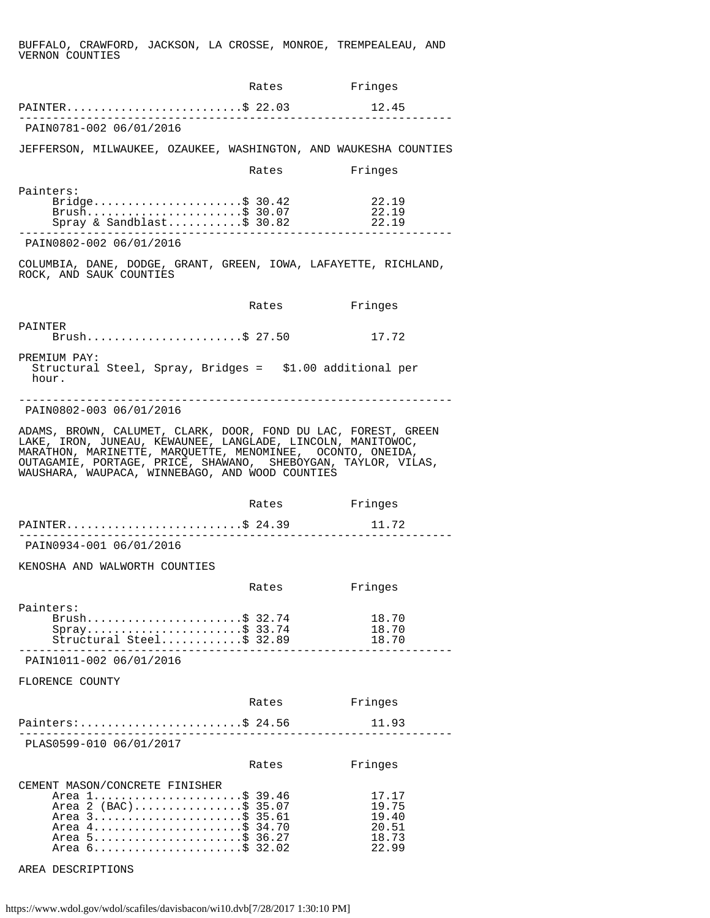BUFFALO, CRAWFORD, JACKSON, LA CROSSE, MONROE, TREMPEALEAU, AND VERNON COUNTIES

| | Rates | Fringes |
|---|---|---|
| PAINTER | $ 22.03 | 12.45 |

---

PAIN0781-002 06/01/2016

JEFFERSON, MILWAUKEE, OZAUKEE, WASHINGTON, AND WAUKESHA COUNTIES

| | Rates | Fringes |
|---|---|---|
| Painters: | | |
| Bridge | $ 30.42 | 22.19 |
| Brush | $ 30.07 | 22.19 |
| Spray & Sandblast | $ 30.82 | 22.19 |

---

PAIN0802-002 06/01/2016

COLUMBIA, DANE, DODGE, GRANT, GREEN, IOWA, LAFAYETTE, RICHLAND, ROCK, AND SAUK COUNTIES

| | Rates | Fringes |
|---|---|---|
| PAINTER | | |
| Brush | $ 27.50 | 17.72 |

PREMIUM PAY:
Structural Steel, Spray, Bridges = $1.00 additional per hour.

---

PAIN0802-003 06/01/2016

ADAMS, BROWN, CALUMET, CLARK, DOOR, FOND DU LAC, FOREST, GREEN LAKE, IRON, JUNEAU, KEWAUNEE, LANGLADE, LINCOLN, MANITOWOC, MARATHON, MARINETTE, MARQUETTE, MENOMINEE, OCONTO, ONEIDA, OUTAGAMIE, PORTAGE, PRICE, SHAWANO, SHEBOYGAN, TAYLOR, VILAS, WAUSHARA, WAUPACA, WINNEBAGO, AND WOOD COUNTIES

| | Rates | Fringes |
|---|---|---|
| PAINTER | $ 24.39 | 11.72 |

---

PAIN0934-001 06/01/2016

KENOSHA AND WALWORTH COUNTIES

| | Rates | Fringes |
|---|---|---|
| Painters: | | |
| Brush | $ 32.74 | 18.70 |
| Spray | $ 33.74 | 18.70 |
| Structural Steel | $ 32.89 | 18.70 |

---

PAIN1011-002 06/01/2016

FLORENCE COUNTY

| | Rates | Fringes |
|---|---|---|
| Painters: | $ 24.56 | 11.93 |

---

PLAS0599-010 06/01/2017

| | Rates | Fringes |
|---|---|---|
| CEMENT MASON/CONCRETE FINISHER | | |
| Area 1 | $ 39.46 | 17.17 |
| Area 2 (BAC) | $ 35.07 | 19.75 |
| Area 3 | $ 35.61 | 19.40 |
| Area 4 | $ 34.70 | 20.51 |
| Area 5 | $ 36.27 | 18.73 |
| Area 6 | $ 32.02 | 22.99 |

AREA DESCRIPTIONS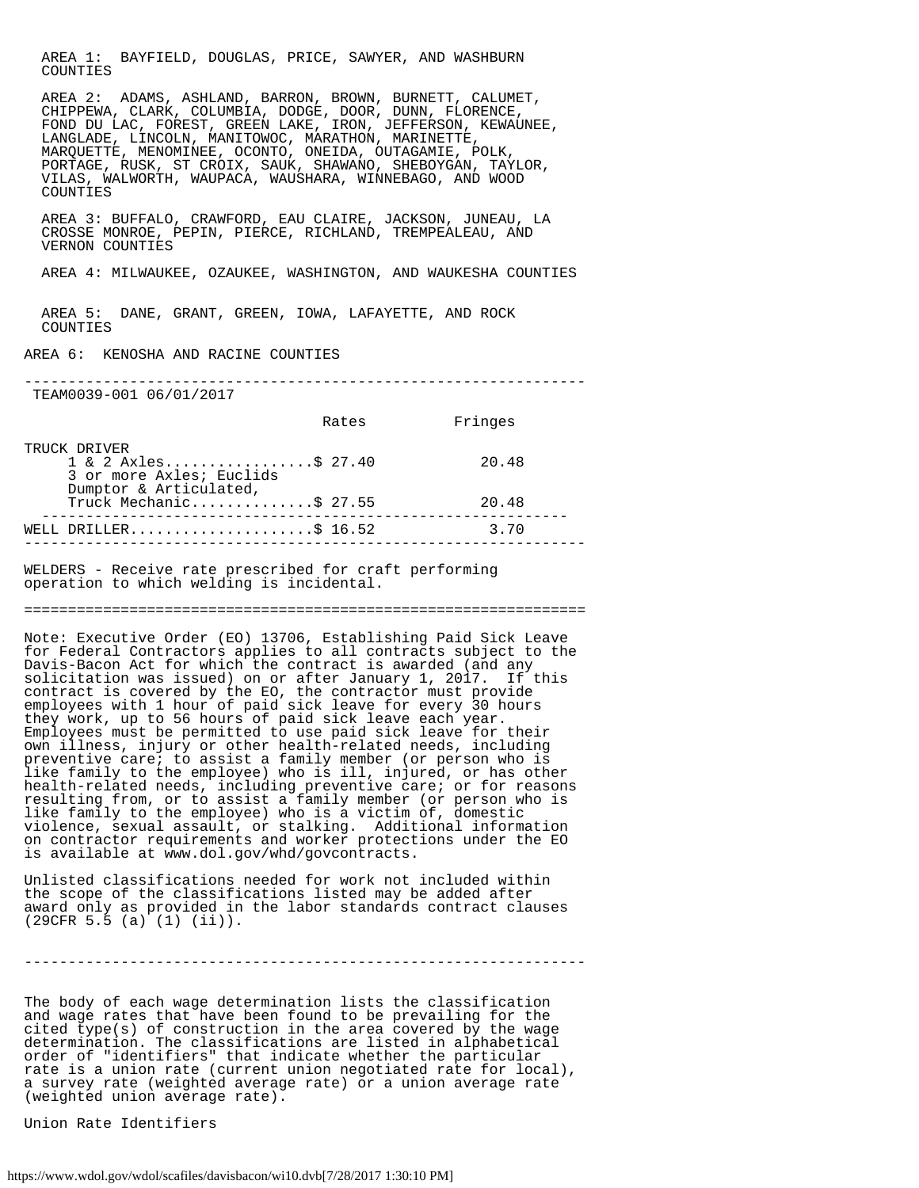AREA 1: BAYFIELD, DOUGLAS, PRICE, SAWYER, AND WASHBURN COUNTIES

AREA 2: ADAMS, ASHLAND, BARRON, BROWN, BURNETT, CALUMET, CHIPPEWA, CLARK, COLUMBIA, DODGE, DOOR, DUNN, FLORENCE, FOND DU LAC, FOREST, GREEN LAKE, IRON, JEFFERSON, KEWAUNEE, LANGLADE, LINCOLN, MANITOWOC, MARATHON, MARINETTE, MARQUETTE, MENOMINEE, OCONTO, ONEIDA, OUTAGAMIE, POLK, PORTAGE, RUSK, ST CROIX, SAUK, SHAWANO, SHEBOYGAN, TAYLOR, VILAS, WALWORTH, WAUPACA, WAUSHARA, WINNEBAGO, AND WOOD COUNTIES

AREA 3: BUFFALO, CRAWFORD, EAU CLAIRE, JACKSON, JUNEAU, LA CROSSE MONROE, PEPIN, PIERCE, RICHLAND, TREMPEALEAU, AND VERNON COUNTIES

AREA 4: MILWAUKEE, OZAUKEE, WASHINGTON, AND WAUKESHA COUNTIES

AREA 5: DANE, GRANT, GREEN, IOWA, LAFAYETTE, AND ROCK COUNTIES

AREA 6: KENOSHA AND RACINE COUNTIES

---

TEAM0039-001 06/01/2017

| | Rates | Fringes |
|---|---|---|
| TRUCK DRIVER | | |
| 1 & 2 Axles | $ 27.40 | 20.48 |
| 3 or more Axles; Euclids Dumptor & Articulated, Truck Mechanic | $ 27.55 | 20.48 |
| WELL DRILLER | $ 16.52 | 3.70 |

---

WELDERS - Receive rate prescribed for craft performing operation to which welding is incidental.

---

Note: Executive Order (EO) 13706, Establishing Paid Sick Leave for Federal Contractors applies to all contracts subject to the Davis-Bacon Act for which the contract is awarded (and any solicitation was issued) on or after January 1, 2017. If this contract is covered by the EO, the contractor must provide employees with 1 hour of paid sick leave for every 30 hours they work, up to 56 hours of paid sick leave each year. Employees must be permitted to use paid sick leave for their own illness, injury or other health-related needs, including preventive care; to assist a family member (or person who is like family to the employee) who is ill, injured, or has other health-related needs, including preventive care; or for reasons resulting from, or to assist a family member (or person who is like family to the employee) who is a victim of, domestic violence, sexual assault, or stalking. Additional information on contractor requirements and worker protections under the EO is available at www.dol.gov/whd/govcontracts.

Unlisted classifications needed for work not included within the scope of the classifications listed may be added after award only as provided in the labor standards contract clauses (29CFR 5.5 (a) (1) (ii)).

---

The body of each wage determination lists the classification and wage rates that have been found to be prevailing for the cited type(s) of construction in the area covered by the wage determination. The classifications are listed in alphabetical order of "identifiers" that indicate whether the particular rate is a union rate (current union negotiated rate for local), a survey rate (weighted average rate) or a union average rate (weighted union average rate).

Union Rate Identifiers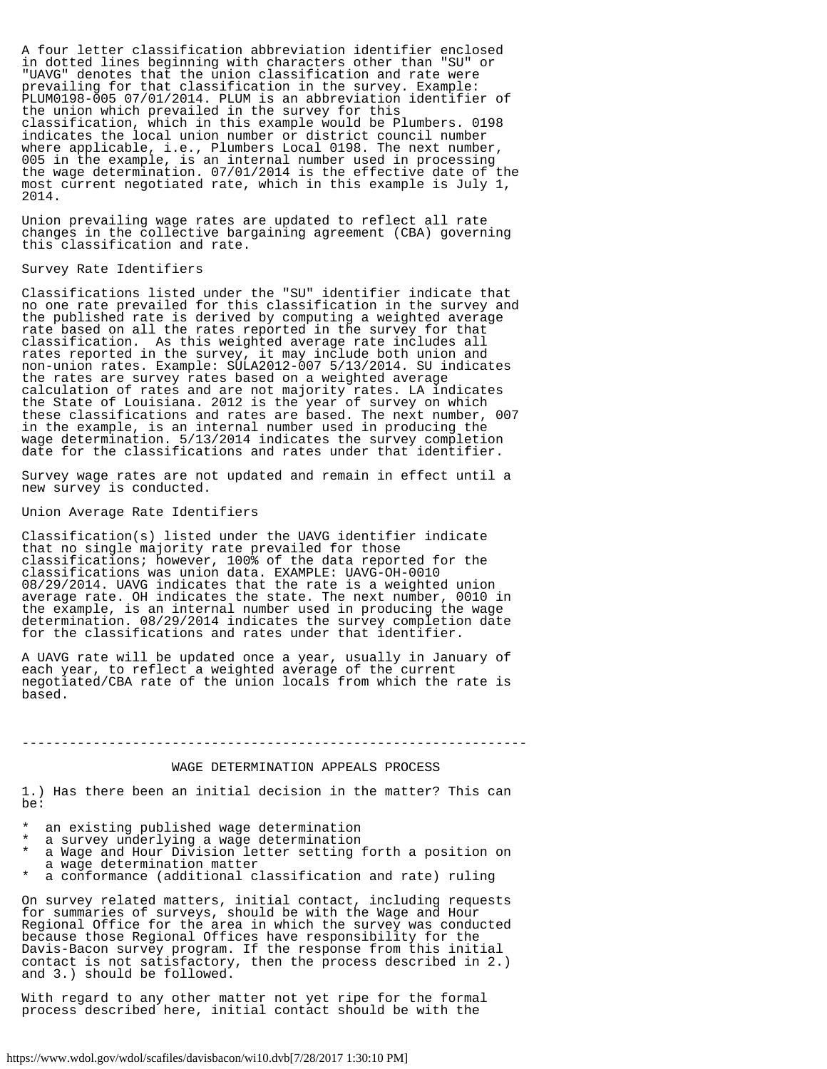A four letter classification abbreviation identifier enclosed in dotted lines beginning with characters other than "SU" or "UAVG" denotes that the union classification and rate were prevailing for that classification in the survey. Example: PLUM0198-005 07/01/2014. PLUM is an abbreviation identifier of the union which prevailed in the survey for this classification, which in this example would be Plumbers. 0198 indicates the local union number or district council number where applicable, i.e., Plumbers Local 0198. The next number, 005 in the example, is an internal number used in processing the wage determination. 07/01/2014 is the effective date of the most current negotiated rate, which in this example is July 1, 2014.

Union prevailing wage rates are updated to reflect all rate changes in the collective bargaining agreement (CBA) governing this classification and rate.

Survey Rate Identifiers

Classifications listed under the "SU" identifier indicate that no one rate prevailed for this classification in the survey and the published rate is derived by computing a weighted average rate based on all the rates reported in the survey for that classification. As this weighted average rate includes all rates reported in the survey, it may include both union and non-union rates. Example: SULA2012-007 5/13/2014. SU indicates the rates are survey rates based on a weighted average calculation of rates and are not majority rates. LA indicates the State of Louisiana. 2012 is the year of survey on which these classifications and rates are based. The next number, 007 in the example, is an internal number used in producing the wage determination. 5/13/2014 indicates the survey completion date for the classifications and rates under that identifier.

Survey wage rates are not updated and remain in effect until a new survey is conducted.

Union Average Rate Identifiers

Classification(s) listed under the UAVG identifier indicate that no single majority rate prevailed for those classifications; however, 100% of the data reported for the classifications was union data. EXAMPLE: UAVG-OH-0010 08/29/2014. UAVG indicates that the rate is a weighted union average rate. OH indicates the state. The next number, 0010 in the example, is an internal number used in producing the wage determination. 08/29/2014 indicates the survey completion date for the classifications and rates under that identifier.

A UAVG rate will be updated once a year, usually in January of each year, to reflect a weighted average of the current negotiated/CBA rate of the union locals from which the rate is based.

----------------------------------------------------------------

## WAGE DETERMINATION APPEALS PROCESS

1.) Has there been an initial decision in the matter? This can be:

* an existing published wage determination
* a survey underlying a wage determination
* a Wage and Hour Division letter setting forth a position on a wage determination matter
* a conformance (additional classification and rate) ruling

On survey related matters, initial contact, including requests for summaries of surveys, should be with the Wage and Hour Regional Office for the area in which the survey was conducted because those Regional Offices have responsibility for the Davis-Bacon survey program. If the response from this initial contact is not satisfactory, then the process described in 2.) and 3.) should be followed.

With regard to any other matter not yet ripe for the formal process described here, initial contact should be with the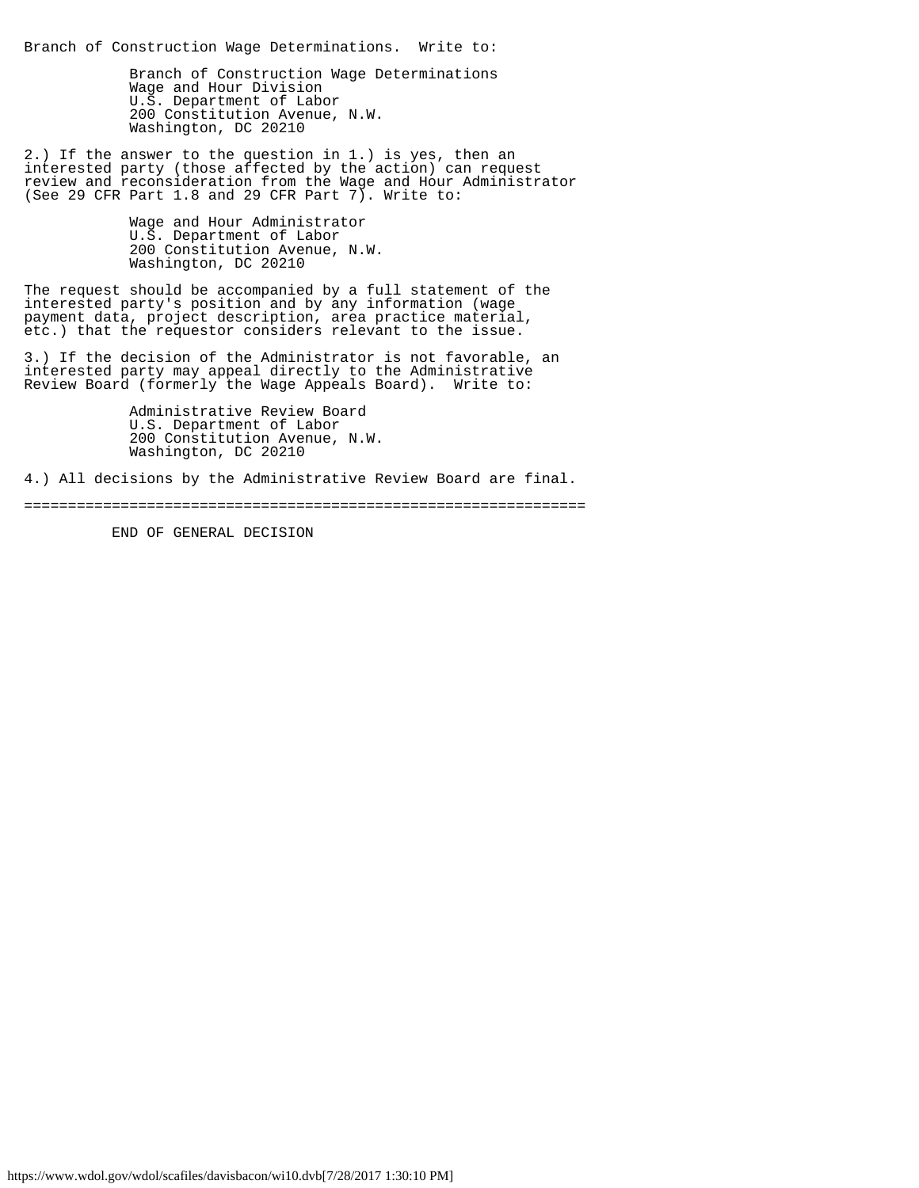Branch of Construction Wage Determinations. Write to:

Branch of Construction Wage Determinations
Wage and Hour Division
U.S. Department of Labor
200 Constitution Avenue, N.W.
Washington, DC 20210

2.) If the answer to the question in 1.) is yes, then an interested party (those affected by the action) can request review and reconsideration from the Wage and Hour Administrator (See 29 CFR Part 1.8 and 29 CFR Part 7). Write to:

Wage and Hour Administrator
U.S. Department of Labor
200 Constitution Avenue, N.W.
Washington, DC 20210

The request should be accompanied by a full statement of the interested party's position and by any information (wage payment data, project description, area practice material, etc.) that the requestor considers relevant to the issue.

3.) If the decision of the Administrator is not favorable, an interested party may appeal directly to the Administrative Review Board (formerly the Wage Appeals Board). Write to:

Administrative Review Board
U.S. Department of Labor
200 Constitution Avenue, N.W.
Washington, DC 20210

4.) All decisions by the Administrative Review Board are final.

================================================================

END OF GENERAL DECISION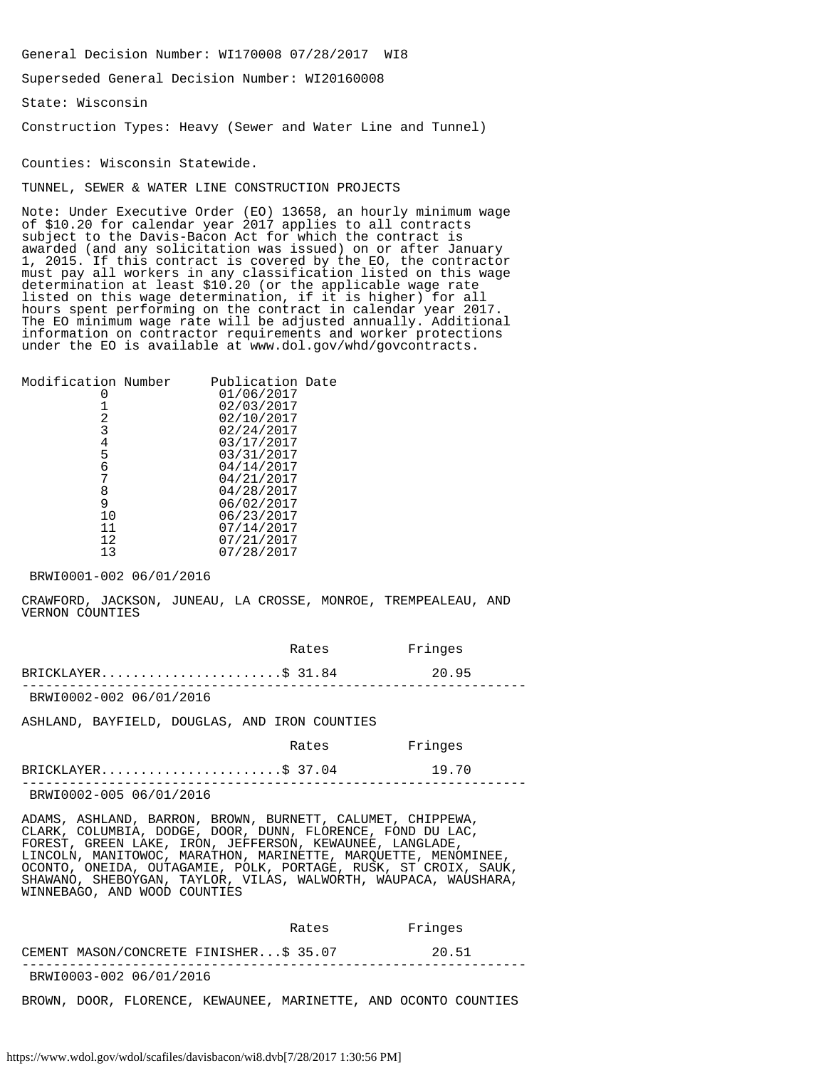General Decision Number: WI170008 07/28/2017 WI8

Superseded General Decision Number: WI20160008

State: Wisconsin

Construction Types: Heavy (Sewer and Water Line and Tunnel)

Counties: Wisconsin Statewide.

TUNNEL, SEWER & WATER LINE CONSTRUCTION PROJECTS

Note: Under Executive Order (EO) 13658, an hourly minimum wage of $10.20 for calendar year 2017 applies to all contracts subject to the Davis-Bacon Act for which the contract is awarded (and any solicitation was issued) on or after January 1, 2015. If this contract is covered by the EO, the contractor must pay all workers in any classification listed on this wage determination at least $10.20 (or the applicable wage rate listed on this wage determination, if it is higher) for all hours spent performing on the contract in calendar year 2017. The EO minimum wage rate will be adjusted annually. Additional information on contractor requirements and worker protections under the EO is available at www.dol.gov/whd/govcontracts.

| Modification Number | Publication Date |
|---|---|
| 0 | 01/06/2017 |
| 1 | 02/03/2017 |
| 2 | 02/10/2017 |
| 3 | 02/24/2017 |
| 4 | 03/17/2017 |
| 5 | 03/31/2017 |
| 6 | 04/14/2017 |
| 7 | 04/21/2017 |
| 8 | 04/28/2017 |
| 9 | 06/02/2017 |
| 10 | 06/23/2017 |
| 11 | 07/14/2017 |
| 12 | 07/21/2017 |
| 13 | 07/28/2017 |

BRWI0001-002 06/01/2016

CRAWFORD, JACKSON, JUNEAU, LA CROSSE, MONROE, TREMPEALEAU, AND VERNON COUNTIES

| | Rates | Fringes |
|---|---|---|
| BRICKLAYER | $ 31.84 | 20.95 |

----------------------------------------------------------------

BRWI0002-002 06/01/2016

ASHLAND, BAYFIELD, DOUGLAS, AND IRON COUNTIES

| | Rates | Fringes |
|---|---|---|
| BRICKLAYER | $ 37.04 | 19.70 |

----------------------------------------------------------------

BRWI0002-005 06/01/2016

ADAMS, ASHLAND, BARRON, BROWN, BURNETT, CALUMET, CHIPPEWA, CLARK, COLUMBIA, DODGE, DOOR, DUNN, FLORENCE, FOND DU LAC, FOREST, GREEN LAKE, IRON, JEFFERSON, KEWAUNEE, LANGLADE, LINCOLN, MANITOWOC, MARATHON, MARINETTE, MARQUETTE, MENOMINEE, OCONTO, ONEIDA, OUTAGAMIE, POLK, PORTAGE, RUSK, ST CROIX, SAUK, SHAWANO, SHEBOYGAN, TAYLOR, VILAS, WALWORTH, WAUPACA, WAUSHARA, WINNEBAGO, AND WOOD COUNTIES

| | Rates | Fringes |
|---|---|---|
| CEMENT MASON/CONCRETE FINISHER | $ 35.07 | 20.51 |

----------------------------------------------------------------

BRWI0003-002 06/01/2016

BROWN, DOOR, FLORENCE, KEWAUNEE, MARINETTE, AND OCONTO COUNTIES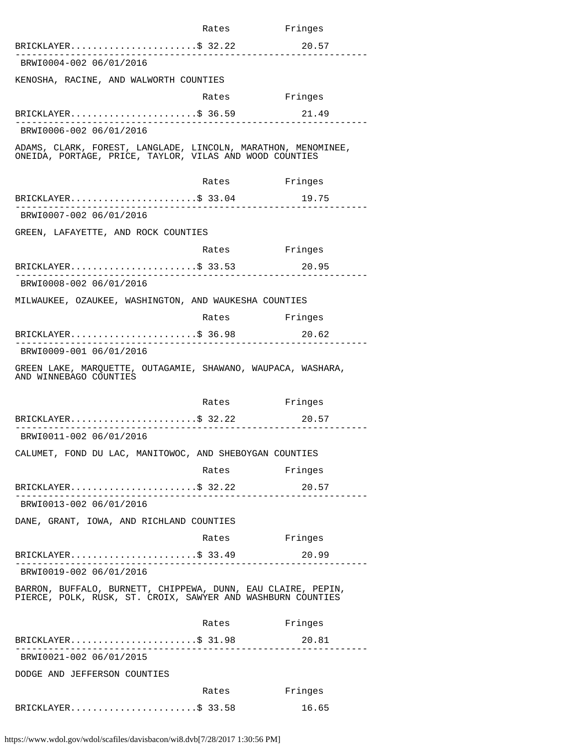| | Rates | Fringes |
|---|---|---|
| BRICKLAYER | $ 32.22 | 20.57 |

---

BRWI0004-002 06/01/2016

KENOSHA, RACINE, AND WALWORTH COUNTIES

| | Rates | Fringes |
|---|---|---|
| BRICKLAYER | $ 36.59 | 21.49 |

---

BRWI0006-002 06/01/2016

ADAMS, CLARK, FOREST, LANGLADE, LINCOLN, MARATHON, MENOMINEE, ONEIDA, PORTAGE, PRICE, TAYLOR, VILAS AND WOOD COUNTIES

| | Rates | Fringes |
|---|---|---|
| BRICKLAYER | $ 33.04 | 19.75 |

---

BRWI0007-002 06/01/2016

GREEN, LAFAYETTE, AND ROCK COUNTIES

| | Rates | Fringes |
|---|---|---|
| BRICKLAYER | $ 33.53 | 20.95 |

---

BRWI0008-002 06/01/2016

MILWAUKEE, OZAUKEE, WASHINGTON, AND WAUKESHA COUNTIES

| | Rates | Fringes |
|---|---|---|
| BRICKLAYER | $ 36.98 | 20.62 |

---

BRWI0009-001 06/01/2016

GREEN LAKE, MARQUETTE, OUTAGAMIE, SHAWANO, WAUPACA, WASHARA, AND WINNEBAGO COUNTIES

| | Rates | Fringes |
|---|---|---|
| BRICKLAYER | $ 32.22 | 20.57 |

---

BRWI0011-002 06/01/2016

CALUMET, FOND DU LAC, MANITOWOC, AND SHEBOYGAN COUNTIES

| | Rates | Fringes |
|---|---|---|
| BRICKLAYER | $ 32.22 | 20.57 |

---

BRWI0013-002 06/01/2016

DANE, GRANT, IOWA, AND RICHLAND COUNTIES

| | Rates | Fringes |
|---|---|---|
| BRICKLAYER | $ 33.49 | 20.99 |

---

BRWI0019-002 06/01/2016

BARRON, BUFFALO, BURNETT, CHIPPEWA, DUNN, EAU CLAIRE, PEPIN, PIERCE, POLK, RUSK, ST. CROIX, SAWYER AND WASHBURN COUNTIES

| | Rates | Fringes |
|---|---|---|
| BRICKLAYER | $ 31.98 | 20.81 |

---

BRWI0021-002 06/01/2015

DODGE AND JEFFERSON COUNTIES

| | Rates | Fringes |
|---|---|---|
| BRICKLAYER | $ 33.58 | 16.65 |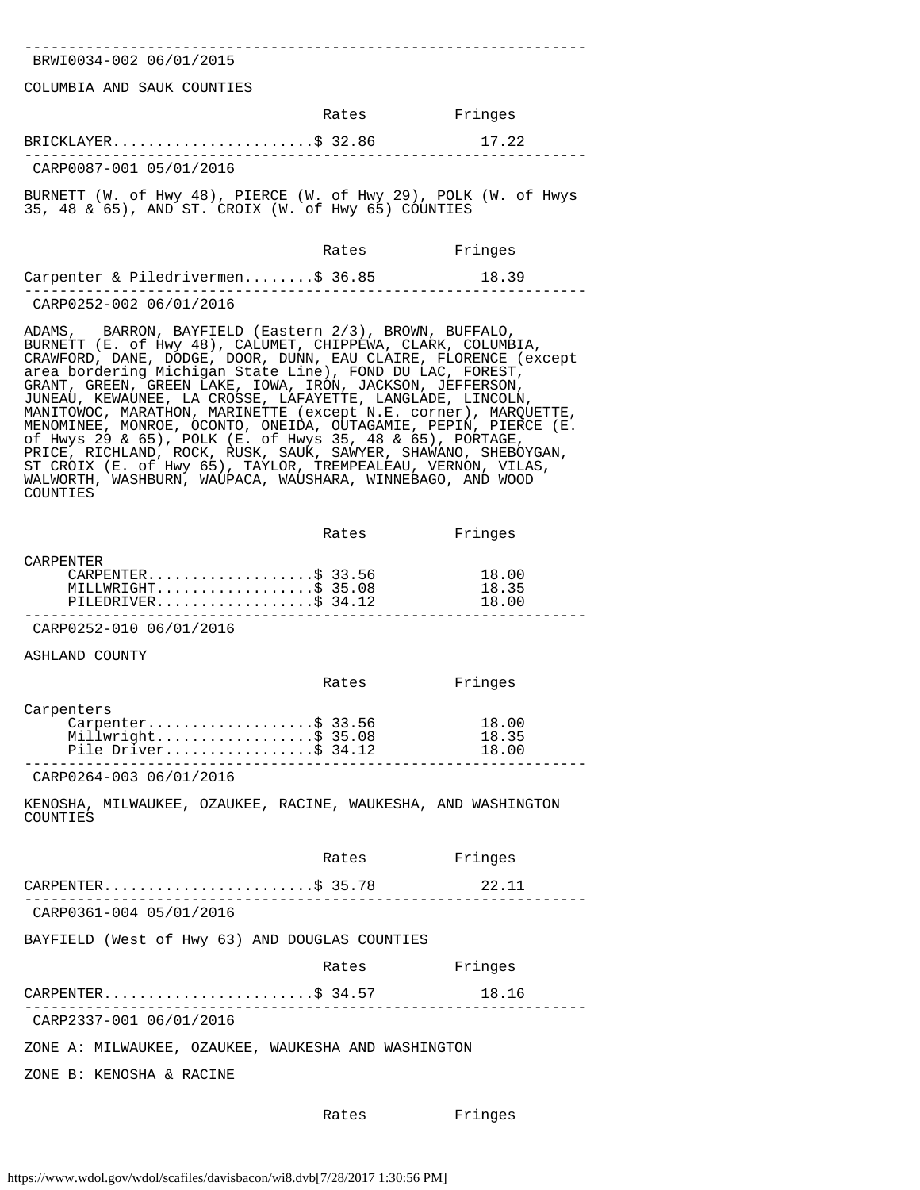BRWI0034-002 06/01/2015

COLUMBIA AND SAUK COUNTIES

| | Rates | Fringes |
|---|---|---|
| BRICKLAYER | $ 32.86 | 17.22 |

---

CARP0087-001 05/01/2016

BURNETT (W. of Hwy 48), PIERCE (W. of Hwy 29), POLK (W. of Hwys 35, 48 & 65), AND ST. CROIX (W. of Hwy 65) COUNTIES

| | Rates | Fringes |
|---|---|---|
| Carpenter & Piledrivermen | $ 36.85 | 18.39 |

---

CARP0252-002 06/01/2016

ADAMS, BARRON, BAYFIELD (Eastern 2/3), BROWN, BUFFALO, BURNETT (E. of Hwy 48), CALUMET, CHIPPEWA, CLARK, COLUMBIA, CRAWFORD, DANE, DODGE, DOOR, DUNN, EAU CLAIRE, FLORENCE (except area bordering Michigan State Line), FOND DU LAC, FOREST, GRANT, GREEN, GREEN LAKE, IOWA, IRON, JACKSON, JEFFERSON, JUNEAU, KEWAUNEE, LA CROSSE, LAFAYETTE, LANGLADE, LINCOLN, MANITOWOC, MARATHON, MARINETTE (except N.E. corner), MARQUETTE, MENOMINEE, MONROE, OCONTO, ONEIDA, OUTAGAMIE, PEPIN, PIERCE (E. of Hwys 29 & 65), POLK (E. of Hwys 35, 48 & 65), PORTAGE, PRICE, RICHLAND, ROCK, RUSK, SAUK, SAWYER, SHAWANO, SHEBOYGAN, ST CROIX (E. of Hwy 65), TAYLOR, TREMPEALEAU, VERNON, VILAS, WALWORTH, WASHBURN, WAUPACA, WAUSHARA, WINNEBAGO, AND WOOD COUNTIES

| | Rates | Fringes |
|---|---|---|
| CARPENTER | | |
| CARPENTER | $ 33.56 | 18.00 |
| MILLWRIGHT | $ 35.08 | 18.35 |
| PILEDRIVER | $ 34.12 | 18.00 |

---

CARP0252-010 06/01/2016

ASHLAND COUNTY

| | Rates | Fringes |
|---|---|---|
| Carpenters | | |
| Carpenter | $ 33.56 | 18.00 |
| Millwright | $ 35.08 | 18.35 |
| Pile Driver | $ 34.12 | 18.00 |

---

CARP0264-003 06/01/2016

KENOSHA, MILWAUKEE, OZAUKEE, RACINE, WAUKESHA, AND WASHINGTON COUNTIES

| | Rates | Fringes |
|---|---|---|
| CARPENTER | $ 35.78 | 22.11 |

---

CARP0361-004 05/01/2016

BAYFIELD (West of Hwy 63) AND DOUGLAS COUNTIES

| | Rates | Fringes |
|---|---|---|
| CARPENTER | $ 34.57 | 18.16 |

---

CARP2337-001 06/01/2016

ZONE A: MILWAUKEE, OZAUKEE, WAUKESHA AND WASHINGTON

ZONE B: KENOSHA & RACINE

| | Rates | Fringes |
|---|---|---|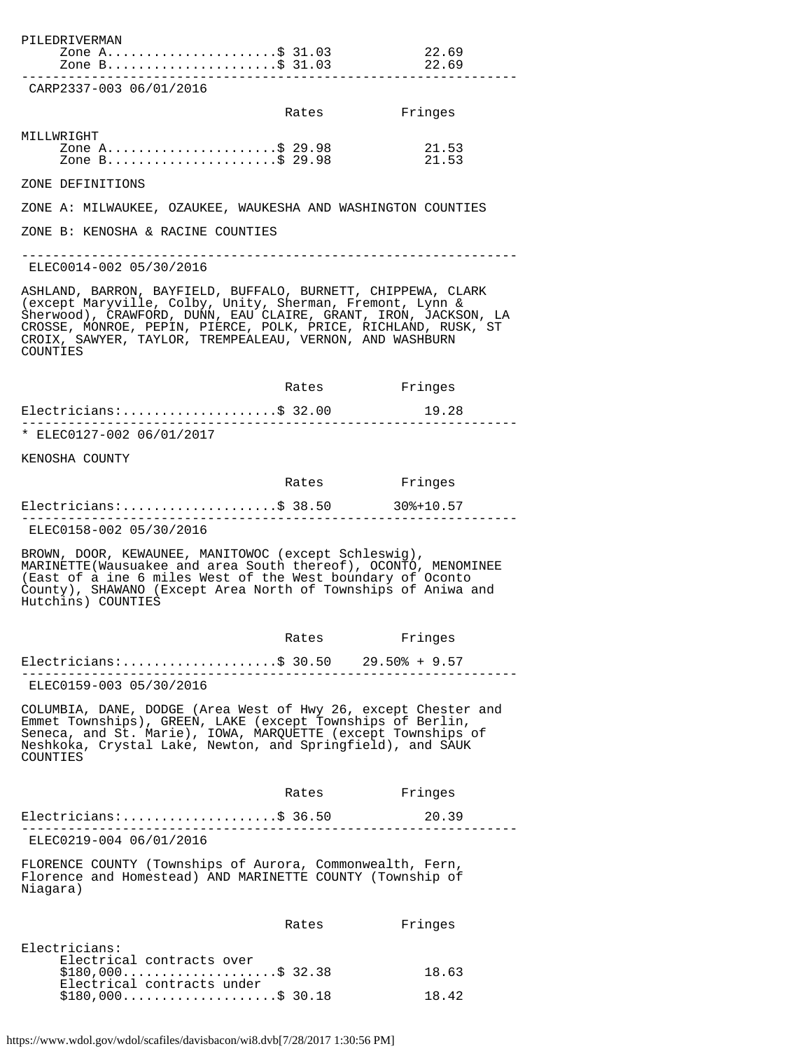| | Rates | Fringes |
|---|---|---|
| PILEDRIVERMAN | | |
| Zone A | $ 31.03 | 22.69 |
| Zone B | $ 31.03 | 22.69 |

---

CARP2337-003 06/01/2016

| | Rates | Fringes |
|---|---|---|
| MILLWRIGHT | | |
| Zone A | $ 29.98 | 21.53 |
| Zone B | $ 29.98 | 21.53 |

ZONE DEFINITIONS

ZONE A: MILWAUKEE, OZAUKEE, WAUKESHA AND WASHINGTON COUNTIES

ZONE B: KENOSHA & RACINE COUNTIES

---

ELEC0014-002 05/30/2016

ASHLAND, BARRON, BAYFIELD, BUFFALO, BURNETT, CHIPPEWA, CLARK (except Maryville, Colby, Unity, Sherman, Fremont, Lynn & Sherwood), CRAWFORD, DUNN, EAU CLAIRE, GRANT, IRON, JACKSON, LA CROSSE, MONROE, PEPIN, PIERCE, POLK, PRICE, RICHLAND, RUSK, ST CROIX, SAWYER, TAYLOR, TREMPEALEAU, VERNON, AND WASHBURN COUNTIES

| | Rates | Fringes |
|---|---|---|
| Electricians: | $ 32.00 | 19.28 |

---

* ELEC0127-002 06/01/2017

KENOSHA COUNTY

| | Rates | Fringes |
|---|---|---|
| Electricians: | $ 38.50 | 30%+10.57 |

---

ELEC0158-002 05/30/2016

BROWN, DOOR, KEWAUNEE, MANITOWOC (except Schleswig), MARINETTE(Wausuakee and area South thereof), OCONTO, MENOMINEE (East of a ine 6 miles West of the West boundary of Oconto County), SHAWANO (Except Area North of Townships of Aniwa and Hutchins) COUNTIES

| | Rates | Fringes |
|---|---|---|
| Electricians: | $ 30.50 | 29.50% + 9.57 |

---

ELEC0159-003 05/30/2016

COLUMBIA, DANE, DODGE (Area West of Hwy 26, except Chester and Emmet Townships), GREEN, LAKE (except Townships of Berlin, Seneca, and St. Marie), IOWA, MARQUETTE (except Townships of Neshkoka, Crystal Lake, Newton, and Springfield), and SAUK COUNTIES

| | Rates | Fringes |
|---|---|---|
| Electricians: | $ 36.50 | 20.39 |

---

ELEC0219-004 06/01/2016

FLORENCE COUNTY (Townships of Aurora, Commonwealth, Fern, Florence and Homestead) AND MARINETTE COUNTY (Township of Niagara)

| | Rates | Fringes |
|---|---|---|
| Electricians: | | |
| Electrical contracts over $180,000 | $ 32.38 | 18.63 |
| Electrical contracts under $180,000 | $ 30.18 | 18.42 |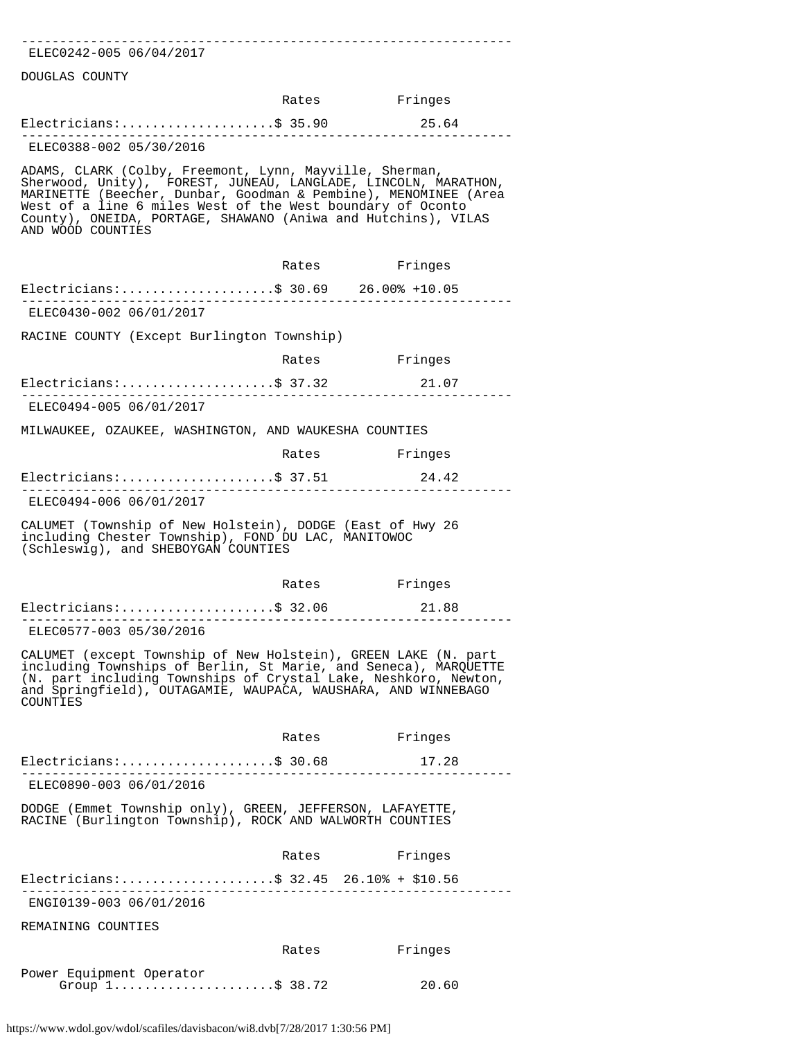---

ELEC0242-005 06/04/2017

DOUGLAS COUNTY

| | Rates | Fringes |
|---|---|---|
| Electricians:.................... | $ 35.90 | 25.64 |

---

ELEC0388-002 05/30/2016

ADAMS, CLARK (Colby, Freemont, Lynn, Mayville, Sherman, Sherwood, Unity), FOREST, JUNEAU, LANGLADE, LINCOLN, MARATHON, MARINETTE (Beecher, Dunbar, Goodman & Pembine), MENOMINEE (Area West of a line 6 miles West of the West boundary of Oconto County), ONEIDA, PORTAGE, SHAWANO (Aniwa and Hutchins), VILAS AND WOOD COUNTIES

| | Rates | Fringes |
|---|---|---|
| Electricians:.................... | $ 30.69 | 26.00% +10.05 |

---

ELEC0430-002 06/01/2017

RACINE COUNTY (Except Burlington Township)

| | Rates | Fringes |
|---|---|---|
| Electricians:.................... | $ 37.32 | 21.07 |

---

ELEC0494-005 06/01/2017

MILWAUKEE, OZAUKEE, WASHINGTON, AND WAUKESHA COUNTIES

| | Rates | Fringes |
|---|---|---|
| Electricians:.................... | $ 37.51 | 24.42 |

---

ELEC0494-006 06/01/2017

CALUMET (Township of New Holstein), DODGE (East of Hwy 26 including Chester Township), FOND DU LAC, MANITOWOC (Schleswig), and SHEBOYGAN COUNTIES

| | Rates | Fringes |
|---|---|---|
| Electricians:.................... | $ 32.06 | 21.88 |

---

ELEC0577-003 05/30/2016

CALUMET (except Township of New Holstein), GREEN LAKE (N. part including Townships of Berlin, St Marie, and Seneca), MARQUETTE (N. part including Townships of Crystal Lake, Neshkoro, Newton, and Springfield), OUTAGAMIE, WAUPACA, WAUSHARA, AND WINNEBAGO COUNTIES

| | Rates | Fringes |
|---|---|---|
| Electricians:.................... | $ 30.68 | 17.28 |

---

ELEC0890-003 06/01/2016

DODGE (Emmet Township only), GREEN, JEFFERSON, LAFAYETTE, RACINE (Burlington Township), ROCK AND WALWORTH COUNTIES

| | Rates | Fringes |
|---|---|---|
| Electricians:.................... | $ 32.45 | 26.10% + $10.56 |

---

ENGI0139-003 06/01/2016

REMAINING COUNTIES

| | Rates | Fringes |
|---|---|---|
| Power Equipment Operator | | |
| Group 1..................... | $ 38.72 | 20.60 |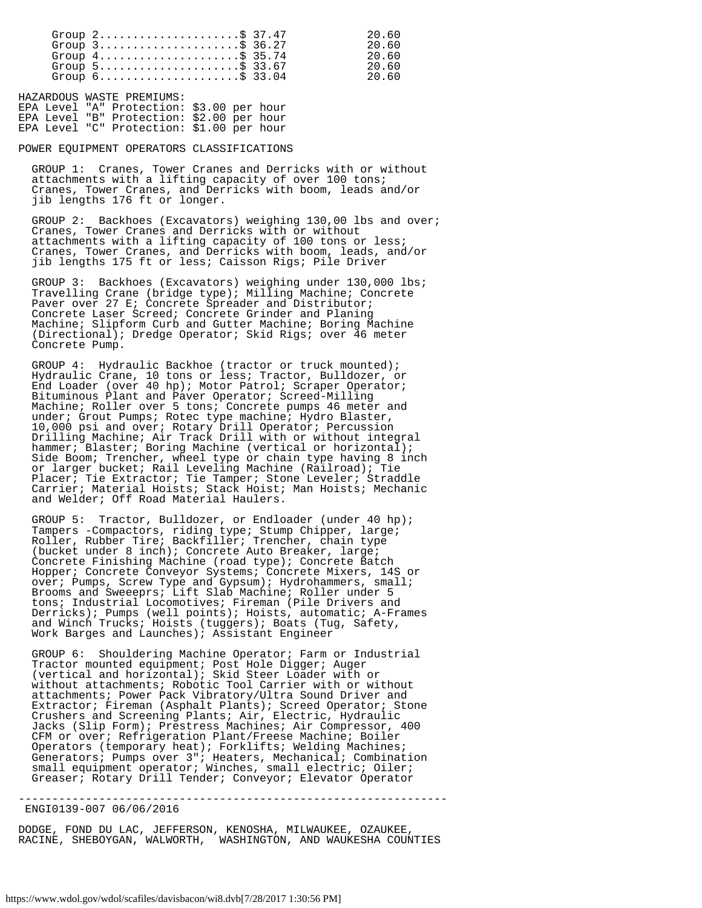| | Rates | Fringes |
|---|---|---|
| Group 2 | $ 37.47 | 20.60 |
| Group 3 | $ 36.27 | 20.60 |
| Group 4 | $ 35.74 | 20.60 |
| Group 5 | $ 33.67 | 20.60 |
| Group 6 | $ 33.04 | 20.60 |

HAZARDOUS WASTE PREMIUMS:
EPA Level "A" Protection: $3.00 per hour
EPA Level "B" Protection: $2.00 per hour
EPA Level "C" Protection: $1.00 per hour

POWER EQUIPMENT OPERATORS CLASSIFICATIONS

GROUP 1: Cranes, Tower Cranes and Derricks with or without attachments with a lifting capacity of over 100 tons; Cranes, Tower Cranes, and Derricks with boom, leads and/or jib lengths 176 ft or longer.

GROUP 2: Backhoes (Excavators) weighing 130,00 lbs and over; Cranes, Tower Cranes and Derricks with or without attachments with a lifting capacity of 100 tons or less; Cranes, Tower Cranes, and Derricks with boom, leads, and/or jib lengths 175 ft or less; Caisson Rigs; Pile Driver

GROUP 3: Backhoes (Excavators) weighing under 130,000 lbs; Travelling Crane (bridge type); Milling Machine; Concrete Paver over 27 E; Concrete Spreader and Distributor; Concrete Laser Screed; Concrete Grinder and Planing Machine; Slipform Curb and Gutter Machine; Boring Machine (Directional); Dredge Operator; Skid Rigs; over 46 meter Concrete Pump.

GROUP 4: Hydraulic Backhoe (tractor or truck mounted); Hydraulic Crane, 10 tons or less; Tractor, Bulldozer, or End Loader (over 40 hp); Motor Patrol; Scraper Operator; Bituminous Plant and Paver Operator; Screed-Milling Machine; Roller over 5 tons; Concrete pumps 46 meter and under; Grout Pumps; Rotec type machine; Hydro Blaster, 10,000 psi and over; Rotary Drill Operator; Percussion Drilling Machine; Air Track Drill with or without integral hammer; Blaster; Boring Machine (vertical or horizontal); Side Boom; Trencher, wheel type or chain type having 8 inch or larger bucket; Rail Leveling Machine (Railroad); Tie Placer; Tie Extractor; Tie Tamper; Stone Leveler; Straddle Carrier; Material Hoists; Stack Hoist; Man Hoists; Mechanic and Welder; Off Road Material Haulers.

GROUP 5: Tractor, Bulldozer, or Endloader (under 40 hp); Tampers -Compactors, riding type; Stump Chipper, large; Roller, Rubber Tire; Backfiller; Trencher, chain type (bucket under 8 inch); Concrete Auto Breaker, large; Concrete Finishing Machine (road type); Concrete Batch Hopper; Concrete Conveyor Systems; Concrete Mixers, 14S or over; Pumps, Screw Type and Gypsum); Hydrohammers, small; Brooms and Sweeeprs; Lift Slab Machine; Roller under 5 tons; Industrial Locomotives; Fireman (Pile Drivers and Derricks); Pumps (well points); Hoists, automatic; A-Frames and Winch Trucks; Hoists (tuggers); Boats (Tug, Safety, Work Barges and Launches); Assistant Engineer

GROUP 6: Shouldering Machine Operator; Farm or Industrial Tractor mounted equipment; Post Hole Digger; Auger (vertical and horizontal); Skid Steer Loader with or without attachments; Robotic Tool Carrier with or without attachments; Power Pack Vibratory/Ultra Sound Driver and Extractor; Fireman (Asphalt Plants); Screed Operator; Stone Crushers and Screening Plants; Air, Electric, Hydraulic Jacks (Slip Form); Prestress Machines; Air Compressor, 400 CFM or over; Refrigeration Plant/Freese Machine; Boiler Operators (temporary heat); Forklifts; Welding Machines; Generators; Pumps over 3"; Heaters, Mechanical; Combination small equipment operator; Winches, small electric; Oiler; Greaser; Rotary Drill Tender; Conveyor; Elevator Operator

---

ENGI0139-007 06/06/2016

DODGE, FOND DU LAC, JEFFERSON, KENOSHA, MILWAUKEE, OZAUKEE, RACINE, SHEBOYGAN, WALWORTH, WASHINGTON, AND WAUKESHA COUNTIES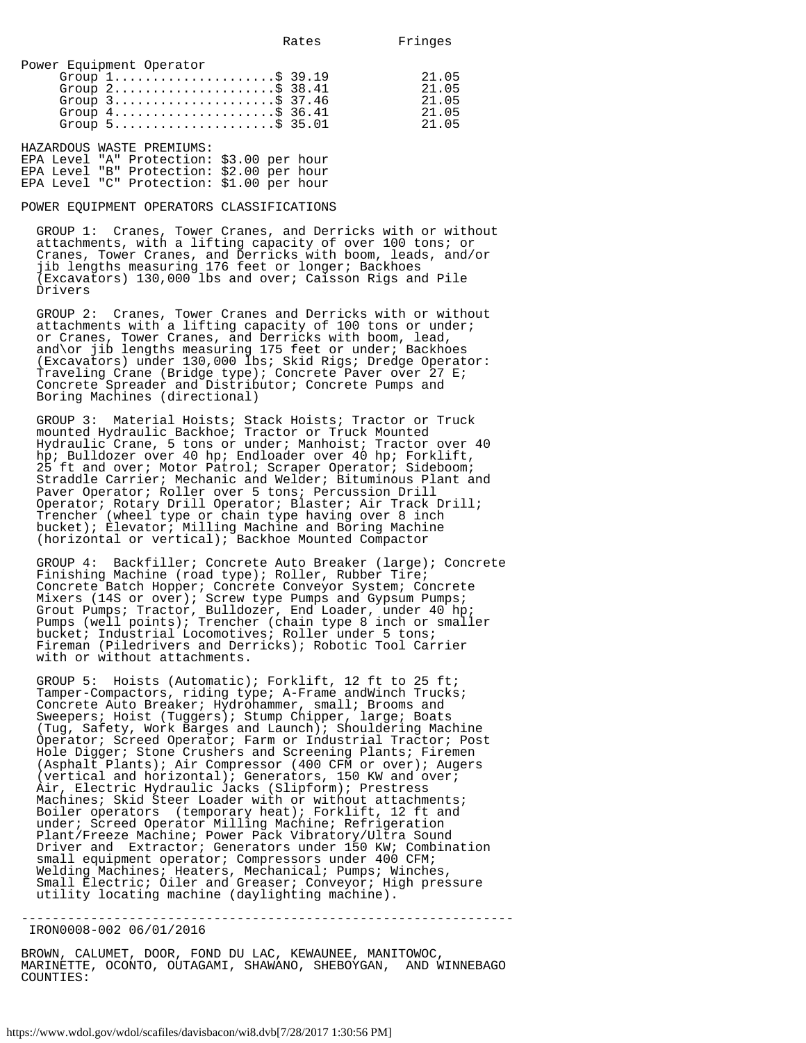| | Rates | Fringes |
|---|---|---|
| Power Equipment Operator | | |
| Group 1 | $ 39.19 | 21.05 |
| Group 2 | $ 38.41 | 21.05 |
| Group 3 | $ 37.46 | 21.05 |
| Group 4 | $ 36.41 | 21.05 |
| Group 5 | $ 35.01 | 21.05 |

HAZARDOUS WASTE PREMIUMS:
EPA Level "A" Protection: $3.00 per hour
EPA Level "B" Protection: $2.00 per hour
EPA Level "C" Protection: $1.00 per hour

POWER EQUIPMENT OPERATORS CLASSIFICATIONS

GROUP 1: Cranes, Tower Cranes, and Derricks with or without attachments, with a lifting capacity of over 100 tons; or Cranes, Tower Cranes, and Derricks with boom, leads, and/or jib lengths measuring 176 feet or longer; Backhoes (Excavators) 130,000 lbs and over; Caisson Rigs and Pile Drivers

GROUP 2: Cranes, Tower Cranes and Derricks with or without attachments with a lifting capacity of 100 tons or under; or Cranes, Tower Cranes, and Derricks with boom, lead, and\or jib lengths measuring 175 feet or under; Backhoes (Excavators) under 130,000 lbs; Skid Rigs; Dredge Operator: Traveling Crane (Bridge type); Concrete Paver over 27 E; Concrete Spreader and Distributor; Concrete Pumps and Boring Machines (directional)

GROUP 3: Material Hoists; Stack Hoists; Tractor or Truck mounted Hydraulic Backhoe; Tractor or Truck Mounted Hydraulic Crane, 5 tons or under; Manhoist; Tractor over 40 hp; Bulldozer over 40 hp; Endloader over 40 hp; Forklift, 25 ft and over; Motor Patrol; Scraper Operator; Sideboom; Straddle Carrier; Mechanic and Welder; Bituminous Plant and Paver Operator; Roller over 5 tons; Percussion Drill Operator; Rotary Drill Operator; Blaster; Air Track Drill; Trencher (wheel type or chain type having over 8 inch bucket); Elevator; Milling Machine and Boring Machine (horizontal or vertical); Backhoe Mounted Compactor

GROUP 4: Backfiller; Concrete Auto Breaker (large); Concrete Finishing Machine (road type); Roller, Rubber Tire; Concrete Batch Hopper; Concrete Conveyor System; Concrete Mixers (14S or over); Screw type Pumps and Gypsum Pumps; Grout Pumps; Tractor, Bulldozer, End Loader, under 40 hp; Pumps (well points); Trencher (chain type 8 inch or smaller bucket; Industrial Locomotives; Roller under 5 tons; Fireman (Piledrivers and Derricks); Robotic Tool Carrier with or without attachments.

GROUP 5: Hoists (Automatic); Forklift, 12 ft to 25 ft; Tamper-Compactors, riding type; A-Frame andWinch Trucks; Concrete Auto Breaker; Hydrohammer, small; Brooms and Sweepers; Hoist (Tuggers); Stump Chipper, large; Boats (Tug, Safety, Work Barges and Launch); Shouldering Machine Operator; Screed Operator; Farm or Industrial Tractor; Post Hole Digger; Stone Crushers and Screening Plants; Firemen (Asphalt Plants); Air Compressor (400 CFM or over); Augers (vertical and horizontal); Generators, 150 KW and over; Air, Electric Hydraulic Jacks (Slipform); Prestress Machines; Skid Steer Loader with or without attachments; Boiler operators (temporary heat); Forklift, 12 ft and under; Screed Operator Milling Machine; Refrigeration Plant/Freeze Machine; Power Pack Vibratory/Ultra Sound Driver and Extractor; Generators under 150 KW; Combination small equipment operator; Compressors under 400 CFM; Welding Machines; Heaters, Mechanical; Pumps; Winches, Small Electric; Oiler and Greaser; Conveyor; High pressure utility locating machine (daylighting machine).

----------------------------------------------------------------

IRON0008-002 06/01/2016

BROWN, CALUMET, DOOR, FOND DU LAC, KEWAUNEE, MANITOWOC, MARINETTE, OCONTO, OUTAGAMI, SHAWANO, SHEBOYGAN, AND WINNEBAGO COUNTIES: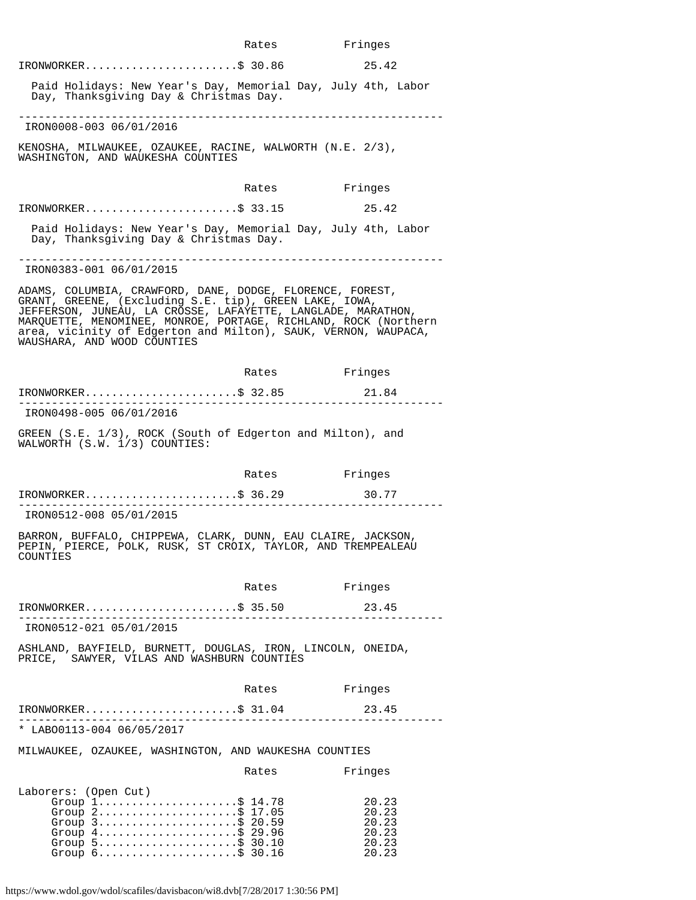| | Rates | Fringes |
|---|---|---|
| IRONWORKER | $ 30.86 | 25.42 |

Paid Holidays: New Year's Day, Memorial Day, July 4th, Labor Day, Thanksgiving Day & Christmas Day.

---

IRON0008-003 06/01/2016

KENOSHA, MILWAUKEE, OZAUKEE, RACINE, WALWORTH (N.E. 2/3), WASHINGTON, AND WAUKESHA COUNTIES

| | Rates | Fringes |
|---|---|---|
| IRONWORKER | $ 33.15 | 25.42 |

Paid Holidays: New Year's Day, Memorial Day, July 4th, Labor Day, Thanksgiving Day & Christmas Day.

---

IRON0383-001 06/01/2015

ADAMS, COLUMBIA, CRAWFORD, DANE, DODGE, FLORENCE, FOREST, GRANT, GREENE, (Excluding S.E. tip), GREEN LAKE, IOWA, JEFFERSON, JUNEAU, LA CROSSE, LAFAYETTE, LANGLADE, MARATHON, MARQUETTE, MENOMINEE, MONROE, PORTAGE, RICHLAND, ROCK (Northern area, vicinity of Edgerton and Milton), SAUK, VERNON, WAUPACA, WAUSHARA, AND WOOD COUNTIES

| | Rates | Fringes |
|---|---|---|
| IRONWORKER | $ 32.85 | 21.84 |

---

IRON0498-005 06/01/2016

GREEN (S.E. 1/3), ROCK (South of Edgerton and Milton), and WALWORTH (S.W. 1/3) COUNTIES:

| | Rates | Fringes |
|---|---|---|
| IRONWORKER | $ 36.29 | 30.77 |

---

IRON0512-008 05/01/2015

BARRON, BUFFALO, CHIPPEWA, CLARK, DUNN, EAU CLAIRE, JACKSON, PEPIN, PIERCE, POLK, RUSK, ST CROIX, TAYLOR, AND TREMPEALEAU COUNTIES

| | Rates | Fringes |
|---|---|---|
| IRONWORKER | $ 35.50 | 23.45 |

---

IRON0512-021 05/01/2015

ASHLAND, BAYFIELD, BURNETT, DOUGLAS, IRON, LINCOLN, ONEIDA, PRICE, SAWYER, VILAS AND WASHBURN COUNTIES

| | Rates | Fringes |
|---|---|---|
| IRONWORKER | $ 31.04 | 23.45 |

---

* LABO0113-004 06/05/2017

MILWAUKEE, OZAUKEE, WASHINGTON, AND WAUKESHA COUNTIES

| | Rates | Fringes |
|---|---|---|
| Laborers: (Open Cut) | | |
| Group 1 | $ 14.78 | 20.23 |
| Group 2 | $ 17.05 | 20.23 |
| Group 3 | $ 20.59 | 20.23 |
| Group 4 | $ 29.96 | 20.23 |
| Group 5 | $ 30.10 | 20.23 |
| Group 6 | $ 30.16 | 20.23 |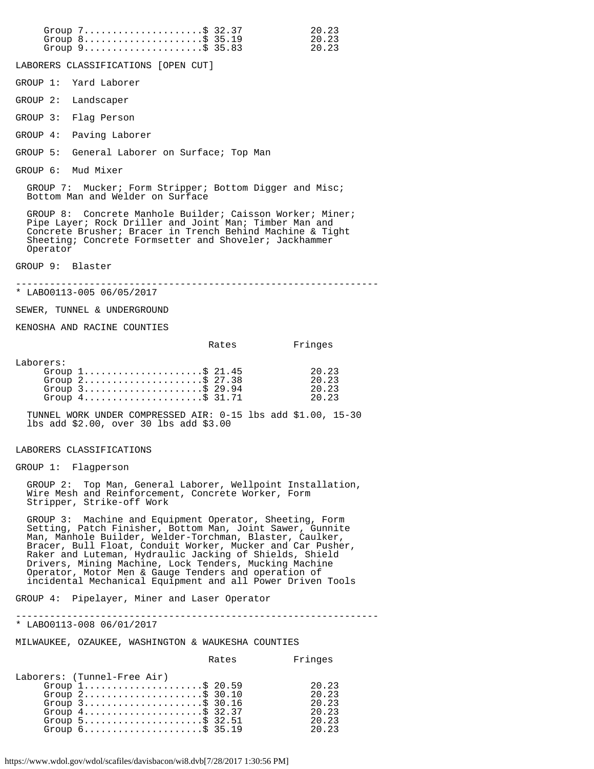| | Rates | Fringes |
|---|---|---|
| Group 7 | $ 32.37 | 20.23 |
| Group 8 | $ 35.19 | 20.23 |
| Group 9 | $ 35.83 | 20.23 |

LABORERS CLASSIFICATIONS [OPEN CUT]

GROUP 1: Yard Laborer

GROUP 2: Landscaper

GROUP 3: Flag Person

GROUP 4: Paving Laborer

GROUP 5: General Laborer on Surface; Top Man

GROUP 6: Mud Mixer

GROUP 7: Mucker; Form Stripper; Bottom Digger and Misc; Bottom Man and Welder on Surface

GROUP 8: Concrete Manhole Builder; Caisson Worker; Miner; Pipe Layer; Rock Driller and Joint Man; Timber Man and Concrete Brusher; Bracer in Trench Behind Machine & Tight Sheeting; Concrete Formsetter and Shoveler; Jackhammer Operator

GROUP 9: Blaster

----------------------------------------------------------------

\* LABO0113-005 06/05/2017

SEWER, TUNNEL & UNDERGROUND

KENOSHA AND RACINE COUNTIES

| | Rates | Fringes |
|---|---|---|
| Laborers: | | |
| Group 1 | $ 21.45 | 20.23 |
| Group 2 | $ 27.38 | 20.23 |
| Group 3 | $ 29.94 | 20.23 |
| Group 4 | $ 31.71 | 20.23 |

TUNNEL WORK UNDER COMPRESSED AIR: 0-15 lbs add $1.00, 15-30 lbs add $2.00, over 30 lbs add $3.00

LABORERS CLASSIFICATIONS

GROUP 1: Flagperson

GROUP 2: Top Man, General Laborer, Wellpoint Installation, Wire Mesh and Reinforcement, Concrete Worker, Form Stripper, Strike-off Work

GROUP 3: Machine and Equipment Operator, Sheeting, Form Setting, Patch Finisher, Bottom Man, Joint Sawer, Gunnite Man, Manhole Builder, Welder-Torchman, Blaster, Caulker, Bracer, Bull Float, Conduit Worker, Mucker and Car Pusher, Raker and Luteman, Hydraulic Jacking of Shields, Shield Drivers, Mining Machine, Lock Tenders, Mucking Machine Operator, Motor Men & Gauge Tenders and operation of incidental Mechanical Equipment and all Power Driven Tools

GROUP 4: Pipelayer, Miner and Laser Operator

----------------------------------------------------------------

\* LABO0113-008 06/01/2017

MILWAUKEE, OZAUKEE, WASHINGTON & WAUKESHA COUNTIES

| | Rates | Fringes |
|---|---|---|
| Laborers: (Tunnel-Free Air) | | |
| Group 1 | $ 20.59 | 20.23 |
| Group 2 | $ 30.10 | 20.23 |
| Group 3 | $ 30.16 | 20.23 |
| Group 4 | $ 32.37 | 20.23 |
| Group 5 | $ 32.51 | 20.23 |
| Group 6 | $ 35.19 | 20.23 |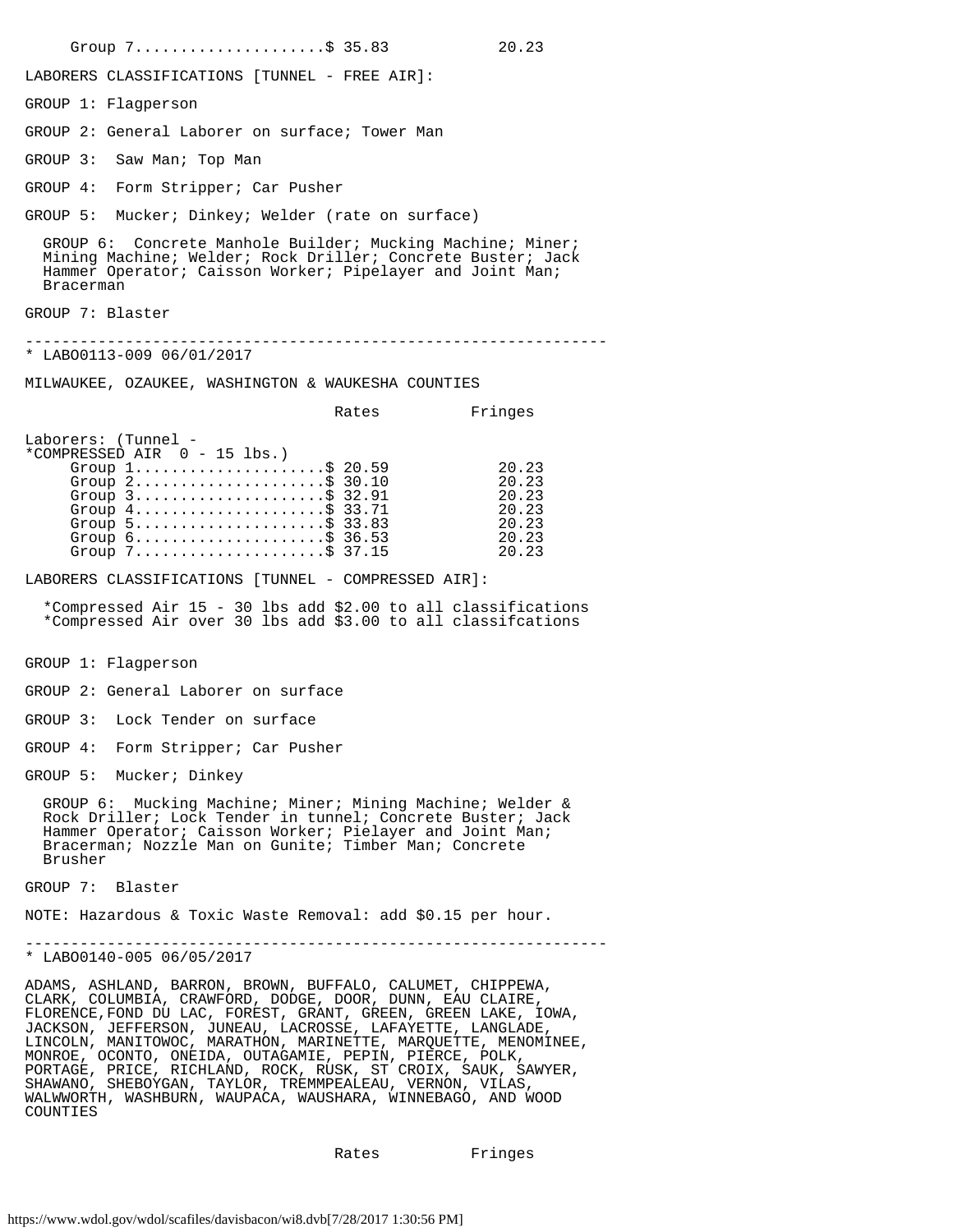| | Rates | Fringes |
|---|---|---|
| Group 7 | $ 35.83 | 20.23 |

LABORERS CLASSIFICATIONS [TUNNEL - FREE AIR]:

GROUP 1: Flagperson

GROUP 2: General Laborer on surface; Tower Man

GROUP 3: Saw Man; Top Man

GROUP 4: Form Stripper; Car Pusher

GROUP 5: Mucker; Dinkey; Welder (rate on surface)

GROUP 6: Concrete Manhole Builder; Mucking Machine; Miner; Mining Machine; Welder; Rock Driller; Concrete Buster; Jack Hammer Operator; Caisson Worker; Pipelayer and Joint Man; Bracerman

GROUP 7: Blaster

---

* LABO0113-009 06/01/2017

MILWAUKEE, OZAUKEE, WASHINGTON & WAUKESHA COUNTIES

| | Rates | Fringes |
|---|---|---|
| Laborers: (Tunnel - *COMPRESSED AIR 0 - 15 lbs.) | | |
| Group 1 | $ 20.59 | 20.23 |
| Group 2 | $ 30.10 | 20.23 |
| Group 3 | $ 32.91 | 20.23 |
| Group 4 | $ 33.71 | 20.23 |
| Group 5 | $ 33.83 | 20.23 |
| Group 6 | $ 36.53 | 20.23 |
| Group 7 | $ 37.15 | 20.23 |

LABORERS CLASSIFICATIONS [TUNNEL - COMPRESSED AIR]:

*Compressed Air 15 - 30 lbs add $2.00 to all classifications
*Compressed Air over 30 lbs add $3.00 to all classifcations

GROUP 1: Flagperson

GROUP 2: General Laborer on surface

GROUP 3: Lock Tender on surface

GROUP 4: Form Stripper; Car Pusher

GROUP 5: Mucker; Dinkey

GROUP 6: Mucking Machine; Miner; Mining Machine; Welder & Rock Driller; Lock Tender in tunnel; Concrete Buster; Jack Hammer Operator; Caisson Worker; Pielayer and Joint Man; Bracerman; Nozzle Man on Gunite; Timber Man; Concrete Brusher

GROUP 7: Blaster

NOTE: Hazardous & Toxic Waste Removal: add $0.15 per hour.

---

* LABO0140-005 06/05/2017

ADAMS, ASHLAND, BARRON, BROWN, BUFFALO, CALUMET, CHIPPEWA, CLARK, COLUMBIA, CRAWFORD, DODGE, DOOR, DUNN, EAU CLAIRE, FLORENCE,FOND DU LAC, FOREST, GRANT, GREEN, GREEN LAKE, IOWA, JACKSON, JEFFERSON, JUNEAU, LACROSSE, LAFAYETTE, LANGLADE, LINCOLN, MANITOWOC, MARATHON, MARINETTE, MARQUETTE, MENOMINEE, MONROE, OCONTO, ONEIDA, OUTAGAMIE, PEPIN, PIERCE, POLK, PORTAGE, PRICE, RICHLAND, ROCK, RUSK, ST CROIX, SAUK, SAWYER, SHAWANO, SHEBOYGAN, TAYLOR, TREMPEALEAU, VERNON, VILAS, WALWORTH, WASHBURN, WAUPACA, WAUSHARA, WINNEBAGO, AND WOOD COUNTIES

| | Rates | Fringes |
|---|---|---|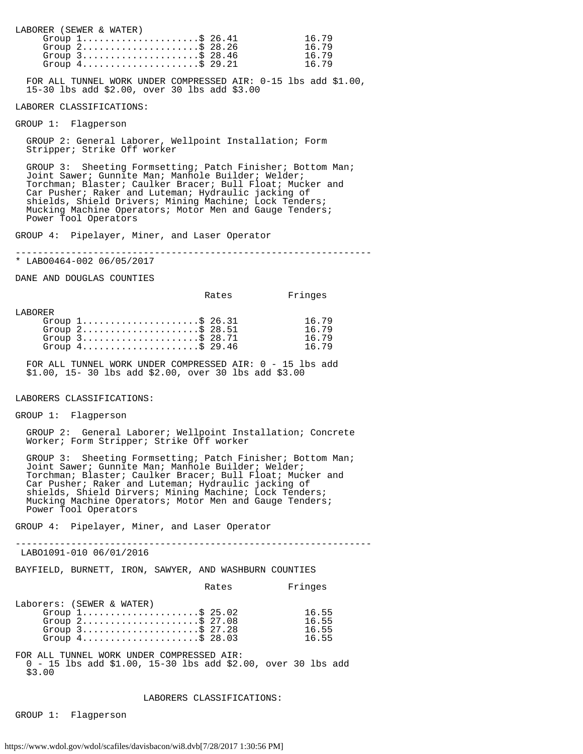LABORER (SEWER & WATER)

| | Rates | Fringes |
|---|---|---|
| Group 1 | $ 26.41 | 16.79 |
| Group 2 | $ 28.26 | 16.79 |
| Group 3 | $ 28.46 | 16.79 |
| Group 4 | $ 29.21 | 16.79 |

FOR ALL TUNNEL WORK UNDER COMPRESSED AIR: 0-15 lbs add $1.00, 15-30 lbs add $2.00, over 30 lbs add $3.00

LABORER CLASSIFICATIONS:

GROUP 1: Flagperson

GROUP 2: General Laborer, Wellpoint Installation; Form Stripper; Strike Off worker

GROUP 3: Sheeting Formsetting; Patch Finisher; Bottom Man; Joint Sawer; Gunnite Man; Manhole Builder; Welder; Torchman; Blaster; Caulker Bracer; Bull Float; Mucker and Car Pusher; Raker and Luteman; Hydraulic jacking of shields, Shield Drivers; Mining Machine; Lock Tenders; Mucking Machine Operators; Motor Men and Gauge Tenders; Power Tool Operators

GROUP 4: Pipelayer, Miner, and Laser Operator

---

* LABO0464-002 06/05/2017

DANE AND DOUGLAS COUNTIES

| | Rates | Fringes |
|---|---|---|
| LABORER | | |
| Group 1 | $ 26.31 | 16.79 |
| Group 2 | $ 28.51 | 16.79 |
| Group 3 | $ 28.71 | 16.79 |
| Group 4 | $ 29.46 | 16.79 |

FOR ALL TUNNEL WORK UNDER COMPRESSED AIR: 0 - 15 lbs add $1.00, 15- 30 lbs add $2.00, over 30 lbs add $3.00

LABORERS CLASSIFICATIONS:

GROUP 1: Flagperson

GROUP 2: General Laborer; Wellpoint Installation; Concrete Worker; Form Stripper; Strike Off worker

GROUP 3: Sheeting Formsetting; Patch Finisher; Bottom Man; Joint Sawer; Gunnite Man; Manhole Builder; Welder; Torchman; Blaster; Caulker Bracer; Bull Float; Mucker and Car Pusher; Raker and Luteman; Hydraulic jacking of shields, Shield Dirvers; Mining Machine; Lock Tenders; Mucking Machine Operators; Motor Men and Gauge Tenders; Power Tool Operators

GROUP 4: Pipelayer, Miner, and Laser Operator

---

LABO1091-010 06/01/2016

BAYFIELD, BURNETT, IRON, SAWYER, AND WASHBURN COUNTIES

| | Rates | Fringes |
|---|---|---|
| Laborers: (SEWER & WATER) | | |
| Group 1 | $ 25.02 | 16.55 |
| Group 2 | $ 27.08 | 16.55 |
| Group 3 | $ 27.28 | 16.55 |
| Group 4 | $ 28.03 | 16.55 |

FOR ALL TUNNEL WORK UNDER COMPRESSED AIR: 0 - 15 lbs add $1.00, 15-30 lbs add $2.00, over 30 lbs add $3.00

LABORERS CLASSIFICATIONS:

GROUP 1: Flagperson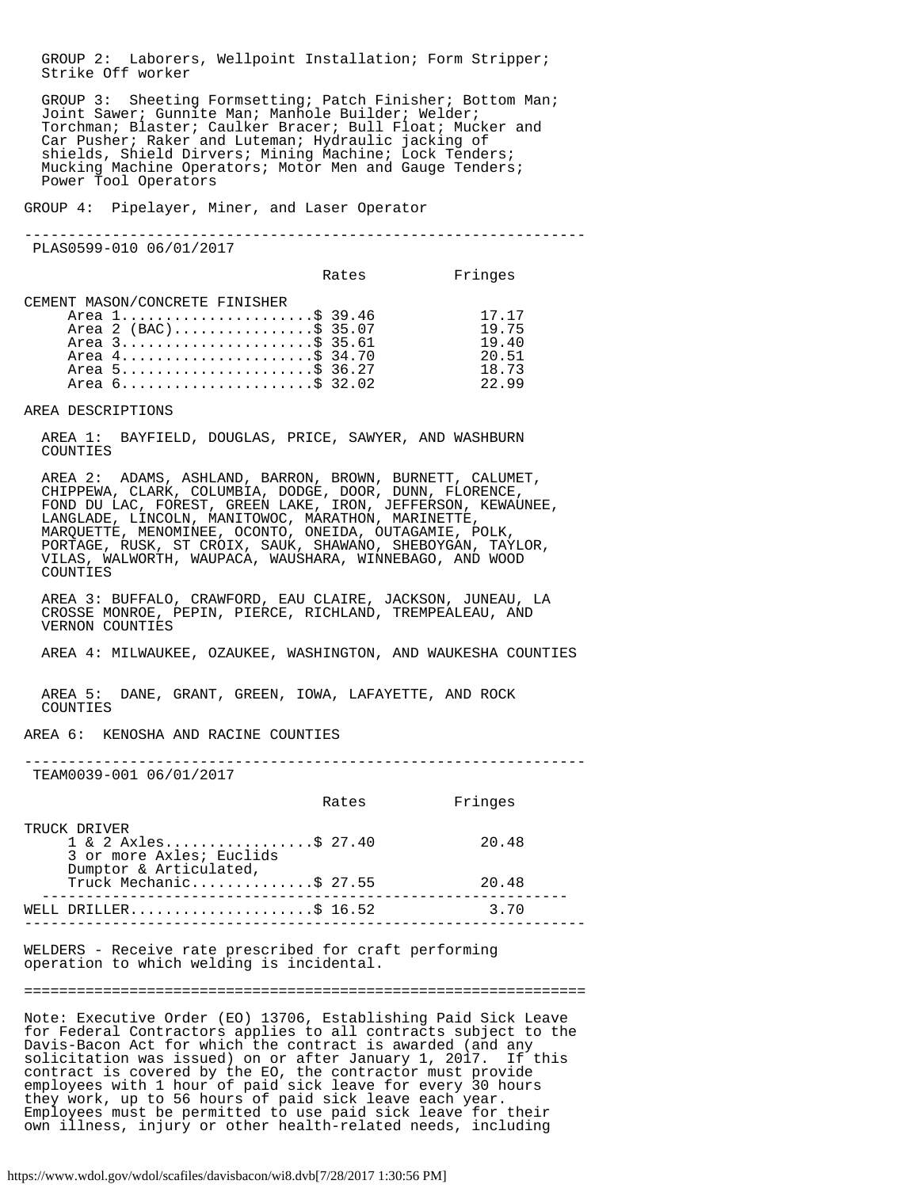GROUP 2: Laborers, Wellpoint Installation; Form Stripper; Strike Off worker

GROUP 3: Sheeting Formsetting; Patch Finisher; Bottom Man; Joint Sawer; Gunnite Man; Manhole Builder; Welder; Torchman; Blaster; Caulker Bracer; Bull Float; Mucker and Car Pusher; Raker and Luteman; Hydraulic jacking of shields, Shield Dirvers; Mining Machine; Lock Tenders; Mucking Machine Operators; Motor Men and Gauge Tenders; Power Tool Operators

GROUP 4: Pipelayer, Miner, and Laser Operator

---

PLAS0599-010 06/01/2017

| | Rates | Fringes |
|---|---|---|
| CEMENT MASON/CONCRETE FINISHER | | |
| Area 1 | $ 39.46 | 17.17 |
| Area 2 (BAC) | $ 35.07 | 19.75 |
| Area 3 | $ 35.61 | 19.40 |
| Area 4 | $ 34.70 | 20.51 |
| Area 5 | $ 36.27 | 18.73 |
| Area 6 | $ 32.02 | 22.99 |

AREA DESCRIPTIONS

AREA 1: BAYFIELD, DOUGLAS, PRICE, SAWYER, AND WASHBURN COUNTIES

AREA 2: ADAMS, ASHLAND, BARRON, BROWN, BURNETT, CALUMET, CHIPPEWA, CLARK, COLUMBIA, DODGE, DOOR, DUNN, FLORENCE, FOND DU LAC, FOREST, GREEN LAKE, IRON, JEFFERSON, KEWAUNEE, LANGLADE, LINCOLN, MANITOWOC, MARATHON, MARINETTE, MARQUETTE, MENOMINEE, OCONTO, ONEIDA, OUTAGAMIE, POLK, PORTAGE, RUSK, ST CROIX, SAUK, SHAWANO, SHEBOYGAN, TAYLOR, VILAS, WALWORTH, WAUPACA, WAUSHARA, WINNEBAGO, AND WOOD COUNTIES

AREA 3: BUFFALO, CRAWFORD, EAU CLAIRE, JACKSON, JUNEAU, LA CROSSE MONROE, PEPIN, PIERCE, RICHLAND, TREMPEALEAU, AND VERNON COUNTIES

AREA 4: MILWAUKEE, OZAUKEE, WASHINGTON, AND WAUKESHA COUNTIES

AREA 5: DANE, GRANT, GREEN, IOWA, LAFAYETTE, AND ROCK COUNTIES

AREA 6: KENOSHA AND RACINE COUNTIES

---

TEAM0039-001 06/01/2017

| | Rates | Fringes |
|---|---|---|
| TRUCK DRIVER | | |
| 1 & 2 Axles | $ 27.40 | 20.48 |
| 3 or more Axles; Euclids Dumptor & Articulated, Truck Mechanic | $ 27.55 | 20.48 |
| WELL DRILLER | $ 16.52 | 3.70 |

---

WELDERS - Receive rate prescribed for craft performing operation to which welding is incidental.

---

Note: Executive Order (EO) 13706, Establishing Paid Sick Leave for Federal Contractors applies to all contracts subject to the Davis-Bacon Act for which the contract is awarded (and any solicitation was issued) on or after January 1, 2017. If this contract is covered by the EO, the contractor must provide employees with 1 hour of paid sick leave for every 30 hours they work, up to 56 hours of paid sick leave each year. Employees must be permitted to use paid sick leave for their own illness, injury or other health-related needs, including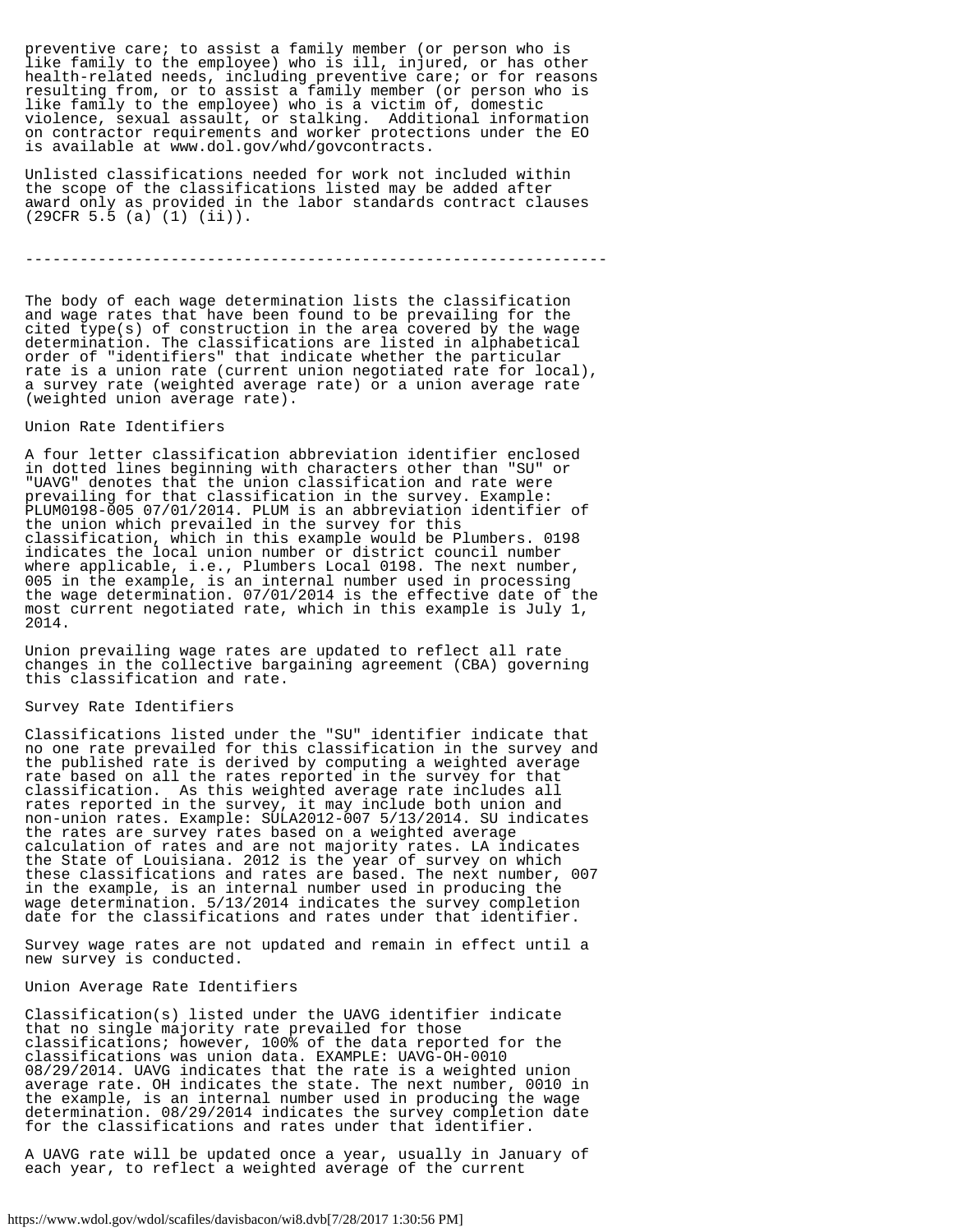preventive care; to assist a family member (or person who is like family to the employee) who is ill, injured, or has other health-related needs, including preventive care; or for reasons resulting from, or to assist a family member (or person who is like family to the employee) who is a victim of, domestic violence, sexual assault, or stalking. Additional information on contractor requirements and worker protections under the EO is available at www.dol.gov/whd/govcontracts.

Unlisted classifications needed for work not included within the scope of the classifications listed may be added after award only as provided in the labor standards contract clauses (29CFR 5.5 (a) (1) (ii)).

----------------------------------------------------------------

The body of each wage determination lists the classification and wage rates that have been found to be prevailing for the cited type(s) of construction in the area covered by the wage determination. The classifications are listed in alphabetical order of "identifiers" that indicate whether the particular rate is a union rate (current union negotiated rate for local), a survey rate (weighted average rate) or a union average rate (weighted union average rate).

Union Rate Identifiers

A four letter classification abbreviation identifier enclosed in dotted lines beginning with characters other than "SU" or "UAVG" denotes that the union classification and rate were prevailing for that classification in the survey. Example: PLUM0198-005 07/01/2014. PLUM is an abbreviation identifier of the union which prevailed in the survey for this classification, which in this example would be Plumbers. 0198 indicates the local union number or district council number where applicable, i.e., Plumbers Local 0198. The next number, 005 in the example, is an internal number used in processing the wage determination. 07/01/2014 is the effective date of the most current negotiated rate, which in this example is July 1, 2014.

Union prevailing wage rates are updated to reflect all rate changes in the collective bargaining agreement (CBA) governing this classification and rate.

Survey Rate Identifiers

Classifications listed under the "SU" identifier indicate that no one rate prevailed for this classification in the survey and the published rate is derived by computing a weighted average rate based on all the rates reported in the survey for that classification. As this weighted average rate includes all rates reported in the survey, it may include both union and non-union rates. Example: SULA2012-007 5/13/2014. SU indicates the rates are survey rates based on a weighted average calculation of rates and are not majority rates. LA indicates the State of Louisiana. 2012 is the year of survey on which these classifications and rates are based. The next number, 007 in the example, is an internal number used in producing the wage determination. 5/13/2014 indicates the survey completion date for the classifications and rates under that identifier.

Survey wage rates are not updated and remain in effect until a new survey is conducted.

Union Average Rate Identifiers

Classification(s) listed under the UAVG identifier indicate that no single majority rate prevailed for those classifications; however, 100% of the data reported for the classifications was union data. EXAMPLE: UAVG-OH-0010 08/29/2014. UAVG indicates that the rate is a weighted union average rate. OH indicates the state. The next number, 0010 in the example, is an internal number used in producing the wage determination. 08/29/2014 indicates the survey completion date for the classifications and rates under that identifier.

A UAVG rate will be updated once a year, usually in January of each year, to reflect a weighted average of the current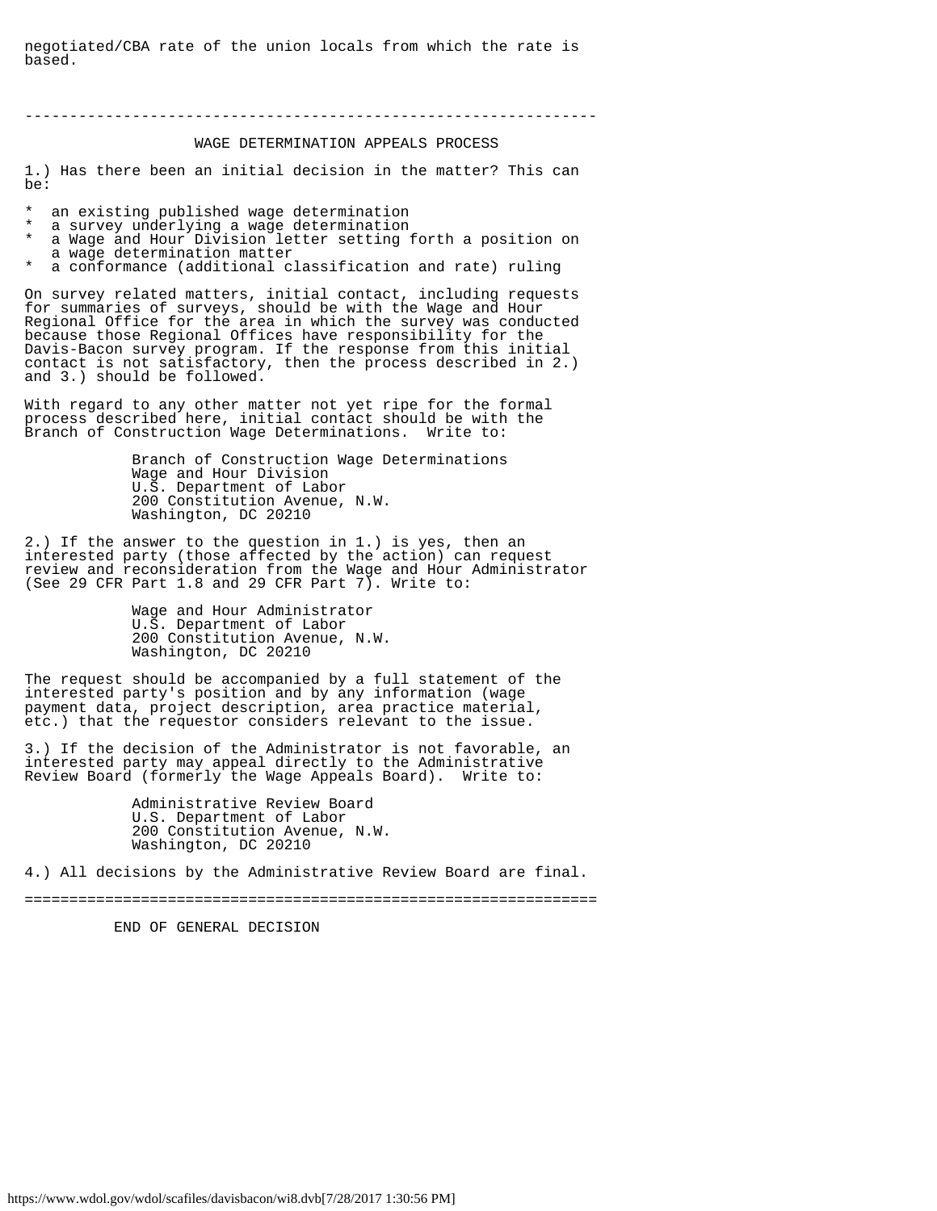negotiated/CBA rate of the union locals from which the rate is based.

---

## WAGE DETERMINATION APPEALS PROCESS

1.) Has there been an initial decision in the matter? This can be:

* an existing published wage determination
* a survey underlying a wage determination
* a Wage and Hour Division letter setting forth a position on a wage determination matter
* a conformance (additional classification and rate) ruling

On survey related matters, initial contact, including requests for summaries of surveys, should be with the Wage and Hour Regional Office for the area in which the survey was conducted because those Regional Offices have responsibility for the Davis-Bacon survey program. If the response from this initial contact is not satisfactory, then the process described in 2.) and 3.) should be followed.

With regard to any other matter not yet ripe for the formal process described here, initial contact should be with the Branch of Construction Wage Determinations. Write to:

Branch of Construction Wage Determinations
Wage and Hour Division
U.S. Department of Labor
200 Constitution Avenue, N.W.
Washington, DC 20210

2.) If the answer to the question in 1.) is yes, then an interested party (those affected by the action) can request review and reconsideration from the Wage and Hour Administrator (See 29 CFR Part 1.8 and 29 CFR Part 7). Write to:

Wage and Hour Administrator
U.S. Department of Labor
200 Constitution Avenue, N.W.
Washington, DC 20210

The request should be accompanied by a full statement of the interested party's position and by any information (wage payment data, project description, area practice material, etc.) that the requestor considers relevant to the issue.

3.) If the decision of the Administrator is not favorable, an interested party may appeal directly to the Administrative Review Board (formerly the Wage Appeals Board). Write to:

Administrative Review Board
U.S. Department of Labor
200 Constitution Avenue, N.W.
Washington, DC 20210

4.) All decisions by the Administrative Review Board are final.

================================================================

END OF GENERAL DECISION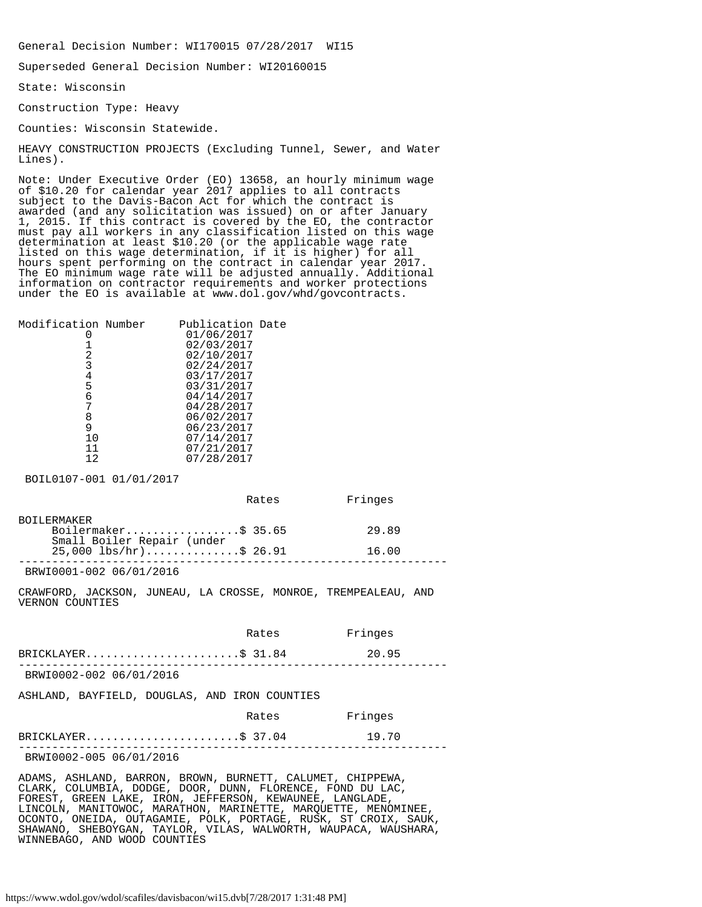General Decision Number: WI170015 07/28/2017 WI15

Superseded General Decision Number: WI20160015

State: Wisconsin

Construction Type: Heavy

Counties: Wisconsin Statewide.

HEAVY CONSTRUCTION PROJECTS (Excluding Tunnel, Sewer, and Water Lines).

Note: Under Executive Order (EO) 13658, an hourly minimum wage of $10.20 for calendar year 2017 applies to all contracts subject to the Davis-Bacon Act for which the contract is awarded (and any solicitation was issued) on or after January 1, 2015. If this contract is covered by the EO, the contractor must pay all workers in any classification listed on this wage determination at least $10.20 (or the applicable wage rate listed on this wage determination, if it is higher) for all hours spent performing on the contract in calendar year 2017. The EO minimum wage rate will be adjusted annually. Additional information on contractor requirements and worker protections under the EO is available at www.dol.gov/whd/govcontracts.

| Modification Number | Publication Date |
|---|---|
| 0 | 01/06/2017 |
| 1 | 02/03/2017 |
| 2 | 02/10/2017 |
| 3 | 02/24/2017 |
| 4 | 03/17/2017 |
| 5 | 03/31/2017 |
| 6 | 04/14/2017 |
| 7 | 04/28/2017 |
| 8 | 06/02/2017 |
| 9 | 06/23/2017 |
| 10 | 07/14/2017 |
| 11 | 07/21/2017 |
| 12 | 07/28/2017 |

BOIL0107-001 01/01/2017

| | Rates | Fringes |
|---|---|---|
| BOILERMAKER | | |
| Boilermaker | $ 35.65 | 29.89 |
| Small Boiler Repair (under 25,000 lbs/hr) | $ 26.91 | 16.00 |

---

BRWI0001-002 06/01/2016

CRAWFORD, JACKSON, JUNEAU, LA CROSSE, MONROE, TREMPEALEAU, AND VERNON COUNTIES

| | Rates | Fringes |
|---|---|---|
| BRICKLAYER | $ 31.84 | 20.95 |

---

BRWI0002-002 06/01/2016

ASHLAND, BAYFIELD, DOUGLAS, AND IRON COUNTIES

| | Rates | Fringes |
|---|---|---|
| BRICKLAYER | $ 37.04 | 19.70 |

---

BRWI0002-005 06/01/2016

ADAMS, ASHLAND, BARRON, BROWN, BURNETT, CALUMET, CHIPPEWA, CLARK, COLUMBIA, DODGE, DOOR, DUNN, FLORENCE, FOND DU LAC, FOREST, GREEN LAKE, IRON, JEFFERSON, KEWAUNEE, LANGLADE, LINCOLN, MANITOWOC, MARATHON, MARINETTE, MARQUETTE, MENOMINEE, OCONTO, ONEIDA, OUTAGAMIE, POLK, PORTAGE, RUSK, ST CROIX, SAUK, SHAWANO, SHEBOYGAN, TAYLOR, VILAS, WALWORTH, WAUPACA, WAUSHARA, WINNEBAGO, AND WOOD COUNTIES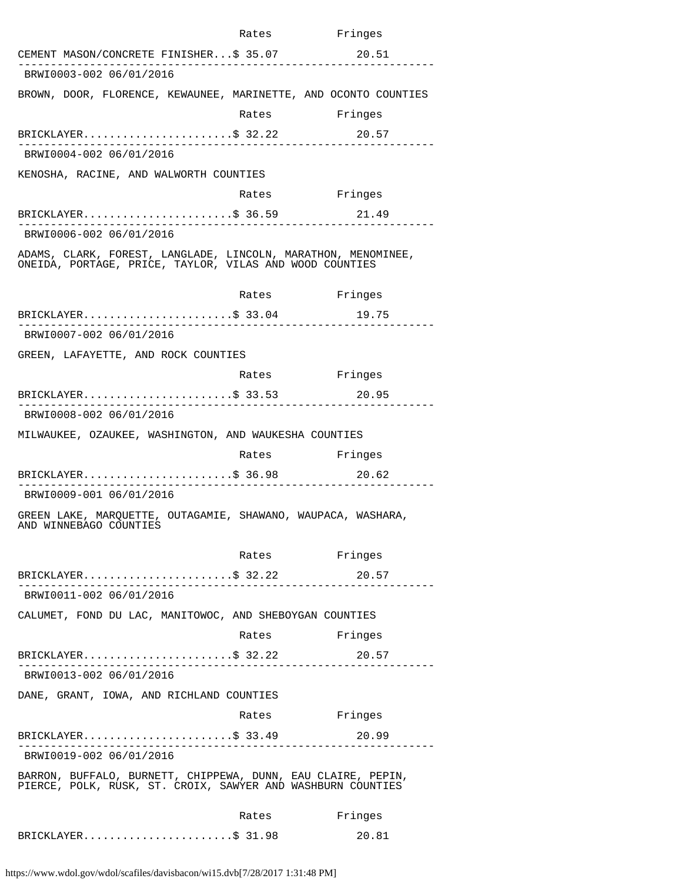| | Rates | Fringes |
|---|---|---|
| CEMENT MASON/CONCRETE FINISHER... | $ 35.07 | 20.51 |

---

BRWI0003-002 06/01/2016

BROWN, DOOR, FLORENCE, KEWAUNEE, MARINETTE, AND OCONTO COUNTIES

| | Rates | Fringes |
|---|---|---|
| BRICKLAYER....................... | $ 32.22 | 20.57 |

---

BRWI0004-002 06/01/2016

KENOSHA, RACINE, AND WALWORTH COUNTIES

| | Rates | Fringes |
|---|---|---|
| BRICKLAYER....................... | $ 36.59 | 21.49 |

---

BRWI0006-002 06/01/2016

ADAMS, CLARK, FOREST, LANGLADE, LINCOLN, MARATHON, MENOMINEE, ONEIDA, PORTAGE, PRICE, TAYLOR, VILAS AND WOOD COUNTIES

| | Rates | Fringes |
|---|---|---|
| BRICKLAYER....................... | $ 33.04 | 19.75 |

---

BRWI0007-002 06/01/2016

GREEN, LAFAYETTE, AND ROCK COUNTIES

| | Rates | Fringes |
|---|---|---|
| BRICKLAYER....................... | $ 33.53 | 20.95 |

---

BRWI0008-002 06/01/2016

MILWAUKEE, OZAUKEE, WASHINGTON, AND WAUKESHA COUNTIES

| | Rates | Fringes |
|---|---|---|
| BRICKLAYER....................... | $ 36.98 | 20.62 |

---

BRWI0009-001 06/01/2016

GREEN LAKE, MARQUETTE, OUTAGAMIE, SHAWANO, WAUPACA, WASHARA, AND WINNEBAGO COUNTIES

| | Rates | Fringes |
|---|---|---|
| BRICKLAYER....................... | $ 32.22 | 20.57 |

---

BRWI0011-002 06/01/2016

CALUMET, FOND DU LAC, MANITOWOC, AND SHEBOYGAN COUNTIES

| | Rates | Fringes |
|---|---|---|
| BRICKLAYER....................... | $ 32.22 | 20.57 |

---

BRWI0013-002 06/01/2016

DANE, GRANT, IOWA, AND RICHLAND COUNTIES

| | Rates | Fringes |
|---|---|---|
| BRICKLAYER....................... | $ 33.49 | 20.99 |

---

BRWI0019-002 06/01/2016

BARRON, BUFFALO, BURNETT, CHIPPEWA, DUNN, EAU CLAIRE, PEPIN, PIERCE, POLK, RUSK, ST. CROIX, SAWYER AND WASHBURN COUNTIES

| | Rates | Fringes |
|---|---|---|
| BRICKLAYER....................... | $ 31.98 | 20.81 |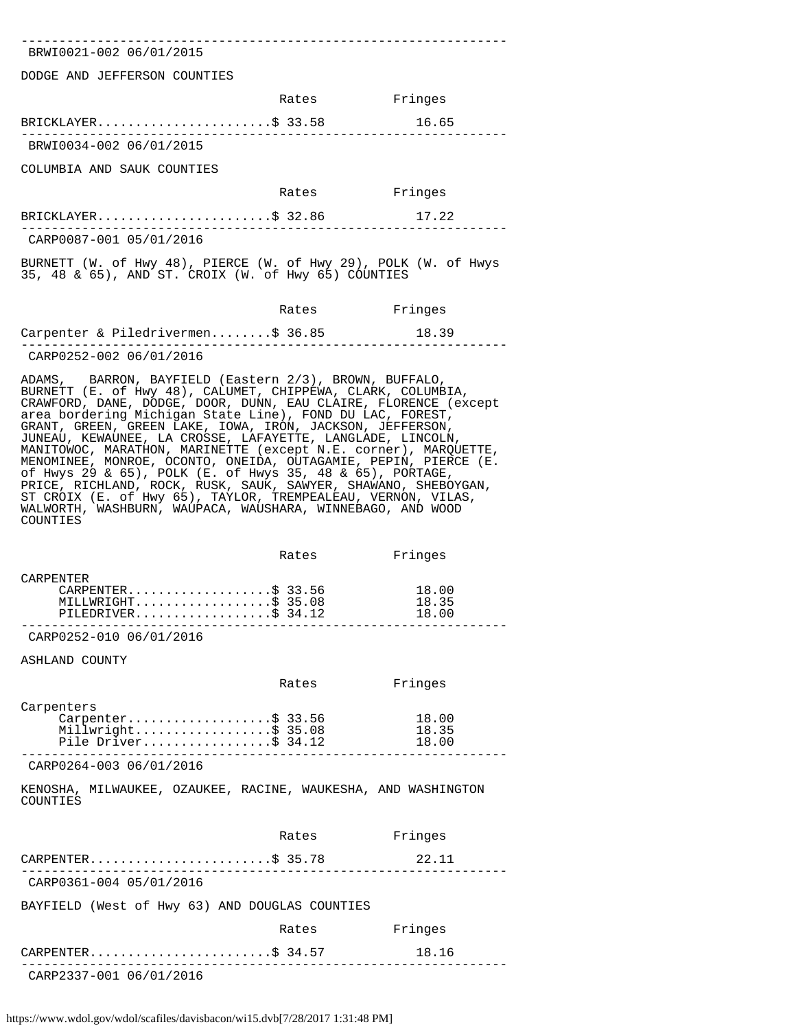---

BRWI0021-002 06/01/2015

DODGE AND JEFFERSON COUNTIES

| | Rates | Fringes |
|---|---|---|
| BRICKLAYER | $ 33.58 | 16.65 |

---

BRWI0034-002 06/01/2015

COLUMBIA AND SAUK COUNTIES

| | Rates | Fringes |
|---|---|---|
| BRICKLAYER | $ 32.86 | 17.22 |

---

CARP0087-001 05/01/2016

BURNETT (W. of Hwy 48), PIERCE (W. of Hwy 29), POLK (W. of Hwys 35, 48 & 65), AND ST. CROIX (W. of Hwy 65) COUNTIES

| | Rates | Fringes |
|---|---|---|
| Carpenter & Piledrivermen | $ 36.85 | 18.39 |

---

CARP0252-002 06/01/2016

ADAMS, BARRON, BAYFIELD (Eastern 2/3), BROWN, BUFFALO, BURNETT (E. of Hwy 48), CALUMET, CHIPPEWA, CLARK, COLUMBIA, CRAWFORD, DANE, DODGE, DOOR, DUNN, EAU CLAIRE, FLORENCE (except area bordering Michigan State Line), FOND DU LAC, FOREST, GRANT, GREEN, GREEN LAKE, IOWA, IRON, JACKSON, JEFFERSON, JUNEAU, KEWAUNEE, LA CROSSE, LAFAYETTE, LANGLADE, LINCOLN, MANITOWOC, MARATHON, MARINETTE (except N.E. corner), MARQUETTE, MENOMINEE, MONROE, OCONTO, ONEIDA, OUTAGAMIE, PEPIN, PIERCE (E. of Hwys 29 & 65), POLK (E. of Hwys 35, 48 & 65), PORTAGE, PRICE, RICHLAND, ROCK, RUSK, SAUK, SAWYER, SHAWANO, SHEBOYGAN, ST CROIX (E. of Hwy 65), TAYLOR, TREMPEALEAU, VERNON, VILAS, WALWORTH, WASHBURN, WAUPACA, WAUSHARA, WINNEBAGO, AND WOOD COUNTIES

| | Rates | Fringes |
|---|---|---|
| CARPENTER | | |
| CARPENTER | $ 33.56 | 18.00 |
| MILLWRIGHT | $ 35.08 | 18.35 |
| PILEDRIVER | $ 34.12 | 18.00 |

---

CARP0252-010 06/01/2016

ASHLAND COUNTY

| | Rates | Fringes |
|---|---|---|
| Carpenters | | |
| Carpenter | $ 33.56 | 18.00 |
| Millwright | $ 35.08 | 18.35 |
| Pile Driver | $ 34.12 | 18.00 |

---

CARP0264-003 06/01/2016

KENOSHA, MILWAUKEE, OZAUKEE, RACINE, WAUKESHA, AND WASHINGTON COUNTIES

| | Rates | Fringes |
|---|---|---|
| CARPENTER | $ 35.78 | 22.11 |

---

CARP0361-004 05/01/2016

BAYFIELD (West of Hwy 63) AND DOUGLAS COUNTIES

| | Rates | Fringes |
|---|---|---|
| CARPENTER | $ 34.57 | 18.16 |

---

CARP2337-001 06/01/2016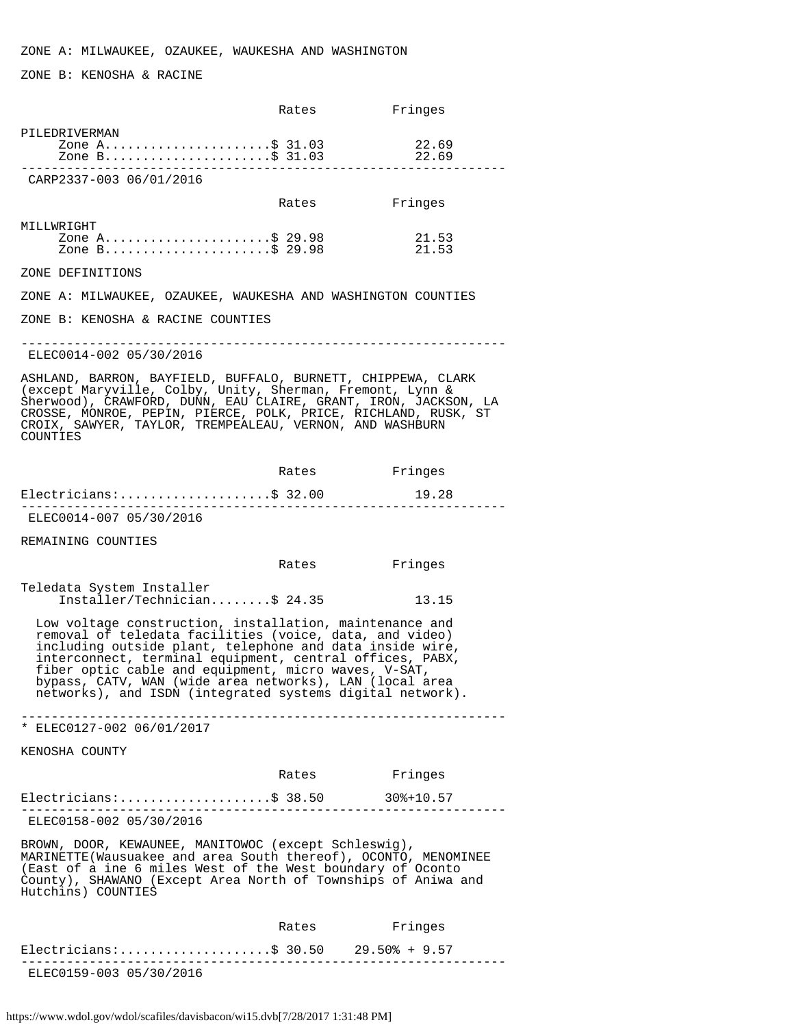ZONE A: MILWAUKEE, OZAUKEE, WAUKESHA AND WASHINGTON

ZONE B: KENOSHA & RACINE

| | Rates | Fringes |
|---|---|---|
| PILEDRIVERMAN | | |
| Zone A | $ 31.03 | 22.69 |
| Zone B | $ 31.03 | 22.69 |

---

CARP2337-003 06/01/2016

| | Rates | Fringes |
|---|---|---|
| MILLWRIGHT | | |
| Zone A | $ 29.98 | 21.53 |
| Zone B | $ 29.98 | 21.53 |

ZONE DEFINITIONS

ZONE A: MILWAUKEE, OZAUKEE, WAUKESHA AND WASHINGTON COUNTIES

ZONE B: KENOSHA & RACINE COUNTIES

---

ELEC0014-002 05/30/2016

ASHLAND, BARRON, BAYFIELD, BUFFALO, BURNETT, CHIPPEWA, CLARK (except Maryville, Colby, Unity, Sherman, Fremont, Lynn & Sherwood), CRAWFORD, DUNN, EAU CLAIRE, GRANT, IRON, JACKSON, LA CROSSE, MONROE, PEPIN, PIERCE, POLK, PRICE, RICHLAND, RUSK, ST CROIX, SAWYER, TAYLOR, TREMPEALEAU, VERNON, AND WASHBURN COUNTIES

| | Rates | Fringes |
|---|---|---|
| Electricians: | $ 32.00 | 19.28 |

---

ELEC0014-007 05/30/2016

REMAINING COUNTIES

| | Rates | Fringes |
|---|---|---|
| Teledata System Installer | | |
| Installer/Technician | $ 24.35 | 13.15 |

Low voltage construction, installation, maintenance and removal of teledata facilities (voice, data, and video) including outside plant, telephone and data inside wire, interconnect, terminal equipment, central offices, PABX, fiber optic cable and equipment, micro waves, V-SAT, bypass, CATV, WAN (wide area networks), LAN (local area networks), and ISDN (integrated systems digital network).

---

* ELEC0127-002 06/01/2017

KENOSHA COUNTY

| | Rates | Fringes |
|---|---|---|
| Electricians: | $ 38.50 | 30%+10.57 |

---

ELEC0158-002 05/30/2016

BROWN, DOOR, KEWAUNEE, MANITOWOC (except Schleswig), MARINETTE(Wausuakee and area South thereof), OCONTO, MENOMINEE (East of a ine 6 miles West of the West boundary of Oconto County), SHAWANO (Except Area North of Townships of Aniwa and Hutchins) COUNTIES

| | Rates | Fringes |
|---|---|---|
| Electricians: | $ 30.50 | 29.50% + 9.57 |

---

ELEC0159-003 05/30/2016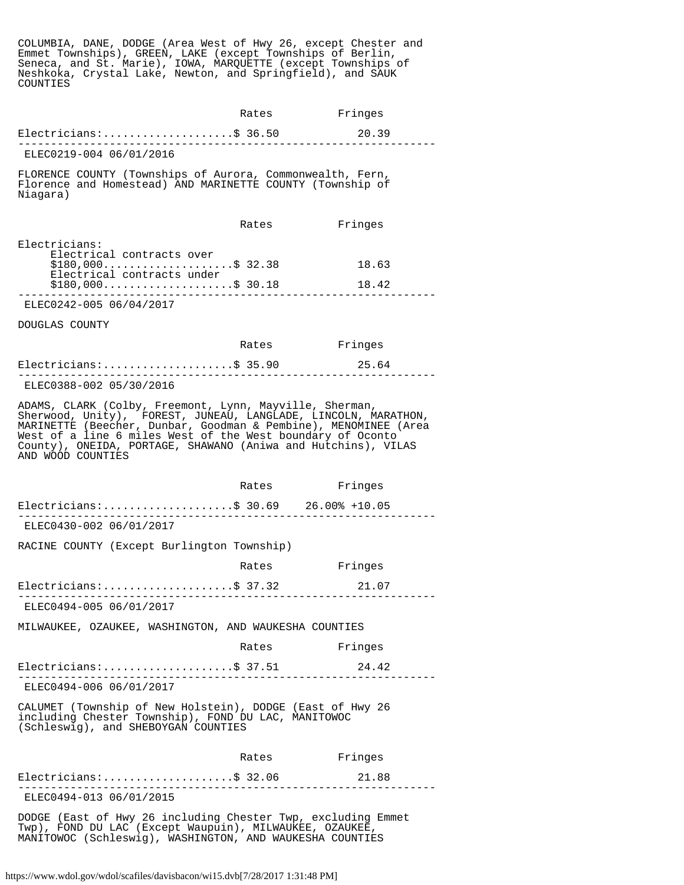COLUMBIA, DANE, DODGE (Area West of Hwy 26, except Chester and Emmet Townships), GREEN, LAKE (except Townships of Berlin, Seneca, and St. Marie), IOWA, MARQUETTE (except Townships of Neshkoka, Crystal Lake, Newton, and Springfield), and SAUK COUNTIES

| | Rates | Fringes |
|---|---|---|
| Electricians:.................... | $ 36.50 | 20.39 |

---

ELEC0219-004 06/01/2016

FLORENCE COUNTY (Townships of Aurora, Commonwealth, Fern, Florence and Homestead) AND MARINETTE COUNTY (Township of Niagara)

| | Rates | Fringes |
|---|---|---|
| Electricians: | | |
| Electrical contracts over $180,000.................... | $ 32.38 | 18.63 |
| Electrical contracts under $180,000.................... | $ 30.18 | 18.42 |

---

ELEC0242-005 06/04/2017

DOUGLAS COUNTY

| | Rates | Fringes |
|---|---|---|
| Electricians:.................... | $ 35.90 | 25.64 |

---

ELEC0388-002 05/30/2016

ADAMS, CLARK (Colby, Freemont, Lynn, Mayville, Sherman, Sherwood, Unity), FOREST, JUNEAU, LANGLADE, LINCOLN, MARATHON, MARINETTE (Beecher, Dunbar, Goodman & Pembine), MENOMINEE (Area West of a line 6 miles West of the West boundary of Oconto County), ONEIDA, PORTAGE, SHAWANO (Aniwa and Hutchins), VILAS AND WOOD COUNTIES

| | Rates | Fringes |
|---|---|---|
| Electricians:.................... | $ 30.69 | 26.00% +10.05 |

---

ELEC0430-002 06/01/2017

RACINE COUNTY (Except Burlington Township)

| | Rates | Fringes |
|---|---|---|
| Electricians:.................... | $ 37.32 | 21.07 |

---

ELEC0494-005 06/01/2017

MILWAUKEE, OZAUKEE, WASHINGTON, AND WAUKESHA COUNTIES

| | Rates | Fringes |
|---|---|---|
| Electricians:.................... | $ 37.51 | 24.42 |

---

ELEC0494-006 06/01/2017

CALUMET (Township of New Holstein), DODGE (East of Hwy 26 including Chester Township), FOND DU LAC, MANITOWOC (Schleswig), and SHEBOYGAN COUNTIES

| | Rates | Fringes |
|---|---|---|
| Electricians:.................... | $ 32.06 | 21.88 |

---

ELEC0494-013 06/01/2015

DODGE (East of Hwy 26 including Chester Twp, excluding Emmet Twp), FOND DU LAC (Except Waupuin), MILWAUKEE, OZAUKEE, MANITOWOC (Schleswig), WASHINGTON, AND WAUKESHA COUNTIES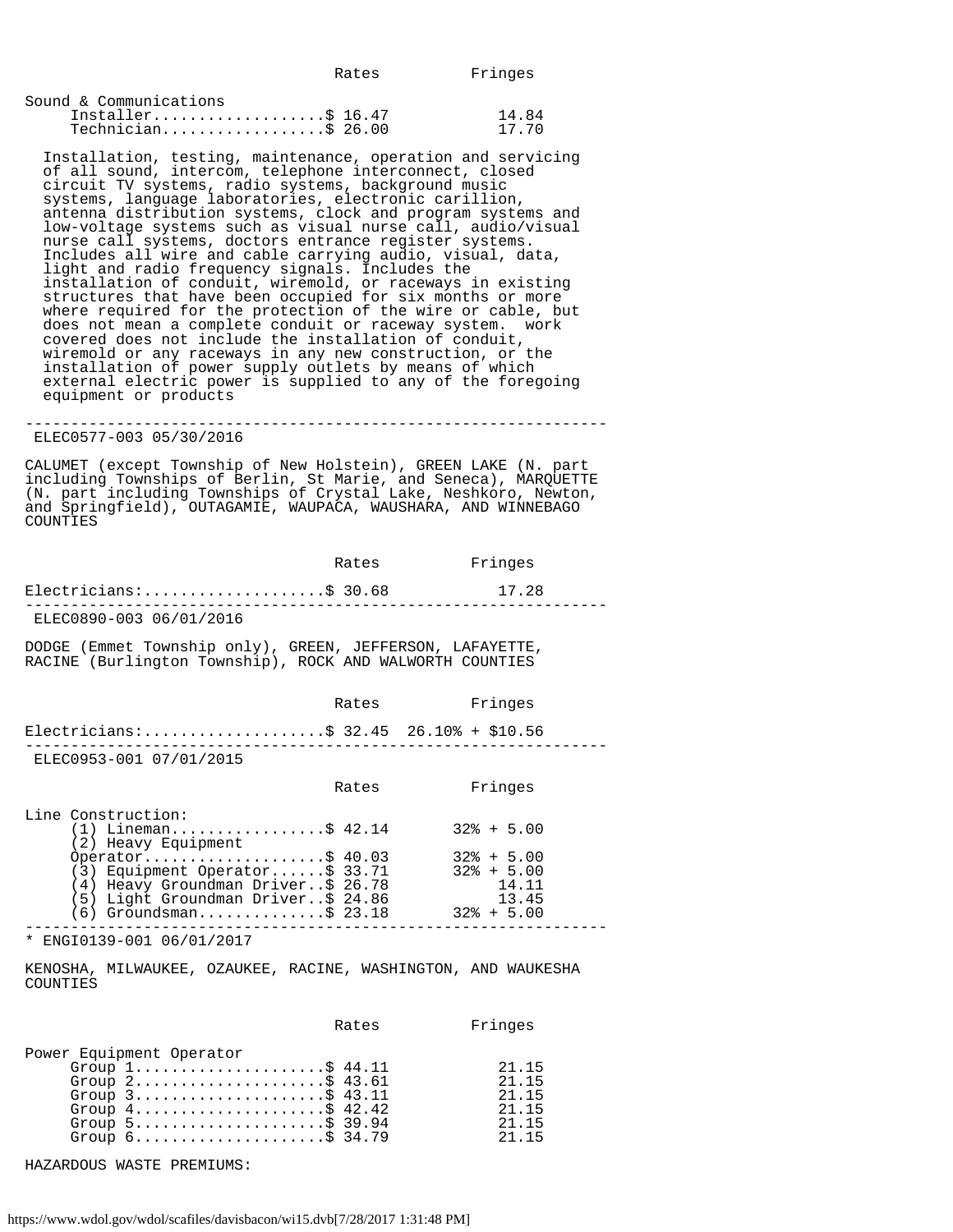| | Rates | Fringes |
|---|---|---|
| Sound & Communications | | |
| Installer | $ 16.47 | 14.84 |
| Technician | $ 26.00 | 17.70 |

Installation, testing, maintenance, operation and servicing of all sound, intercom, telephone interconnect, closed circuit TV systems, radio systems, background music systems, language laboratories, electronic carillion, antenna distribution systems, clock and program systems and low-voltage systems such as visual nurse call, audio/visual nurse call systems, doctors entrance register systems. Includes all wire and cable carrying audio, visual, data, light and radio frequency signals. Includes the installation of conduit, wiremold, or raceways in existing structures that have been occupied for six months or more where required for the protection of the wire or cable, but does not mean a complete conduit or raceway system. work covered does not include the installation of conduit, wiremold or any raceways in any new construction, or the installation of power supply outlets by means of which external electric power is supplied to any of the foregoing equipment or products

---

ELEC0577-003 05/30/2016

CALUMET (except Township of New Holstein), GREEN LAKE (N. part including Townships of Berlin, St Marie, and Seneca), MARQUETTE (N. part including Townships of Crystal Lake, Neshkoro, Newton, and Springfield), OUTAGAMIE, WAUPACA, WAUSHARA, AND WINNEBAGO COUNTIES

| | Rates | Fringes |
|---|---|---|
| Electricians: | $ 30.68 | 17.28 |

---

ELEC0890-003 06/01/2016

DODGE (Emmet Township only), GREEN, JEFFERSON, LAFAYETTE, RACINE (Burlington Township), ROCK AND WALWORTH COUNTIES

| | Rates | Fringes |
|---|---|---|
| Electricians: | $ 32.45 | 26.10% + $10.56 |

---

ELEC0953-001 07/01/2015

| | Rates | Fringes |
|---|---|---|
| Line Construction: | | |
| (1) Lineman | $ 42.14 | 32% + 5.00 |
| (2) Heavy Equipment Operator | $ 40.03 | 32% + 5.00 |
| (3) Equipment Operator | $ 33.71 | 32% + 5.00 |
| (4) Heavy Groundman Driver | $ 26.78 | 14.11 |
| (5) Light Groundman Driver | $ 24.86 | 13.45 |
| (6) Groundsman | $ 23.18 | 32% + 5.00 |

---

\* ENGI0139-001 06/01/2017

KENOSHA, MILWAUKEE, OZAUKEE, RACINE, WASHINGTON, AND WAUKESHA COUNTIES

| | Rates | Fringes |
|---|---|---|
| Power Equipment Operator | | |
| Group 1 | $ 44.11 | 21.15 |
| Group 2 | $ 43.61 | 21.15 |
| Group 3 | $ 43.11 | 21.15 |
| Group 4 | $ 42.42 | 21.15 |
| Group 5 | $ 39.94 | 21.15 |
| Group 6 | $ 34.79 | 21.15 |

HAZARDOUS WASTE PREMIUMS: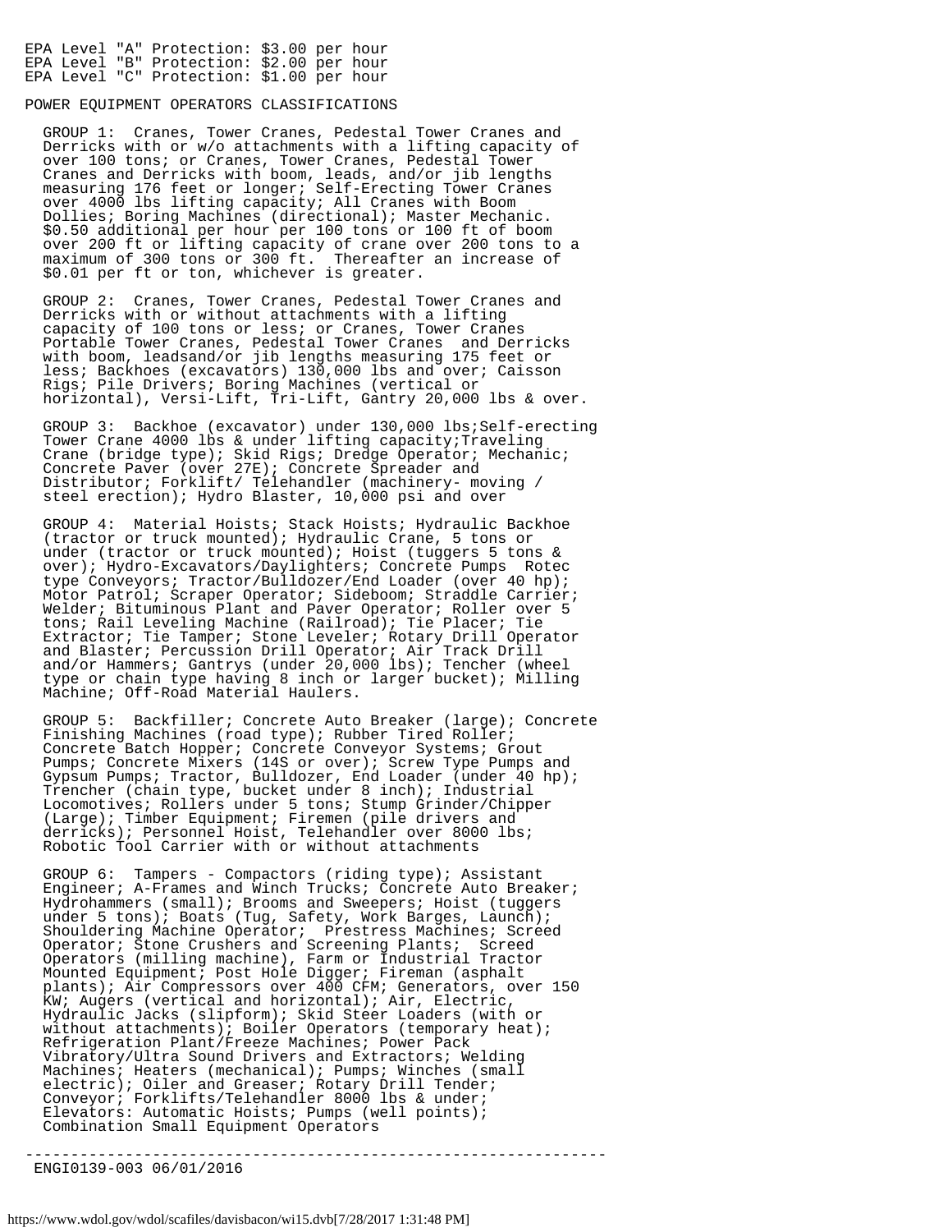EPA Level "A" Protection: $3.00 per hour
EPA Level "B" Protection: $2.00 per hour
EPA Level "C" Protection: $1.00 per hour

POWER EQUIPMENT OPERATORS CLASSIFICATIONS

GROUP 1: Cranes, Tower Cranes, Pedestal Tower Cranes and Derricks with or w/o attachments with a lifting capacity of over 100 tons; or Cranes, Tower Cranes, Pedestal Tower Cranes and Derricks with boom, leads, and/or jib lengths measuring 176 feet or longer; Self-Erecting Tower Cranes over 4000 lbs lifting capacity; All Cranes with Boom Dollies; Boring Machines (directional); Master Mechanic. $0.50 additional per hour per 100 tons or 100 ft of boom over 200 ft or lifting capacity of crane over 200 tons to a maximum of 300 tons or 300 ft. Thereafter an increase of $0.01 per ft or ton, whichever is greater.

GROUP 2: Cranes, Tower Cranes, Pedestal Tower Cranes and Derricks with or without attachments with a lifting capacity of 100 tons or less; or Cranes, Tower Cranes Portable Tower Cranes, Pedestal Tower Cranes and Derricks with boom, leadsand/or jib lengths measuring 175 feet or less; Backhoes (excavators) 130,000 lbs and over; Caisson Rigs; Pile Drivers; Boring Machines (vertical or horizontal), Versi-Lift, Tri-Lift, Gantry 20,000 lbs & over.

GROUP 3: Backhoe (excavator) under 130,000 lbs;Self-erecting Tower Crane 4000 lbs & under lifting capacity;Traveling Crane (bridge type); Skid Rigs; Dredge Operator; Mechanic; Concrete Paver (over 27E); Concrete Spreader and Distributor; Forklift/ Telehandler (machinery- moving / steel erection); Hydro Blaster, 10,000 psi and over

GROUP 4: Material Hoists; Stack Hoists; Hydraulic Backhoe (tractor or truck mounted); Hydraulic Crane, 5 tons or under (tractor or truck mounted); Hoist (tuggers 5 tons & over); Hydro-Excavators/Daylighters; Concrete Pumps Rotec type Conveyors; Tractor/Bulldozer/End Loader (over 40 hp); Motor Patrol; Scraper Operator; Sideboom; Straddle Carrier; Welder; Bituminous Plant and Paver Operator; Roller over 5 tons; Rail Leveling Machine (Railroad); Tie Placer; Tie Extractor; Tie Tamper; Stone Leveler; Rotary Drill Operator and Blaster; Percussion Drill Operator; Air Track Drill and/or Hammers; Gantrys (under 20,000 lbs); Tencher (wheel type or chain type having 8 inch or larger bucket); Milling Machine; Off-Road Material Haulers.

GROUP 5: Backfiller; Concrete Auto Breaker (large); Concrete Finishing Machines (road type); Rubber Tired Roller; Concrete Batch Hopper; Concrete Conveyor Systems; Grout Pumps; Concrete Mixers (14S or over); Screw Type Pumps and Gypsum Pumps; Tractor, Bulldozer, End Loader (under 40 hp); Trencher (chain type, bucket under 8 inch); Industrial Locomotives; Rollers under 5 tons; Stump Grinder/Chipper (Large); Timber Equipment; Firemen (pile drivers and derricks); Personnel Hoist, Telehandler over 8000 lbs; Robotic Tool Carrier with or without attachments

GROUP 6: Tampers - Compactors (riding type); Assistant Engineer; A-Frames and Winch Trucks; Concrete Auto Breaker; Hydrohammers (small); Brooms and Sweepers; Hoist (tuggers under 5 tons); Boats (Tug, Safety, Work Barges, Launch); Shouldering Machine Operator; Prestress Machines; Screed Operator; Stone Crushers and Screening Plants; Screed Operators (milling machine), Farm or Industrial Tractor Mounted Equipment; Post Hole Digger; Fireman (asphalt plants); Air Compressors over 400 CFM; Generators, over 150 KW; Augers (vertical and horizontal); Air, Electric, Hydraulic Jacks (slipform); Skid Steer Loaders (with or without attachments); Boiler Operators (temporary heat); Refrigeration Plant/Freeze Machines; Power Pack Vibratory/Ultra Sound Drivers and Extractors; Welding Machines; Heaters (mechanical); Pumps; Winches (small electric); Oiler and Greaser; Rotary Drill Tender; Conveyor; Forklifts/Telehandler 8000 lbs & under; Elevators: Automatic Hoists; Pumps (well points); Combination Small Equipment Operators

----------------------------------------------------------------

ENGI0139-003 06/01/2016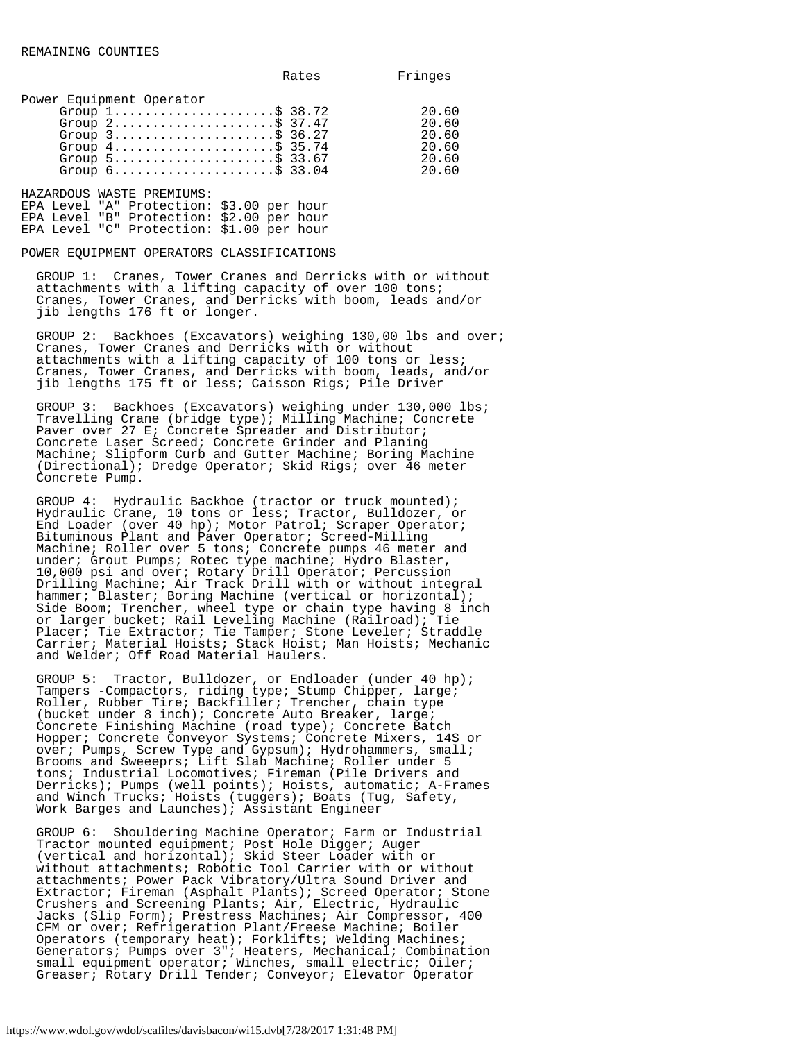REMAINING COUNTIES

| | Rates | Fringes |
|---|---|---|
| Power Equipment Operator | | |
| Group 1 | $ 38.72 | 20.60 |
| Group 2 | $ 37.47 | 20.60 |
| Group 3 | $ 36.27 | 20.60 |
| Group 4 | $ 35.74 | 20.60 |
| Group 5 | $ 33.67 | 20.60 |
| Group 6 | $ 33.04 | 20.60 |

HAZARDOUS WASTE PREMIUMS:
EPA Level "A" Protection: $3.00 per hour
EPA Level "B" Protection: $2.00 per hour
EPA Level "C" Protection: $1.00 per hour

POWER EQUIPMENT OPERATORS CLASSIFICATIONS

GROUP 1: Cranes, Tower Cranes and Derricks with or without attachments with a lifting capacity of over 100 tons; Cranes, Tower Cranes, and Derricks with boom, leads and/or jib lengths 176 ft or longer.

GROUP 2: Backhoes (Excavators) weighing 130,00 lbs and over; Cranes, Tower Cranes and Derricks with or without attachments with a lifting capacity of 100 tons or less; Cranes, Tower Cranes, and Derricks with boom, leads, and/or jib lengths 175 ft or less; Caisson Rigs; Pile Driver

GROUP 3: Backhoes (Excavators) weighing under 130,000 lbs; Travelling Crane (bridge type); Milling Machine; Concrete Paver over 27 E; Concrete Spreader and Distributor; Concrete Laser Screed; Concrete Grinder and Planing Machine; Slipform Curb and Gutter Machine; Boring Machine (Directional); Dredge Operator; Skid Rigs; over 46 meter Concrete Pump.

GROUP 4: Hydraulic Backhoe (tractor or truck mounted); Hydraulic Crane, 10 tons or less; Tractor, Bulldozer, or End Loader (over 40 hp); Motor Patrol; Scraper Operator; Bituminous Plant and Paver Operator; Screed-Milling Machine; Roller over 5 tons; Concrete pumps 46 meter and under; Grout Pumps; Rotec type machine; Hydro Blaster, 10,000 psi and over; Rotary Drill Operator; Percussion Drilling Machine; Air Track Drill with or without integral hammer; Blaster; Boring Machine (vertical or horizontal); Side Boom; Trencher, wheel type or chain type having 8 inch or larger bucket; Rail Leveling Machine (Railroad); Tie Placer; Tie Extractor; Tie Tamper; Stone Leveler; Straddle Carrier; Material Hoists; Stack Hoist; Man Hoists; Mechanic and Welder; Off Road Material Haulers.

GROUP 5: Tractor, Bulldozer, or Endloader (under 40 hp); Tampers -Compactors, riding type; Stump Chipper, large; Roller, Rubber Tire; Backfiller; Trencher, chain type (bucket under 8 inch); Concrete Auto Breaker, large; Concrete Finishing Machine (road type); Concrete Batch Hopper; Concrete Conveyor Systems; Concrete Mixers, 14S or over; Pumps, Screw Type and Gypsum); Hydrohammers, small; Brooms and Sweeeprs; Lift Slab Machine; Roller under 5 tons; Industrial Locomotives; Fireman (Pile Drivers and Derricks); Pumps (well points); Hoists, automatic; A-Frames and Winch Trucks; Hoists (tuggers); Boats (Tug, Safety, Work Barges and Launches); Assistant Engineer

GROUP 6: Shouldering Machine Operator; Farm or Industrial Tractor mounted equipment; Post Hole Digger; Auger (vertical and horizontal); Skid Steer Loader with or without attachments; Robotic Tool Carrier with or without attachments; Power Pack Vibratory/Ultra Sound Driver and Extractor; Fireman (Asphalt Plants); Screed Operator; Stone Crushers and Screening Plants; Air, Electric, Hydraulic Jacks (Slip Form); Prestress Machines; Air Compressor, 400 CFM or over; Refrigeration Plant/Freese Machine; Boiler Operators (temporary heat); Forklifts; Welding Machines; Generators; Pumps over 3"; Heaters, Mechanical; Combination small equipment operator; Winches, small electric; Oiler; Greaser; Rotary Drill Tender; Conveyor; Elevator Operator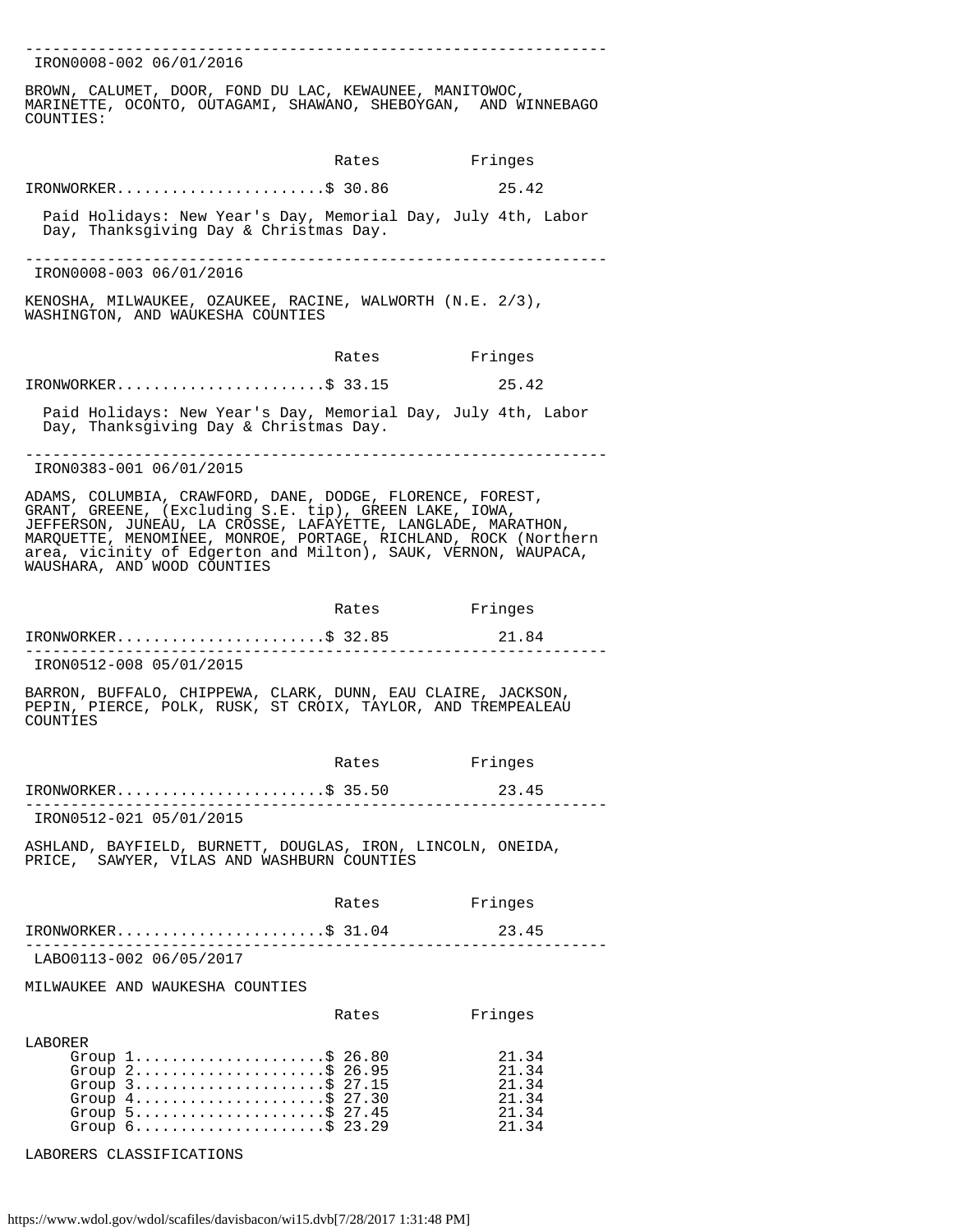---

IRON0008-002 06/01/2016

BROWN, CALUMET, DOOR, FOND DU LAC, KEWAUNEE, MANITOWOC, MARINETTE, OCONTO, OUTAGAMI, SHAWANO, SHEBOYGAN, AND WINNEBAGO COUNTIES:

| | Rates | Fringes |
|---|---|---|
| IRONWORKER | $ 30.86 | 25.42 |

Paid Holidays: New Year's Day, Memorial Day, July 4th, Labor Day, Thanksgiving Day & Christmas Day.

---

IRON0008-003 06/01/2016

KENOSHA, MILWAUKEE, OZAUKEE, RACINE, WALWORTH (N.E. 2/3), WASHINGTON, AND WAUKESHA COUNTIES

| | Rates | Fringes |
|---|---|---|
| IRONWORKER | $ 33.15 | 25.42 |

Paid Holidays: New Year's Day, Memorial Day, July 4th, Labor Day, Thanksgiving Day & Christmas Day.

---

IRON0383-001 06/01/2015

ADAMS, COLUMBIA, CRAWFORD, DANE, DODGE, FLORENCE, FOREST, GRANT, GREENE, (Excluding S.E. tip), GREEN LAKE, IOWA, JEFFERSON, JUNEAU, LA CROSSE, LAFAYETTE, LANGLADE, MARATHON, MARQUETTE, MENOMINEE, MONROE, PORTAGE, RICHLAND, ROCK (Northern area, vicinity of Edgerton and Milton), SAUK, VERNON, WAUPACA, WAUSHARA, AND WOOD COUNTIES

| | Rates | Fringes |
|---|---|---|
| IRONWORKER | $ 32.85 | 21.84 |

---

IRON0512-008 05/01/2015

BARRON, BUFFALO, CHIPPEWA, CLARK, DUNN, EAU CLAIRE, JACKSON, PEPIN, PIERCE, POLK, RUSK, ST CROIX, TAYLOR, AND TREMPEALEAU COUNTIES

| | Rates | Fringes |
|---|---|---|
| IRONWORKER | $ 35.50 | 23.45 |

---

IRON0512-021 05/01/2015

ASHLAND, BAYFIELD, BURNETT, DOUGLAS, IRON, LINCOLN, ONEIDA, PRICE, SAWYER, VILAS AND WASHBURN COUNTIES

| | Rates | Fringes |
|---|---|---|
| IRONWORKER | $ 31.04 | 23.45 |

---

LABO0113-002 06/05/2017

MILWAUKEE AND WAUKESHA COUNTIES

| | Rates | Fringes |
|---|---|---|
| LABORER | | |
| Group 1 | $ 26.80 | 21.34 |
| Group 2 | $ 26.95 | 21.34 |
| Group 3 | $ 27.15 | 21.34 |
| Group 4 | $ 27.30 | 21.34 |
| Group 5 | $ 27.45 | 21.34 |
| Group 6 | $ 23.29 | 21.34 |

LABORERS CLASSIFICATIONS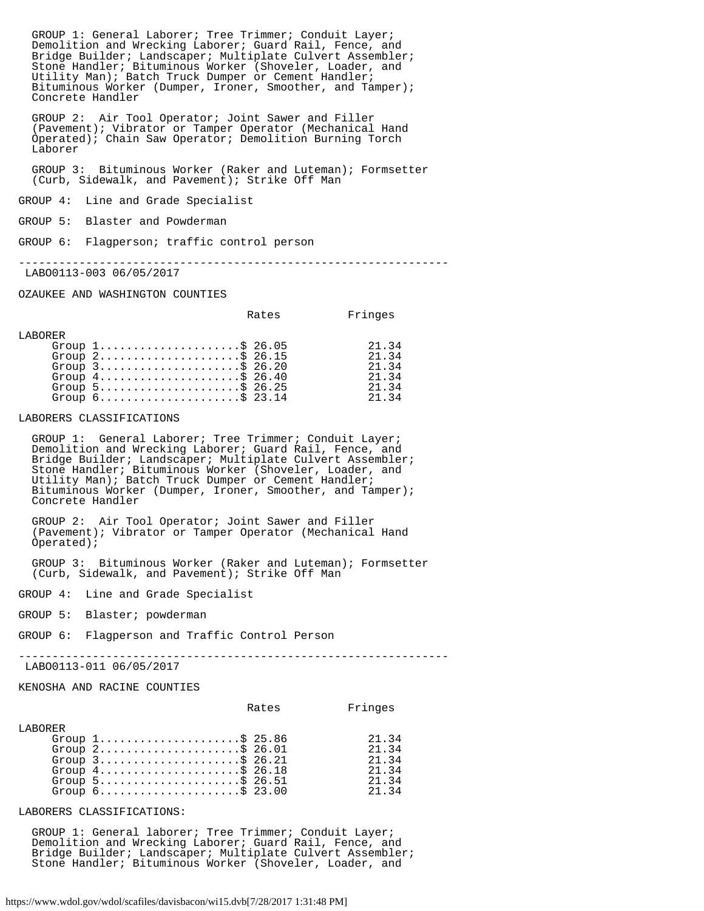GROUP 1: General Laborer; Tree Trimmer; Conduit Layer; Demolition and Wrecking Laborer; Guard Rail, Fence, and Bridge Builder; Landscaper; Multiplate Culvert Assembler; Stone Handler; Bituminous Worker (Shoveler, Loader, and Utility Man); Batch Truck Dumper or Cement Handler; Bituminous Worker (Dumper, Ironer, Smoother, and Tamper); Concrete Handler

GROUP 2: Air Tool Operator; Joint Sawer and Filler (Pavement); Vibrator or Tamper Operator (Mechanical Hand Operated); Chain Saw Operator; Demolition Burning Torch Laborer

GROUP 3: Bituminous Worker (Raker and Luteman); Formsetter (Curb, Sidewalk, and Pavement); Strike Off Man

GROUP 4: Line and Grade Specialist

GROUP 5: Blaster and Powderman

GROUP 6: Flagperson; traffic control person

----------------------------------------------------------------

LABO0113-003 06/05/2017

OZAUKEE AND WASHINGTON COUNTIES

| | Rates | Fringes |
|---|---|---|
| LABORER | | |
| Group 1 | $ 26.05 | 21.34 |
| Group 2 | $ 26.15 | 21.34 |
| Group 3 | $ 26.20 | 21.34 |
| Group 4 | $ 26.40 | 21.34 |
| Group 5 | $ 26.25 | 21.34 |
| Group 6 | $ 23.14 | 21.34 |

LABORERS CLASSIFICATIONS

GROUP 1: General Laborer; Tree Trimmer; Conduit Layer; Demolition and Wrecking Laborer; Guard Rail, Fence, and Bridge Builder; Landscaper; Multiplate Culvert Assembler; Stone Handler; Bituminous Worker (Shoveler, Loader, and Utility Man); Batch Truck Dumper or Cement Handler; Bituminous Worker (Dumper, Ironer, Smoother, and Tamper); Concrete Handler

GROUP 2: Air Tool Operator; Joint Sawer and Filler (Pavement); Vibrator or Tamper Operator (Mechanical Hand Operated);

GROUP 3: Bituminous Worker (Raker and Luteman); Formsetter (Curb, Sidewalk, and Pavement); Strike Off Man

GROUP 4: Line and Grade Specialist

GROUP 5: Blaster; powderman

GROUP 6: Flagperson and Traffic Control Person

----------------------------------------------------------------

LABO0113-011 06/05/2017

KENOSHA AND RACINE COUNTIES

| | Rates | Fringes |
|---|---|---|
| LABORER | | |
| Group 1 | $ 25.86 | 21.34 |
| Group 2 | $ 26.01 | 21.34 |
| Group 3 | $ 26.21 | 21.34 |
| Group 4 | $ 26.18 | 21.34 |
| Group 5 | $ 26.51 | 21.34 |
| Group 6 | $ 23.00 | 21.34 |

LABORERS CLASSIFICATIONS:

GROUP 1: General laborer; Tree Trimmer; Conduit Layer; Demolition and Wrecking Laborer; Guard Rail, Fence, and Bridge Builder; Landscaper; Multiplate Culvert Assembler; Stone Handler; Bituminous Worker (Shoveler, Loader, and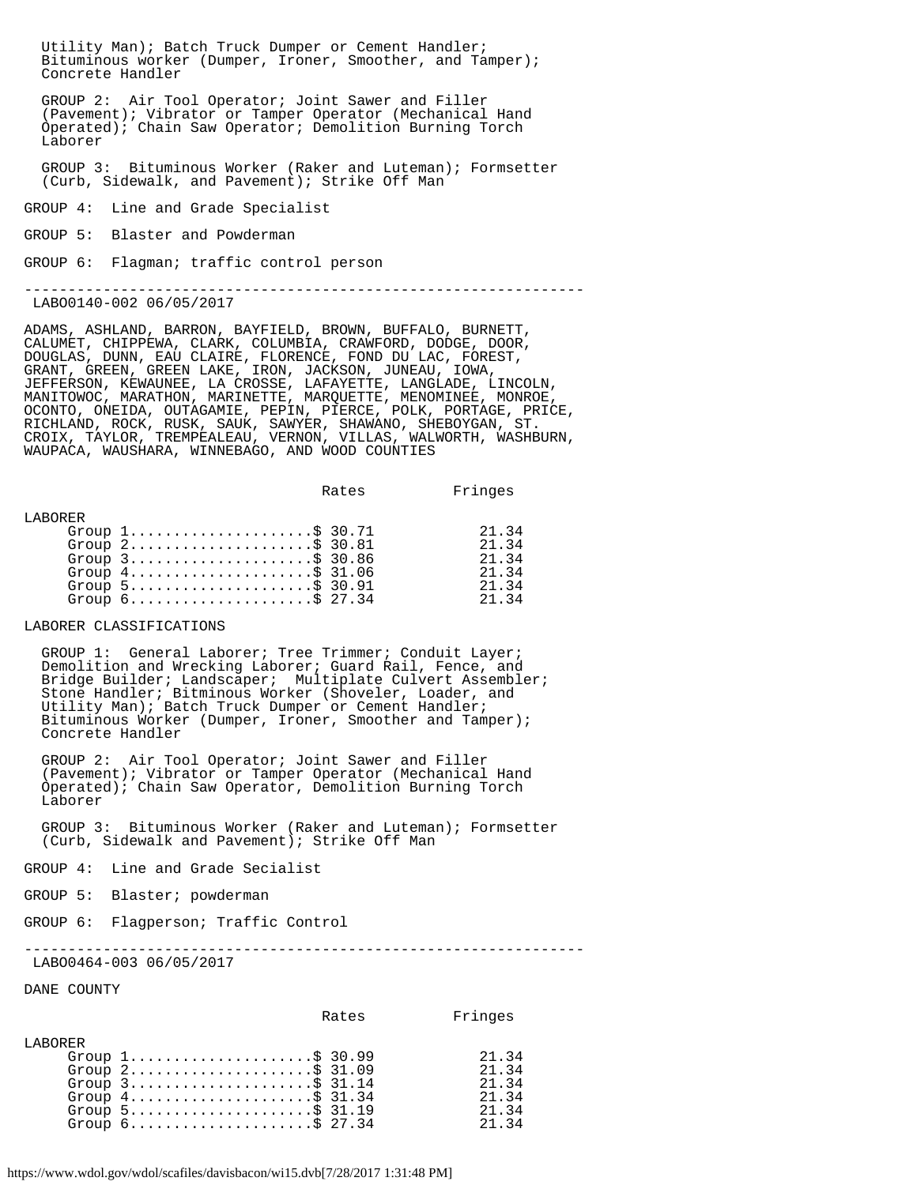Utility Man); Batch Truck Dumper or Cement Handler; Bituminous worker (Dumper, Ironer, Smoother, and Tamper); Concrete Handler

GROUP 2: Air Tool Operator; Joint Sawer and Filler (Pavement); Vibrator or Tamper Operator (Mechanical Hand Operated); Chain Saw Operator; Demolition Burning Torch Laborer

GROUP 3: Bituminous Worker (Raker and Luteman); Formsetter (Curb, Sidewalk, and Pavement); Strike Off Man

GROUP 4: Line and Grade Specialist

GROUP 5: Blaster and Powderman

GROUP 6: Flagman; traffic control person

---

LABO0140-002 06/05/2017

ADAMS, ASHLAND, BARRON, BAYFIELD, BROWN, BUFFALO, BURNETT, CALUMET, CHIPPEWA, CLARK, COLUMBIA, CRAWFORD, DODGE, DOOR, DOUGLAS, DUNN, EAU CLAIRE, FLORENCE, FOND DU LAC, FOREST, GRANT, GREEN, GREEN LAKE, IRON, JACKSON, JUNEAU, IOWA, JEFFERSON, KEWAUNEE, LA CROSSE, LAFAYETTE, LANGLADE, LINCOLN, MANITOWOC, MARATHON, MARINETTE, MARQUETTE, MENOMINEE, MONROE, OCONTO, ONEIDA, OUTAGAMIE, PEPIN, PIERCE, POLK, PORTAGE, PRICE, RICHLAND, ROCK, RUSK, SAUK, SAWYER, SHAWANO, SHEBOYGAN, ST. CROIX, TAYLOR, TREMPEALEAU, VERNON, VILLAS, WALWORTH, WASHBURN, WAUPACA, WAUSHARA, WINNEBAGO, AND WOOD COUNTIES

| | Rates | Fringes |
|---|---|---|
| LABORER | | |
| Group 1 | $ 30.71 | 21.34 |
| Group 2 | $ 30.81 | 21.34 |
| Group 3 | $ 30.86 | 21.34 |
| Group 4 | $ 31.06 | 21.34 |
| Group 5 | $ 30.91 | 21.34 |
| Group 6 | $ 27.34 | 21.34 |

LABORER CLASSIFICATIONS

GROUP 1: General Laborer; Tree Trimmer; Conduit Layer; Demolition and Wrecking Laborer; Guard Rail, Fence, and Bridge Builder; Landscaper; Multiplate Culvert Assembler; Stone Handler; Bitminous Worker (Shoveler, Loader, and Utility Man); Batch Truck Dumper or Cement Handler; Bituminous Worker (Dumper, Ironer, Smoother and Tamper); Concrete Handler

GROUP 2: Air Tool Operator; Joint Sawer and Filler (Pavement); Vibrator or Tamper Operator (Mechanical Hand Operated); Chain Saw Operator, Demolition Burning Torch Laborer

GROUP 3: Bituminous Worker (Raker and Luteman); Formsetter (Curb, Sidewalk and Pavement); Strike Off Man

GROUP 4: Line and Grade Secialist

GROUP 5: Blaster; powderman

GROUP 6: Flagperson; Traffic Control

---

LABO0464-003 06/05/2017

DANE COUNTY

| | Rates | Fringes |
|---|---|---|
| LABORER | | |
| Group 1 | $ 30.99 | 21.34 |
| Group 2 | $ 31.09 | 21.34 |
| Group 3 | $ 31.14 | 21.34 |
| Group 4 | $ 31.34 | 21.34 |
| Group 5 | $ 31.19 | 21.34 |
| Group 6 | $ 27.34 | 21.34 |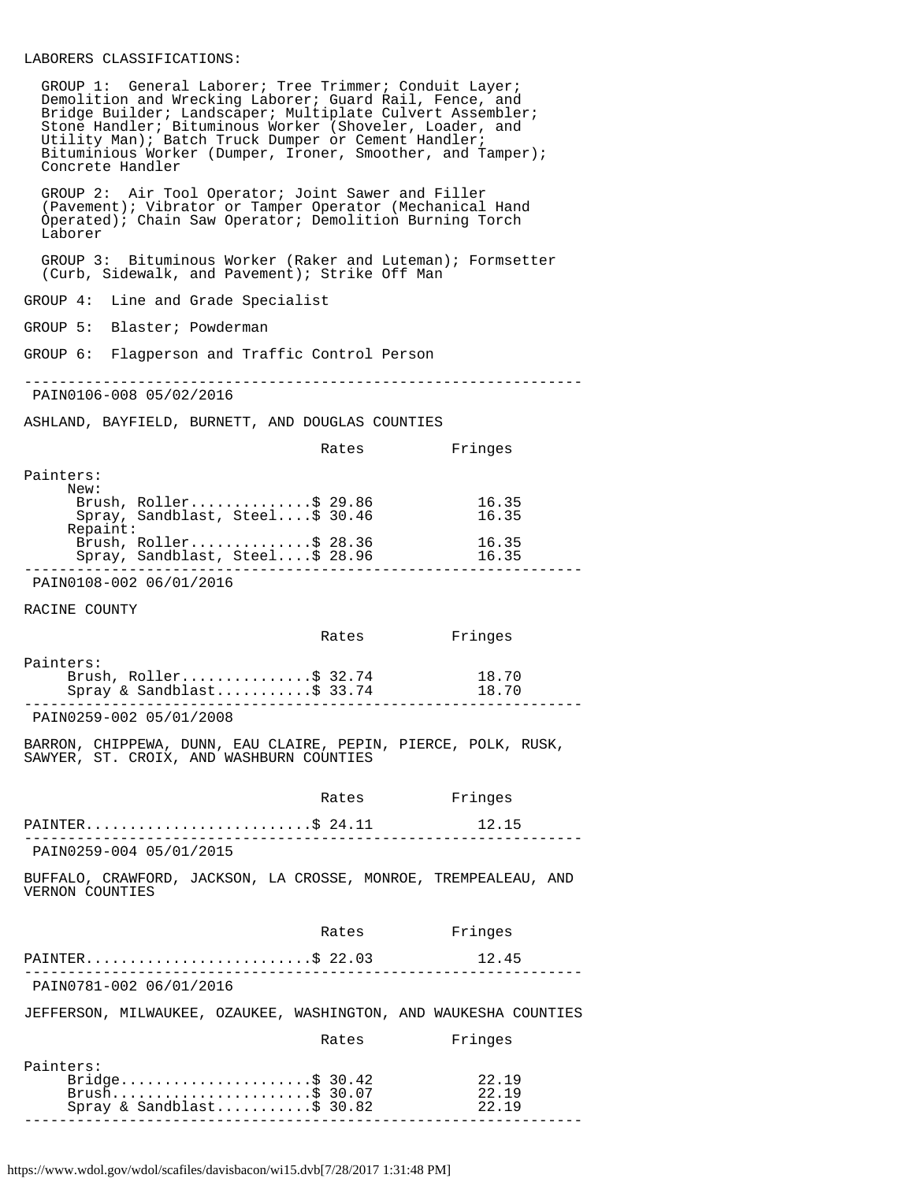LABORERS CLASSIFICATIONS:

GROUP 1: General Laborer; Tree Trimmer; Conduit Layer; Demolition and Wrecking Laborer; Guard Rail, Fence, and Bridge Builder; Landscaper; Multiplate Culvert Assembler; Stone Handler; Bituminous Worker (Shoveler, Loader, and Utility Man); Batch Truck Dumper or Cement Handler; Bituminious Worker (Dumper, Ironer, Smoother, and Tamper); Concrete Handler

GROUP 2: Air Tool Operator; Joint Sawer and Filler (Pavement); Vibrator or Tamper Operator (Mechanical Hand Operated); Chain Saw Operator; Demolition Burning Torch Laborer

GROUP 3: Bituminous Worker (Raker and Luteman); Formsetter (Curb, Sidewalk, and Pavement); Strike Off Man

GROUP 4: Line and Grade Specialist

GROUP 5: Blaster; Powderman

GROUP 6: Flagperson and Traffic Control Person

----------------------------------------------------------------

PAIN0106-008 05/02/2016

ASHLAND, BAYFIELD, BURNETT, AND DOUGLAS COUNTIES

| | Rates | Fringes |
|---|---|---|
| Painters: | | |
| New: | | |
| Brush, Roller | $ 29.86 | 16.35 |
| Spray, Sandblast, Steel | $ 30.46 | 16.35 |
| Repaint: | | |
| Brush, Roller | $ 28.36 | 16.35 |
| Spray, Sandblast, Steel | $ 28.96 | 16.35 |

----------------------------------------------------------------

PAIN0108-002 06/01/2016

RACINE COUNTY

| | Rates | Fringes |
|---|---|---|
| Painters: | | |
| Brush, Roller | $ 32.74 | 18.70 |
| Spray & Sandblast | $ 33.74 | 18.70 |

----------------------------------------------------------------

PAIN0259-002 05/01/2008

BARRON, CHIPPEWA, DUNN, EAU CLAIRE, PEPIN, PIERCE, POLK, RUSK, SAWYER, ST. CROIX, AND WASHBURN COUNTIES

| | Rates | Fringes |
|---|---|---|
| PAINTER | $ 24.11 | 12.15 |

----------------------------------------------------------------

PAIN0259-004 05/01/2015

BUFFALO, CRAWFORD, JACKSON, LA CROSSE, MONROE, TREMPEALEAU, AND VERNON COUNTIES

| | Rates | Fringes |
|---|---|---|
| PAINTER | $ 22.03 | 12.45 |

----------------------------------------------------------------

PAIN0781-002 06/01/2016

JEFFERSON, MILWAUKEE, OZAUKEE, WASHINGTON, AND WAUKESHA COUNTIES

| | Rates | Fringes |
|---|---|---|
| Painters: | | |
| Bridge | $ 30.42 | 22.19 |
| Brush | $ 30.07 | 22.19 |
| Spray & Sandblast | $ 30.82 | 22.19 |

----------------------------------------------------------------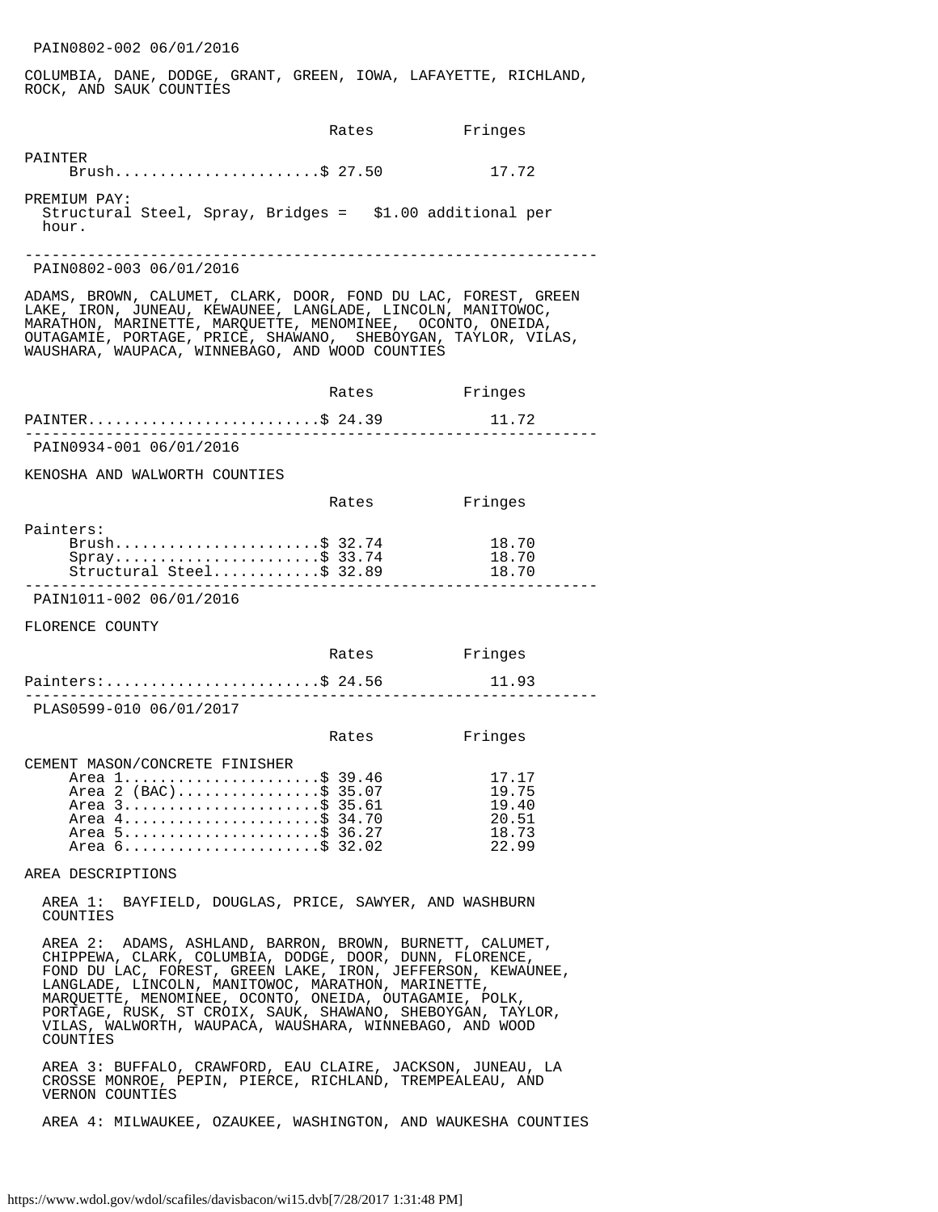PAIN0802-002 06/01/2016

COLUMBIA, DANE, DODGE, GRANT, GREEN, IOWA, LAFAYETTE, RICHLAND, ROCK, AND SAUK COUNTIES

| | Rates | Fringes |
|---|---|---|
| PAINTER | | |
| Brush | $ 27.50 | 17.72 |

PREMIUM PAY:
Structural Steel, Spray, Bridges = $1.00 additional per hour.

---

PAIN0802-003 06/01/2016

ADAMS, BROWN, CALUMET, CLARK, DOOR, FOND DU LAC, FOREST, GREEN LAKE, IRON, JUNEAU, KEWAUNEE, LANGLADE, LINCOLN, MANITOWOC, MARATHON, MARINETTE, MARQUETTE, MENOMINEE, OCONTO, ONEIDA, OUTAGAMIE, PORTAGE, PRICE, SHAWANO, SHEBOYGAN, TAYLOR, VILAS, WAUSHARA, WAUPACA, WINNEBAGO, AND WOOD COUNTIES

| | Rates | Fringes |
|---|---|---|
| PAINTER | $ 24.39 | 11.72 |

---

PAIN0934-001 06/01/2016

KENOSHA AND WALWORTH COUNTIES

| | Rates | Fringes |
|---|---|---|
| Painters: | | |
| Brush | $ 32.74 | 18.70 |
| Spray | $ 33.74 | 18.70 |
| Structural Steel | $ 32.89 | 18.70 |

---

PAIN1011-002 06/01/2016

FLORENCE COUNTY

| | Rates | Fringes |
|---|---|---|
| Painters: | $ 24.56 | 11.93 |

---

PLAS0599-010 06/01/2017

| | Rates | Fringes |
|---|---|---|
| CEMENT MASON/CONCRETE FINISHER | | |
| Area 1 | $ 39.46 | 17.17 |
| Area 2 (BAC) | $ 35.07 | 19.75 |
| Area 3 | $ 35.61 | 19.40 |
| Area 4 | $ 34.70 | 20.51 |
| Area 5 | $ 36.27 | 18.73 |
| Area 6 | $ 32.02 | 22.99 |

AREA DESCRIPTIONS

AREA 1: BAYFIELD, DOUGLAS, PRICE, SAWYER, AND WASHBURN COUNTIES

AREA 2: ADAMS, ASHLAND, BARRON, BROWN, BURNETT, CALUMET, CHIPPEWA, CLARK, COLUMBIA, DODGE, DOOR, DUNN, FLORENCE, FOND DU LAC, FOREST, GREEN LAKE, IRON, JEFFERSON, KEWAUNEE, LANGLADE, LINCOLN, MANITOWOC, MARATHON, MARINETTE, MARQUETTE, MENOMINEE, OCONTO, ONEIDA, OUTAGAMIE, POLK, PORTAGE, RUSK, ST CROIX, SAUK, SHAWANO, SHEBOYGAN, TAYLOR, VILAS, WALWORTH, WAUPACA, WAUSHARA, WINNEBAGO, AND WOOD COUNTIES

AREA 3: BUFFALO, CRAWFORD, EAU CLAIRE, JACKSON, JUNEAU, LA CROSSE MONROE, PEPIN, PIERCE, RICHLAND, TREMPEALEAU, AND VERNON COUNTIES

AREA 4: MILWAUKEE, OZAUKEE, WASHINGTON, AND WAUKESHA COUNTIES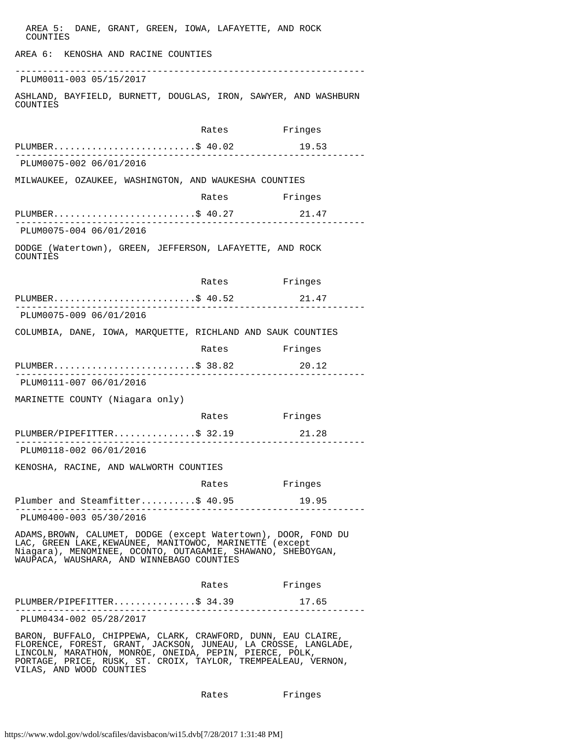AREA 5: DANE, GRANT, GREEN, IOWA, LAFAYETTE, AND ROCK COUNTIES

AREA 6: KENOSHA AND RACINE COUNTIES

---

PLUM0011-003 05/15/2017

ASHLAND, BAYFIELD, BURNETT, DOUGLAS, IRON, SAWYER, AND WASHBURN COUNTIES

| | Rates | Fringes |
|---|---|---|
| PLUMBER | $ 40.02 | 19.53 |

---

PLUM0075-002 06/01/2016

MILWAUKEE, OZAUKEE, WASHINGTON, AND WAUKESHA COUNTIES

| | Rates | Fringes |
|---|---|---|
| PLUMBER | $ 40.27 | 21.47 |

---

PLUM0075-004 06/01/2016

DODGE (Watertown), GREEN, JEFFERSON, LAFAYETTE, AND ROCK COUNTIES

| | Rates | Fringes |
|---|---|---|
| PLUMBER | $ 40.52 | 21.47 |

---

PLUM0075-009 06/01/2016

COLUMBIA, DANE, IOWA, MARQUETTE, RICHLAND AND SAUK COUNTIES

| | Rates | Fringes |
|---|---|---|
| PLUMBER | $ 38.82 | 20.12 |

---

PLUM0111-007 06/01/2016

MARINETTE COUNTY (Niagara only)

| | Rates | Fringes |
|---|---|---|
| PLUMBER/PIPEFITTER | $ 32.19 | 21.28 |

---

PLUM0118-002 06/01/2016

KENOSHA, RACINE, AND WALWORTH COUNTIES

| | Rates | Fringes |
|---|---|---|
| Plumber and Steamfitter | $ 40.95 | 19.95 |

---

PLUM0400-003 05/30/2016

ADAMS,BROWN, CALUMET, DODGE (except Watertown), DOOR, FOND DU LAC, GREEN LAKE,KEWAUNEE, MANITOWOC, MARINETTE (except Niagara), MENOMINEE, OCONTO, OUTAGAMIE, SHAWANO, SHEBOYGAN, WAUPACA, WAUSHARA, AND WINNEBAGO COUNTIES

| | Rates | Fringes |
|---|---|---|
| PLUMBER/PIPEFITTER | $ 34.39 | 17.65 |

---

PLUM0434-002 05/28/2017

BARON, BUFFALO, CHIPPEWA, CLARK, CRAWFORD, DUNN, EAU CLAIRE, FLORENCE, FOREST, GRANT, JACKSON, JUNEAU, LA CROSSE, LANGLADE, LINCOLN, MARATHON, MONROE, ONEIDA, PEPIN, PIERCE, POLK, PORTAGE, PRICE, RUSK, ST. CROIX, TAYLOR, TREMPEALEAU, VERNON, VILAS, AND WOOD COUNTIES

| | Rates | Fringes |
|---|---|---|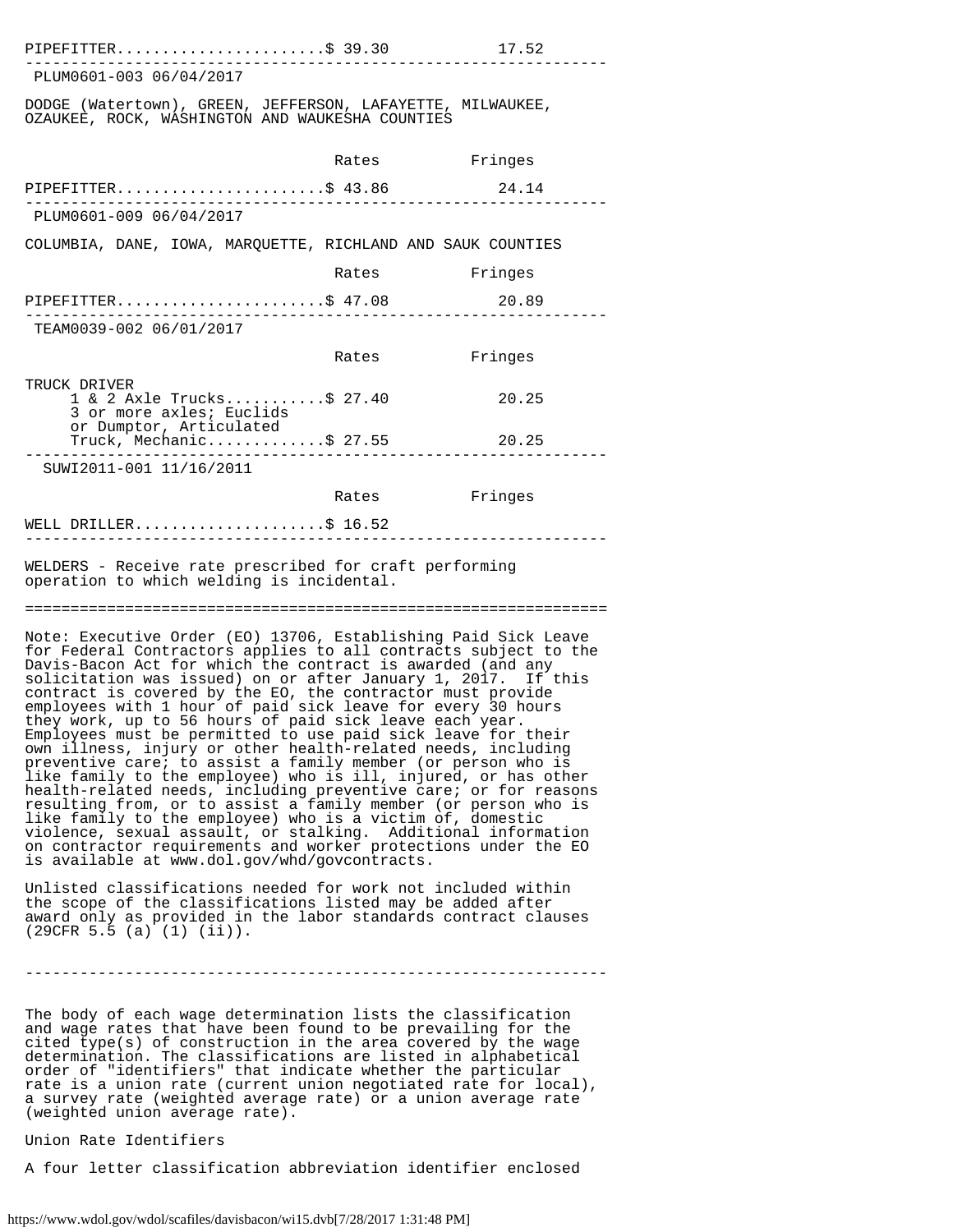| | Rates | Fringes |
|---|---|---|
| PIPEFITTER | $ 39.30 | 17.52 |

---

PLUM0601-003 06/04/2017

DODGE (Watertown), GREEN, JEFFERSON, LAFAYETTE, MILWAUKEE, OZAUKEE, ROCK, WASHINGTON AND WAUKESHA COUNTIES

| | Rates | Fringes |
|---|---|---|
| PIPEFITTER | $ 43.86 | 24.14 |

---

PLUM0601-009 06/04/2017

COLUMBIA, DANE, IOWA, MARQUETTE, RICHLAND AND SAUK COUNTIES

| | Rates | Fringes |
|---|---|---|
| PIPEFITTER | $ 47.08 | 20.89 |

---

TEAM0039-002 06/01/2017

| | Rates | Fringes |
|---|---|---|
| TRUCK DRIVER | | |
| 1 & 2 Axle Trucks | $ 27.40 | 20.25 |
| 3 or more axles; Euclids or Dumptor, Articulated Truck, Mechanic | $ 27.55 | 20.25 |

---

SUWI2011-001 11/16/2011

| | Rates | Fringes |
|---|---|---|
| WELL DRILLER | $ 16.52 | |

---

WELDERS - Receive rate prescribed for craft performing operation to which welding is incidental.

---

Note: Executive Order (EO) 13706, Establishing Paid Sick Leave for Federal Contractors applies to all contracts subject to the Davis-Bacon Act for which the contract is awarded (and any solicitation was issued) on or after January 1, 2017. If this contract is covered by the EO, the contractor must provide employees with 1 hour of paid sick leave for every 30 hours they work, up to 56 hours of paid sick leave each year. Employees must be permitted to use paid sick leave for their own illness, injury or other health-related needs, including preventive care; to assist a family member (or person who is like family to the employee) who is ill, injured, or has other health-related needs, including preventive care; or for reasons resulting from, or to assist a family member (or person who is like family to the employee) who is a victim of, domestic violence, sexual assault, or stalking. Additional information on contractor requirements and worker protections under the EO is available at www.dol.gov/whd/govcontracts.

Unlisted classifications needed for work not included within the scope of the classifications listed may be added after award only as provided in the labor standards contract clauses (29CFR 5.5 (a) (1) (ii)).

---

The body of each wage determination lists the classification and wage rates that have been found to be prevailing for the cited type(s) of construction in the area covered by the wage determination. The classifications are listed in alphabetical order of "identifiers" that indicate whether the particular rate is a union rate (current union negotiated rate for local), a survey rate (weighted average rate) or a union average rate (weighted union average rate).

Union Rate Identifiers

A four letter classification abbreviation identifier enclosed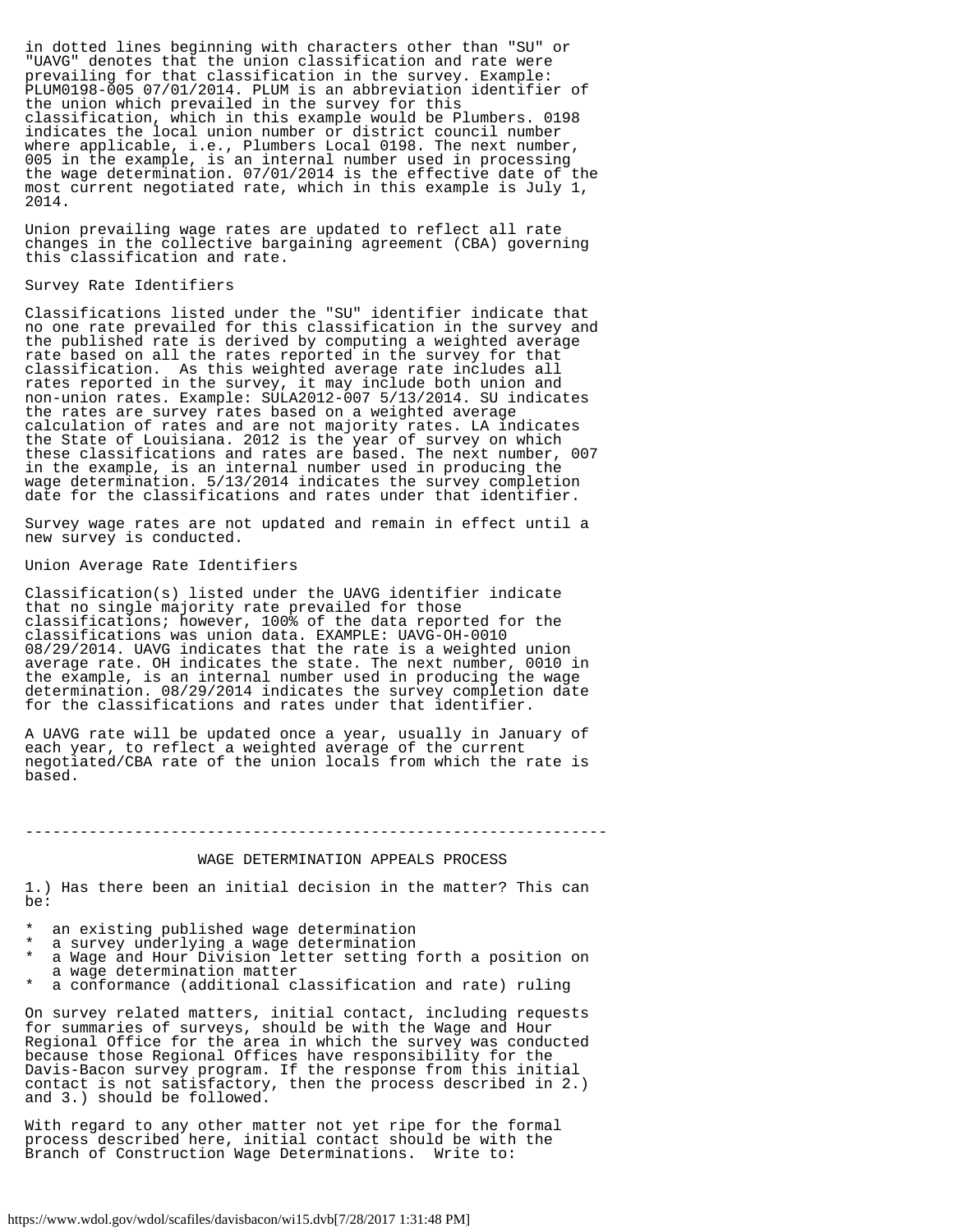in dotted lines beginning with characters other than "SU" or "UAVG" denotes that the union classification and rate were prevailing for that classification in the survey. Example: PLUM0198-005 07/01/2014. PLUM is an abbreviation identifier of the union which prevailed in the survey for this classification, which in this example would be Plumbers. 0198 indicates the local union number or district council number where applicable, i.e., Plumbers Local 0198. The next number, 005 in the example, is an internal number used in processing the wage determination. 07/01/2014 is the effective date of the most current negotiated rate, which in this example is July 1, 2014.

Union prevailing wage rates are updated to reflect all rate changes in the collective bargaining agreement (CBA) governing this classification and rate.

Survey Rate Identifiers

Classifications listed under the "SU" identifier indicate that no one rate prevailed for this classification in the survey and the published rate is derived by computing a weighted average rate based on all the rates reported in the survey for that classification. As this weighted average rate includes all rates reported in the survey, it may include both union and non-union rates. Example: SULA2012-007 5/13/2014. SU indicates the rates are survey rates based on a weighted average calculation of rates and are not majority rates. LA indicates the State of Louisiana. 2012 is the year of survey on which these classifications and rates are based. The next number, 007 in the example, is an internal number used in producing the wage determination. 5/13/2014 indicates the survey completion date for the classifications and rates under that identifier.

Survey wage rates are not updated and remain in effect until a new survey is conducted.

Union Average Rate Identifiers

Classification(s) listed under the UAVG identifier indicate that no single majority rate prevailed for those classifications; however, 100% of the data reported for the classifications was union data. EXAMPLE: UAVG-OH-0010 08/29/2014. UAVG indicates that the rate is a weighted union average rate. OH indicates the state. The next number, 0010 in the example, is an internal number used in producing the wage determination. 08/29/2014 indicates the survey completion date for the classifications and rates under that identifier.

A UAVG rate will be updated once a year, usually in January of each year, to reflect a weighted average of the current negotiated/CBA rate of the union locals from which the rate is based.

----------------------------------------------------------------

WAGE DETERMINATION APPEALS PROCESS

1.) Has there been an initial decision in the matter? This can be:

* an existing published wage determination
* a survey underlying a wage determination
* a Wage and Hour Division letter setting forth a position on a wage determination matter
* a conformance (additional classification and rate) ruling

On survey related matters, initial contact, including requests for summaries of surveys, should be with the Wage and Hour Regional Office for the area in which the survey was conducted because those Regional Offices have responsibility for the Davis-Bacon survey program. If the response from this initial contact is not satisfactory, then the process described in 2.) and 3.) should be followed.

With regard to any other matter not yet ripe for the formal process described here, initial contact should be with the Branch of Construction Wage Determinations. Write to: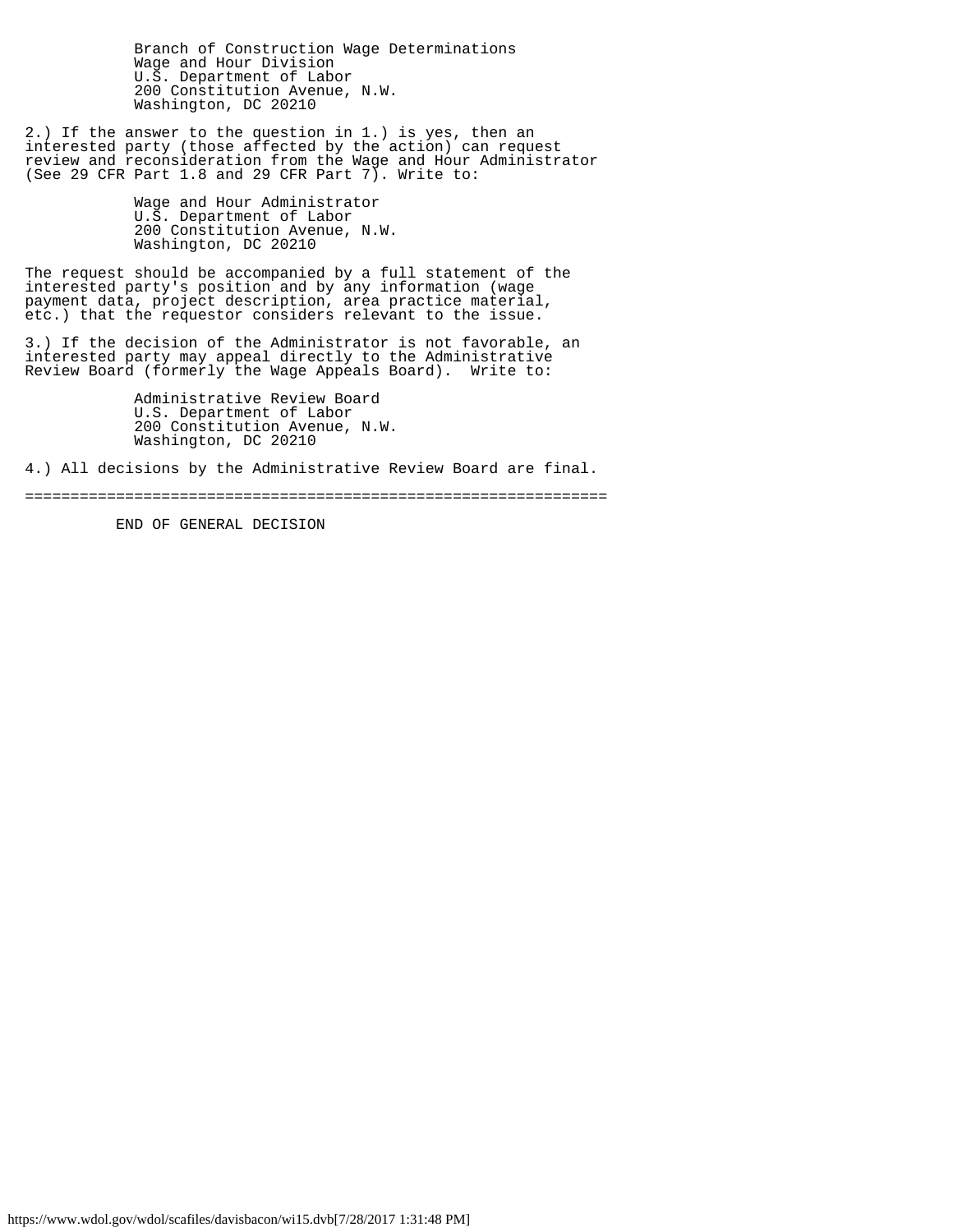Branch of Construction Wage Determinations
Wage and Hour Division
U.S. Department of Labor
200 Constitution Avenue, N.W.
Washington, DC 20210

2.) If the answer to the question in 1.) is yes, then an interested party (those affected by the action) can request review and reconsideration from the Wage and Hour Administrator (See 29 CFR Part 1.8 and 29 CFR Part 7). Write to:

Wage and Hour Administrator
U.S. Department of Labor
200 Constitution Avenue, N.W.
Washington, DC 20210

The request should be accompanied by a full statement of the interested party's position and by any information (wage payment data, project description, area practice material, etc.) that the requestor considers relevant to the issue.

3.) If the decision of the Administrator is not favorable, an interested party may appeal directly to the Administrative Review Board (formerly the Wage Appeals Board). Write to:

Administrative Review Board
U.S. Department of Labor
200 Constitution Avenue, N.W.
Washington, DC 20210

4.) All decisions by the Administrative Review Board are final.

================================================================

END OF GENERAL DECISION